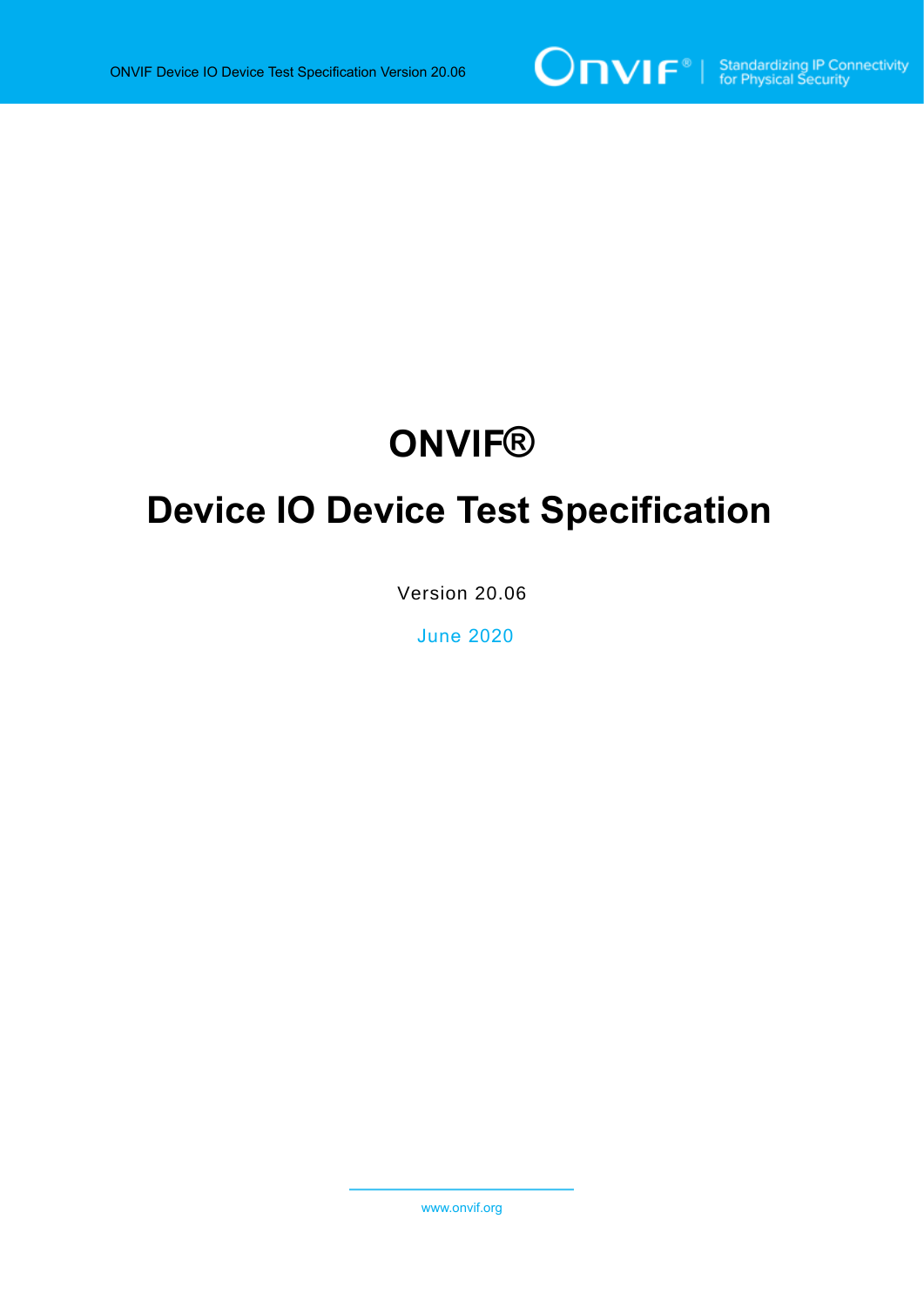# ONVIF®

# Device IO Device Test Specification

Version 20.06

June 2020

www.onvif.org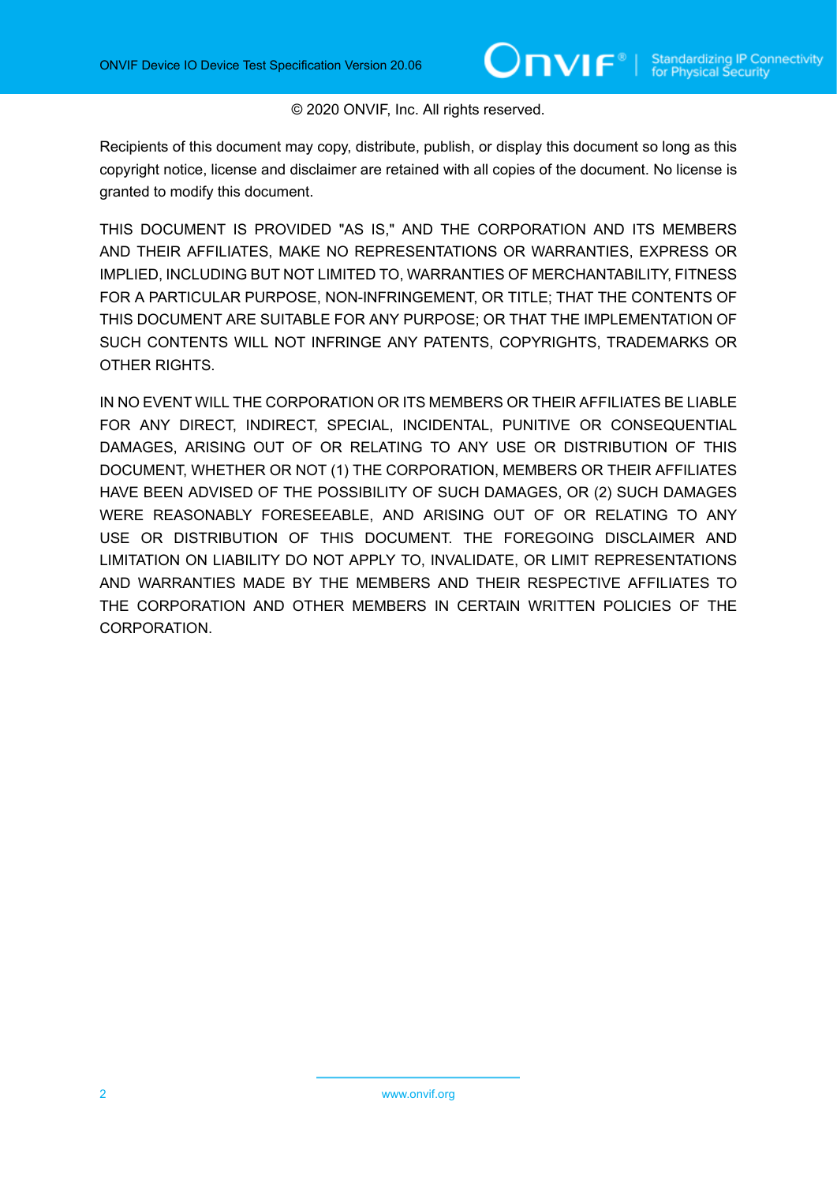© 2020 ONVIF, Inc. All rights reserved.

Recipients of this document may copy, distribute, publish, or display this document so long as this copyright notice, license and disclaimer are retained with all copies of the document. No license is granted to modify this document.

THIS DOCUMENT IS PROVIDED "AS IS," AND THE CORPORATION AND ITS MEMBERS AND THEIR AFFILIATES, MAKE NO REPRESENTATIONS OR WARRANTIES, EXPRESS OR IMPLIED, INCLUDING BUT NOT LIMITED TO, WARRANTIES OF MERCHANTABILITY, FITNESS FOR A PARTICULAR PURPOSE, NON-INFRINGEMENT, OR TITLE; THAT THE CONTENTS OF THIS DOCUMENT ARE SUITABLE FOR ANY PURPOSE; OR THAT THE IMPLEMENTATION OF SUCH CONTENTS WILL NOT INFRINGE ANY PATENTS, COPYRIGHTS, TRADEMARKS OR OTHER RIGHTS.

IN NO EVENT WILL THE CORPORATION OR ITS MEMBERS OR THEIR AFFILIATES BE LIABLE FOR ANY DIRECT, INDIRECT, SPECIAL, INCIDENTAL, PUNITIVE OR CONSEQUENTIAL DAMAGES, ARISING OUT OF OR RELATING TO ANY USE OR DISTRIBUTION OF THIS DOCUMENT, WHETHER OR NOT (1) THE CORPORATION, MEMBERS OR THEIR AFFILIATES HAVE BEEN ADVISED OF THE POSSIBILITY OF SUCH DAMAGES, OR (2) SUCH DAMAGES WERE REASONABLY FORESEEABLE, AND ARISING OUT OF OR RELATING TO ANY USE OR DISTRIBUTION OF THIS DOCUMENT. THE FOREGOING DISCLAIMER AND LIMITATION ON LIABILITY DO NOT APPLY TO, INVALIDATE, OR LIMIT REPRESENTATIONS AND WARRANTIES MADE BY THE MEMBERS AND THEIR RESPECTIVE AFFILIATES TO THE CORPORATION AND OTHER MEMBERS IN CERTAIN WRITTEN POLICIES OF THE CORPORATION.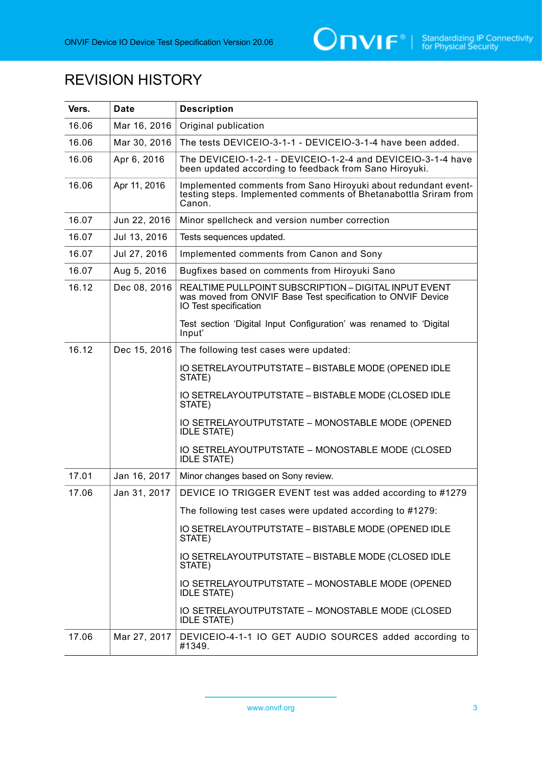# REVISION HISTORY

| Vers. | Date | Description |
|---|---|---|
| 16.06 | Mar 16, 2016 | Original publication |
| 16.06 | Mar 30, 2016 | The tests DEVICEIO-3-1-1 - DEVICEIO-3-1-4 have been added. |
| 16.06 | Apr 6, 2016 | The DEVICEIO-1-2-1 - DEVICEIO-1-2-4 and DEVICEIO-3-1-4 have been updated according to feedback from Sano Hiroyuki. |
| 16.06 | Apr 11, 2016 | Implemented comments from Sano Hiroyuki about redundant event-testing steps. Implemented comments of Bhetanabottla Sriram from Canon. |
| 16.07 | Jun 22, 2016 | Minor spellcheck and version number correction |
| 16.07 | Jul 13, 2016 | Tests sequences updated. |
| 16.07 | Jul 27, 2016 | Implemented comments from Canon and Sony |
| 16.07 | Aug 5, 2016 | Bugfixes based on comments from Hiroyuki Sano |
| 16.12 | Dec 08, 2016 | REALTIME PULLPOINT SUBSCRIPTION – DIGITAL INPUT EVENT was moved from ONVIF Base Test specification to ONVIF Device IO Test specification<br><br>Test section 'Digital Input Configuration' was renamed to 'Digital Input' |
| 16.12 | Dec 15, 2016 | The following test cases were updated:<br><br>IO SETRELAYOUTPUTSTATE – BISTABLE MODE (OPENED IDLE STATE)<br><br>IO SETRELAYOUTPUTSTATE – BISTABLE MODE (CLOSED IDLE STATE)<br><br>IO SETRELAYOUTPUTSTATE – MONOSTABLE MODE (OPENED IDLE STATE)<br><br>IO SETRELAYOUTPUTSTATE – MONOSTABLE MODE (CLOSED IDLE STATE) |
| 17.01 | Jan 16, 2017 | Minor changes based on Sony review. |
| 17.06 | Jan 31, 2017 | DEVICE IO TRIGGER EVENT test was added according to #1279<br><br>The following test cases were updated according to #1279:<br><br>IO SETRELAYOUTPUTSTATE – BISTABLE MODE (OPENED IDLE STATE)<br><br>IO SETRELAYOUTPUTSTATE – BISTABLE MODE (CLOSED IDLE STATE)<br><br>IO SETRELAYOUTPUTSTATE – MONOSTABLE MODE (OPENED IDLE STATE)<br><br>IO SETRELAYOUTPUTSTATE – MONOSTABLE MODE (CLOSED IDLE STATE) |
| 17.06 | Mar 27, 2017 | DEVICEIO-4-1-1 IO GET AUDIO SOURCES added according to #1349. |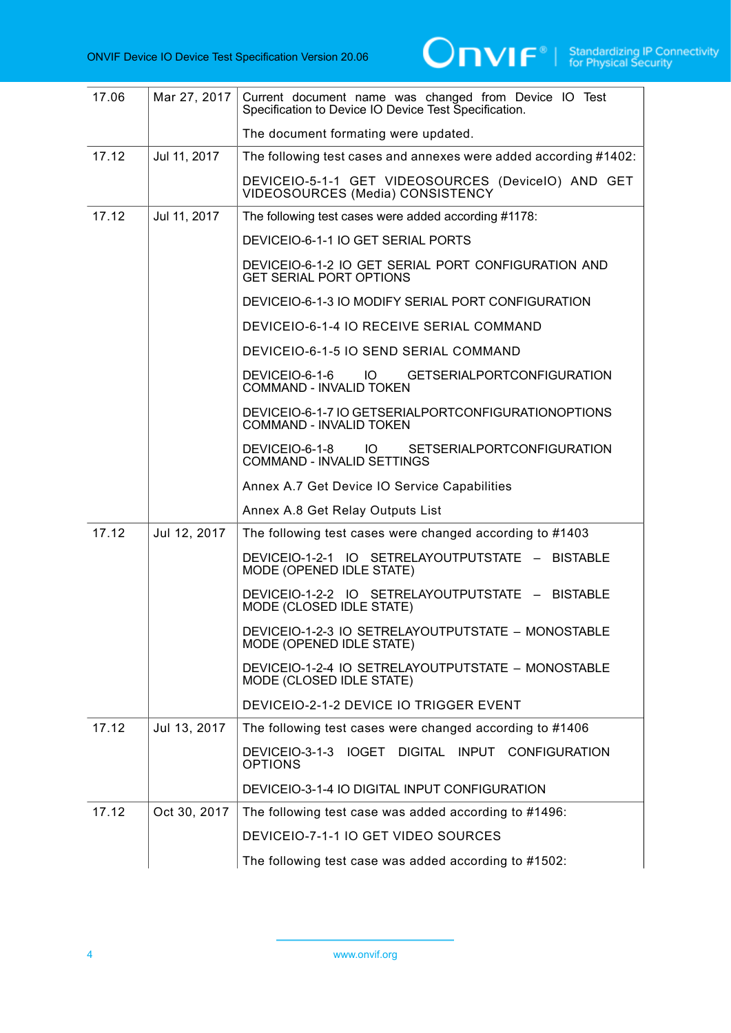| | | |
|---|---|---|
| 17.06 | Mar 27, 2017 | Current document name was changed from Device IO Test Specification to Device IO Device Test Specification.<br><br>The document formating were updated. |
| 17.12 | Jul 11, 2017 | The following test cases and annexes were added according #1402:<br><br>DEVICEIO-5-1-1 GET VIDEOSOURCES (DeviceIO) AND GET VIDEOSOURCES (Media) CONSISTENCY |
| 17.12 | Jul 11, 2017 | The following test cases were added according #1178:<br><br>DEVICEIO-6-1-1 IO GET SERIAL PORTS<br><br>DEVICEIO-6-1-2 IO GET SERIAL PORT CONFIGURATION AND GET SERIAL PORT OPTIONS<br><br>DEVICEIO-6-1-3 IO MODIFY SERIAL PORT CONFIGURATION<br><br>DEVICEIO-6-1-4 IO RECEIVE SERIAL COMMAND<br><br>DEVICEIO-6-1-5 IO SEND SERIAL COMMAND<br><br>DEVICEIO-6-1-6 IO GETSERIALPORTCONFIGURATION COMMAND - INVALID TOKEN<br><br>DEVICEIO-6-1-7 IO GETSERIALPORTCONFIGURATIONOPTIONS COMMAND - INVALID TOKEN<br><br>DEVICEIO-6-1-8 IO SETSERIALPORTCONFIGURATION COMMAND - INVALID SETTINGS<br><br>Annex A.7 Get Device IO Service Capabilities<br><br>Annex A.8 Get Relay Outputs List |
| 17.12 | Jul 12, 2017 | The following test cases were changed according to #1403<br><br>DEVICEIO-1-2-1 IO SETRELAYOUTPUTSTATE – BISTABLE MODE (OPENED IDLE STATE)<br><br>DEVICEIO-1-2-2 IO SETRELAYOUTPUTSTATE – BISTABLE MODE (CLOSED IDLE STATE)<br><br>DEVICEIO-1-2-3 IO SETRELAYOUTPUTSTATE – MONOSTABLE MODE (OPENED IDLE STATE)<br><br>DEVICEIO-1-2-4 IO SETRELAYOUTPUTSTATE – MONOSTABLE MODE (CLOSED IDLE STATE)<br><br>DEVICEIO-2-1-2 DEVICE IO TRIGGER EVENT |
| 17.12 | Jul 13, 2017 | The following test cases were changed according to #1406<br><br>DEVICEIO-3-1-3 IOGET DIGITAL INPUT CONFIGURATION OPTIONS<br><br>DEVICEIO-3-1-4 IO DIGITAL INPUT CONFIGURATION |
| 17.12 | Oct 30, 2017 | The following test case was added according to #1496:<br><br>DEVICEIO-7-1-1 IO GET VIDEO SOURCES<br><br>The following test case was added according to #1502: |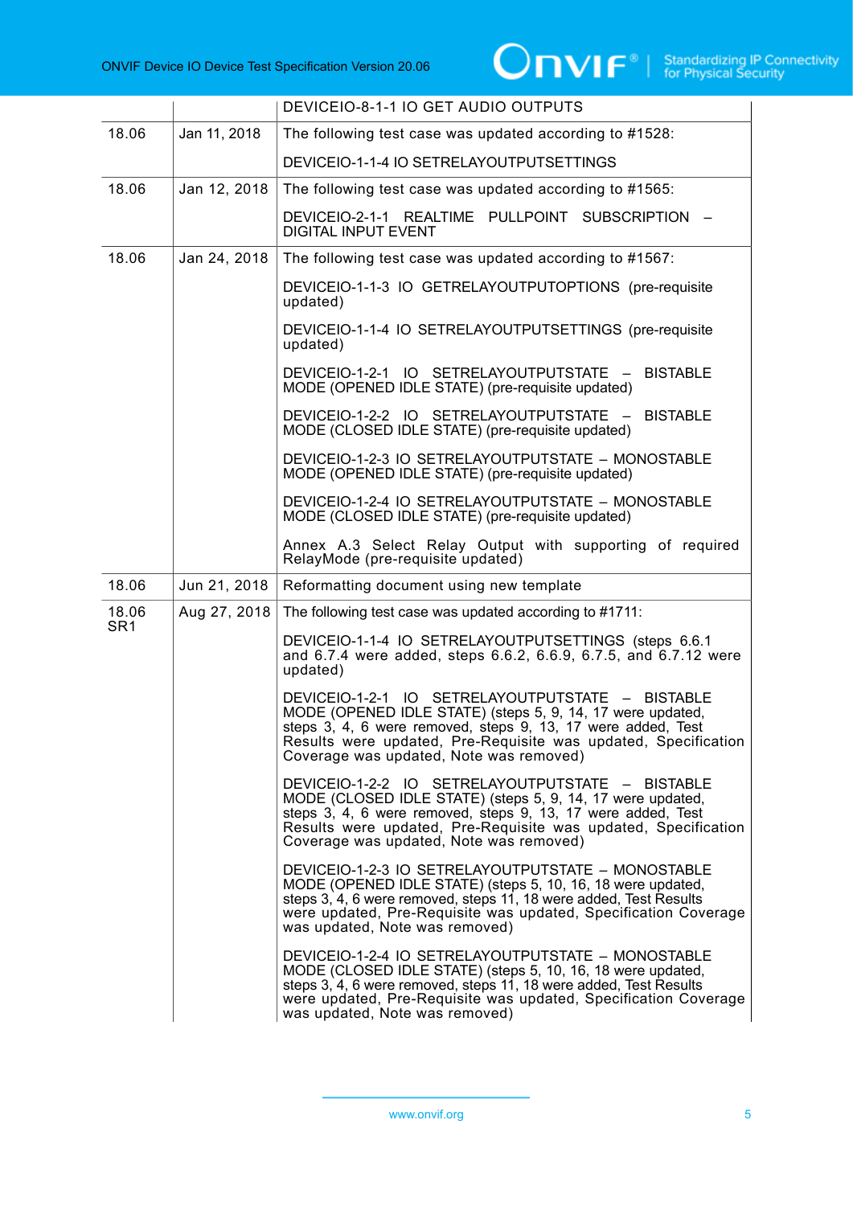| | | |
|---|---|---|
| | | DEVICEIO-8-1-1 IO GET AUDIO OUTPUTS |
| 18.06 | Jan 11, 2018 | The following test case was updated according to #1528:<br><br>DEVICEIO-1-1-4 IO SETRELAYOUTPUTSETTINGS |
| 18.06 | Jan 12, 2018 | The following test case was updated according to #1565:<br><br>DEVICEIO-2-1-1 REALTIME PULLPOINT SUBSCRIPTION – DIGITAL INPUT EVENT |
| 18.06 | Jan 24, 2018 | The following test case was updated according to #1567:<br><br>DEVICEIO-1-1-3 IO GETRELAYOUTPUTOPTIONS (pre-requisite updated)<br><br>DEVICEIO-1-1-4 IO SETRELAYOUTPUTSETTINGS (pre-requisite updated)<br><br>DEVICEIO-1-2-1 IO SETRELAYOUTPUTSTATE – BISTABLE MODE (OPENED IDLE STATE) (pre-requisite updated)<br><br>DEVICEIO-1-2-2 IO SETRELAYOUTPUTSTATE – BISTABLE MODE (CLOSED IDLE STATE) (pre-requisite updated)<br><br>DEVICEIO-1-2-3 IO SETRELAYOUTPUTSTATE – MONOSTABLE MODE (OPENED IDLE STATE) (pre-requisite updated)<br><br>DEVICEIO-1-2-4 IO SETRELAYOUTPUTSTATE – MONOSTABLE MODE (CLOSED IDLE STATE) (pre-requisite updated)<br><br>Annex A.3 Select Relay Output with supporting of required RelayMode (pre-requisite updated) |
| 18.06 | Jun 21, 2018 | Reformatting document using new template |
| 18.06 SR1 | Aug 27, 2018 | The following test case was updated according to #1711:<br><br>DEVICEIO-1-1-4 IO SETRELAYOUTPUTSETTINGS (steps 6.6.1 and 6.7.4 were added, steps 6.6.2, 6.6.9, 6.7.5, and 6.7.12 were updated)<br><br>DEVICEIO-1-2-1 IO SETRELAYOUTPUTSTATE – BISTABLE MODE (OPENED IDLE STATE) (steps 5, 9, 14, 17 were updated, steps 3, 4, 6 were removed, steps 9, 13, 17 were added, Test Results were updated, Pre-Requisite was updated, Specification Coverage was updated, Note was removed)<br><br>DEVICEIO-1-2-2 IO SETRELAYOUTPUTSTATE – BISTABLE MODE (CLOSED IDLE STATE) (steps 5, 9, 14, 17 were updated, steps 3, 4, 6 were removed, steps 9, 13, 17 were added, Test Results were updated, Pre-Requisite was updated, Specification Coverage was updated, Note was removed)<br><br>DEVICEIO-1-2-3 IO SETRELAYOUTPUTSTATE – MONOSTABLE MODE (OPENED IDLE STATE) (steps 5, 10, 16, 18 were updated, steps 3, 4, 6 were removed, steps 11, 18 were added, Test Results were updated, Pre-Requisite was updated, Specification Coverage was updated, Note was removed)<br><br>DEVICEIO-1-2-4 IO SETRELAYOUTPUTSTATE – MONOSTABLE MODE (CLOSED IDLE STATE) (steps 5, 10, 16, 18 were updated, steps 3, 4, 6 were removed, steps 11, 18 were added, Test Results were updated, Pre-Requisite was updated, Specification Coverage was updated, Note was removed) |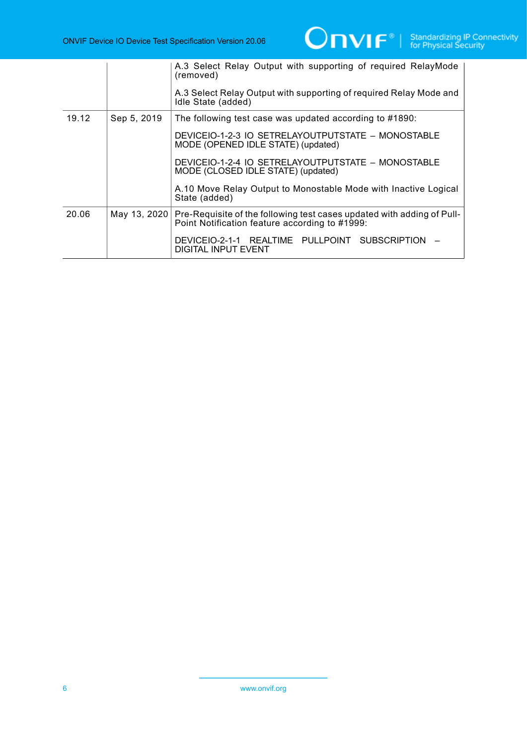| | | |
|---|---|---|
| | | A.3 Select Relay Output with supporting of required RelayMode (removed)<br><br>A.3 Select Relay Output with supporting of required Relay Mode and Idle State (added) |
| 19.12 | Sep 5, 2019 | The following test case was updated according to #1890:<br><br>DEVICEIO-1-2-3 IO SETRELAYOUTPUTSTATE – MONOSTABLE MODE (OPENED IDLE STATE) (updated)<br><br>DEVICEIO-1-2-4 IO SETRELAYOUTPUTSTATE – MONOSTABLE MODE (CLOSED IDLE STATE) (updated)<br><br>A.10 Move Relay Output to Monostable Mode with Inactive Logical State (added) |
| 20.06 | May 13, 2020 | Pre-Requisite of the following test cases updated with adding of Pull-Point Notification feature according to #1999:<br><br>DEVICEIO-2-1-1 REALTIME PULLPOINT SUBSCRIPTION – DIGITAL INPUT EVENT |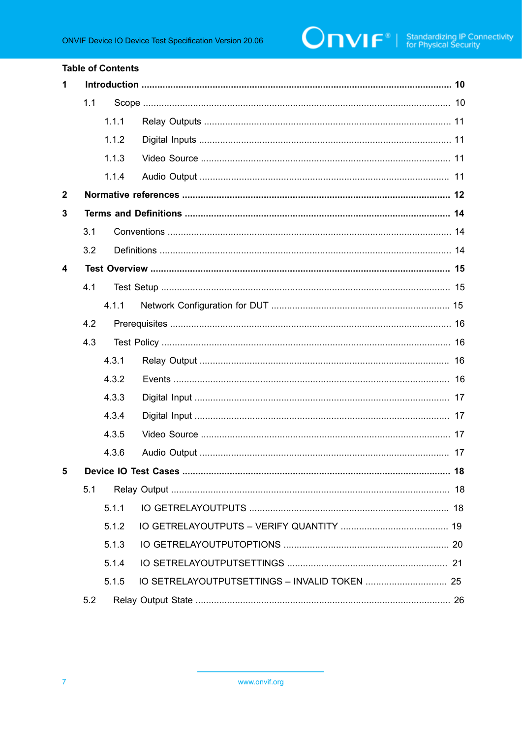## Table of Contents

**1 Introduction .................................................................................................................. 10**

1.1 Scope .................................................................................................................. 10

1.1.1 Relay Outputs ............................................................................................. 11

1.1.2 Digital Inputs ............................................................................................... 11

1.1.3 Video Source ............................................................................................. 11

1.1.4 Audio Output .............................................................................................. 11

**2 Normative references .................................................................................................. 12**

**3 Terms and Definitions ................................................................................................. 14**

3.1 Conventions .......................................................................................................... 14

3.2 Definitions ............................................................................................................. 14

**4 Test Overview .............................................................................................................. 15**

4.1 Test Setup ............................................................................................................ 15

4.1.1 Network Configuration for DUT .................................................................... 15

4.2 Prerequisites ........................................................................................................ 16

4.3 Test Policy ............................................................................................................ 16

4.3.1 Relay Output .............................................................................................. 16

4.3.2 Events ....................................................................................................... 16

4.3.3 Digital Input ................................................................................................ 17

4.3.4 Digital Input ................................................................................................ 17

4.3.5 Video Source ............................................................................................. 17

4.3.6 Audio Output .............................................................................................. 17

**5 Device IO Test Cases .................................................................................................. 18**

5.1 Relay Output ........................................................................................................ 18

5.1.1 IO GETRELAYOUTPUTS ........................................................................... 18

5.1.2 IO GETRELAYOUTPUTS – VERIFY QUANTITY ......................................... 19

5.1.3 IO GETRELAYOUTPUTOPTIONS .............................................................. 20

5.1.4 IO SETRELAYOUTPUTSETTINGS ............................................................ 21

5.1.5 IO SETRELAYOUTPUTSETTINGS – INVALID TOKEN ............................... 25

5.2 Relay Output State ............................................................................................... 26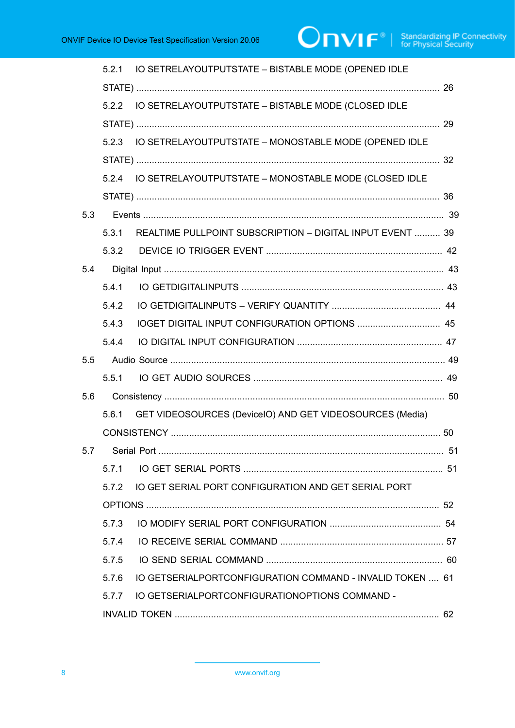5.2.1 IO SETRELAYOUTPUTSTATE – BISTABLE MODE (OPENED IDLE STATE) .................................................................................................................... 26

5.2.2 IO SETRELAYOUTPUTSTATE – BISTABLE MODE (CLOSED IDLE STATE) .................................................................................................................... 29

5.2.3 IO SETRELAYOUTPUTSTATE – MONOSTABLE MODE (OPENED IDLE STATE) .................................................................................................................... 32

5.2.4 IO SETRELAYOUTPUTSTATE – MONOSTABLE MODE (CLOSED IDLE STATE) .................................................................................................................... 36

5.3 Events ................................................................................................................... 39

5.3.1 REALTIME PULLPOINT SUBSCRIPTION – DIGITAL INPUT EVENT .......... 39

5.3.2 DEVICE IO TRIGGER EVENT .................................................................... 42

5.4 Digital Input ........................................................................................................... 43

5.4.1 IO GETDIGITALINPUTS ............................................................................. 43

5.4.2 IO GETDIGITALINPUTS – VERIFY QUANTITY .......................................... 44

5.4.3 IOGET DIGITAL INPUT CONFIGURATION OPTIONS ................................ 45

5.4.4 IO DIGITAL INPUT CONFIGURATION ........................................................ 47

5.5 Audio Source ......................................................................................................... 49

5.5.1 IO GET AUDIO SOURCES ......................................................................... 49

5.6 Consistency ........................................................................................................... 50

5.6.1 GET VIDEOSOURCES (DeviceIO) AND GET VIDEOSOURCES (Media) CONSISTENCY ....................................................................................................... 50

5.7 Serial Port ............................................................................................................. 51

5.7.1 IO GET SERIAL PORTS ............................................................................. 51

5.7.2 IO GET SERIAL PORT CONFIGURATION AND GET SERIAL PORT OPTIONS ................................................................................................................ 52

5.7.3 IO MODIFY SERIAL PORT CONFIGURATION ........................................... 54

5.7.4 IO RECEIVE SERIAL COMMAND ............................................................... 57

5.7.5 IO SEND SERIAL COMMAND .................................................................... 60

5.7.6 IO GETSERIALPORTCONFIGURATION COMMAND - INVALID TOKEN .... 61

5.7.7 IO GETSERIALPORTCONFIGURATIONOPTIONS COMMAND - INVALID TOKEN ...................................................................................................... 62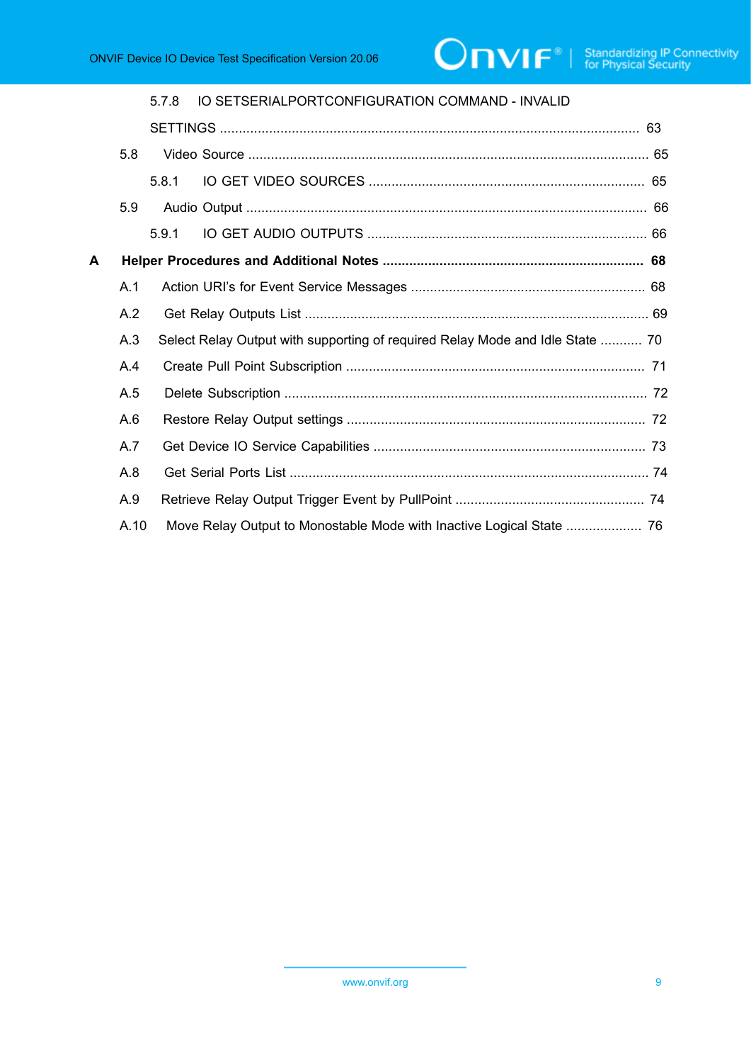5.7.8 IO SETSERIALPORTCONFIGURATION COMMAND - INVALID SETTINGS .......... 63

5.8 Video Source .......... 65

5.8.1 IO GET VIDEO SOURCES .......... 65

5.9 Audio Output .......... 66

5.9.1 IO GET AUDIO OUTPUTS .......... 66

**A Helper Procedures and Additional Notes .......... 68**

A.1 Action URI's for Event Service Messages .......... 68

A.2 Get Relay Outputs List .......... 69

A.3 Select Relay Output with supporting of required Relay Mode and Idle State .......... 70

A.4 Create Pull Point Subscription .......... 71

A.5 Delete Subscription .......... 72

A.6 Restore Relay Output settings .......... 72

A.7 Get Device IO Service Capabilities .......... 73

A.8 Get Serial Ports List .......... 74

A.9 Retrieve Relay Output Trigger Event by PullPoint .......... 74

A.10 Move Relay Output to Monostable Mode with Inactive Logical State .......... 76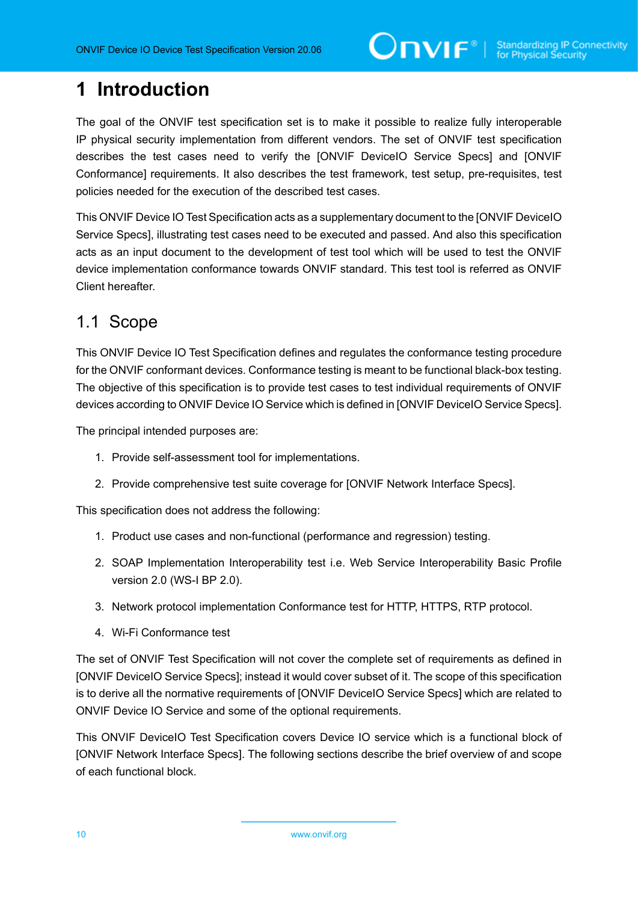# 1 Introduction

The goal of the ONVIF test specification set is to make it possible to realize fully interoperable IP physical security implementation from different vendors. The set of ONVIF test specification describes the test cases need to verify the [ONVIF DeviceIO Service Specs] and [ONVIF Conformance] requirements. It also describes the test framework, test setup, pre-requisites, test policies needed for the execution of the described test cases.

This ONVIF Device IO Test Specification acts as a supplementary document to the [ONVIF DeviceIO Service Specs], illustrating test cases need to be executed and passed. And also this specification acts as an input document to the development of test tool which will be used to test the ONVIF device implementation conformance towards ONVIF standard. This test tool is referred as ONVIF Client hereafter.

## 1.1 Scope

This ONVIF Device IO Test Specification defines and regulates the conformance testing procedure for the ONVIF conformant devices. Conformance testing is meant to be functional black-box testing. The objective of this specification is to provide test cases to test individual requirements of ONVIF devices according to ONVIF Device IO Service which is defined in [ONVIF DeviceIO Service Specs].

The principal intended purposes are:

1. Provide self-assessment tool for implementations.
2. Provide comprehensive test suite coverage for [ONVIF Network Interface Specs].

This specification does not address the following:

1. Product use cases and non-functional (performance and regression) testing.
2. SOAP Implementation Interoperability test i.e. Web Service Interoperability Basic Profile version 2.0 (WS-I BP 2.0).
3. Network protocol implementation Conformance test for HTTP, HTTPS, RTP protocol.
4. Wi-Fi Conformance test

The set of ONVIF Test Specification will not cover the complete set of requirements as defined in [ONVIF DeviceIO Service Specs]; instead it would cover subset of it. The scope of this specification is to derive all the normative requirements of [ONVIF DeviceIO Service Specs] which are related to ONVIF Device IO Service and some of the optional requirements.

This ONVIF DeviceIO Test Specification covers Device IO service which is a functional block of [ONVIF Network Interface Specs]. The following sections describe the brief overview of and scope of each functional block.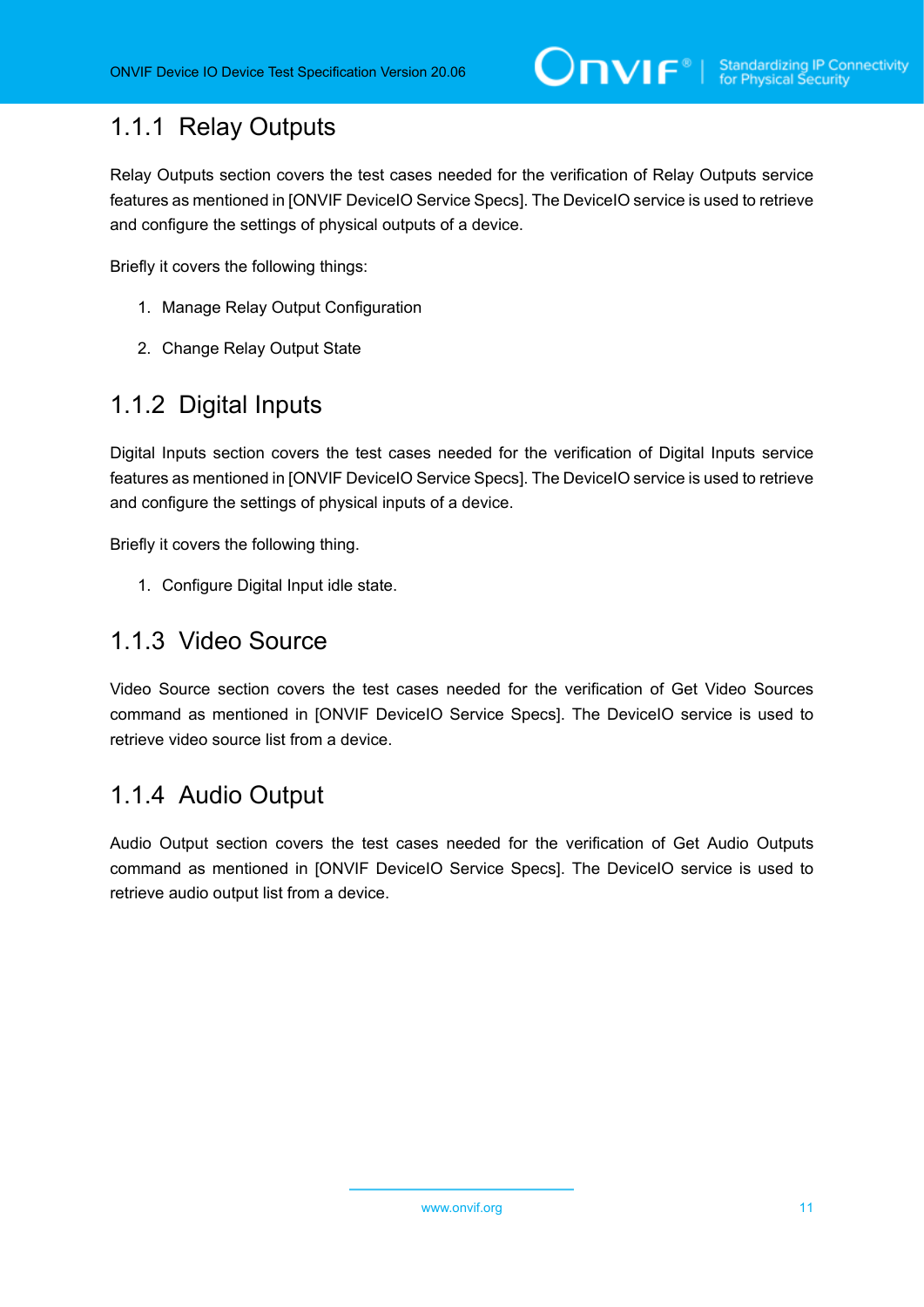### 1.1.1 Relay Outputs

Relay Outputs section covers the test cases needed for the verification of Relay Outputs service features as mentioned in [ONVIF DeviceIO Service Specs]. The DeviceIO service is used to retrieve and configure the settings of physical outputs of a device.

Briefly it covers the following things:

1. Manage Relay Output Configuration
2. Change Relay Output State

### 1.1.2 Digital Inputs

Digital Inputs section covers the test cases needed for the verification of Digital Inputs service features as mentioned in [ONVIF DeviceIO Service Specs]. The DeviceIO service is used to retrieve and configure the settings of physical inputs of a device.

Briefly it covers the following thing.

1. Configure Digital Input idle state.

### 1.1.3 Video Source

Video Source section covers the test cases needed for the verification of Get Video Sources command as mentioned in [ONVIF DeviceIO Service Specs]. The DeviceIO service is used to retrieve video source list from a device.

### 1.1.4 Audio Output

Audio Output section covers the test cases needed for the verification of Get Audio Outputs command as mentioned in [ONVIF DeviceIO Service Specs]. The DeviceIO service is used to retrieve audio output list from a device.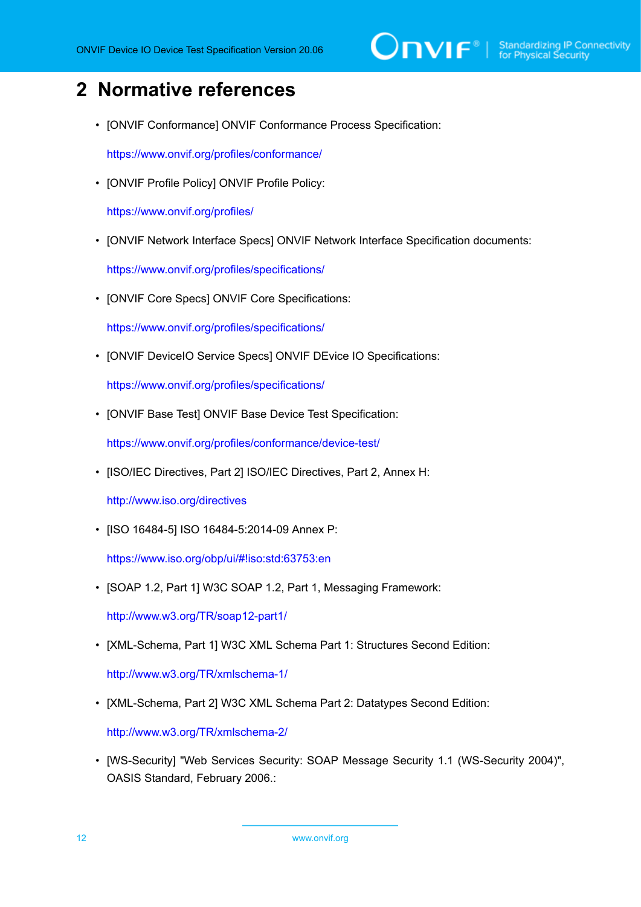# 2 Normative references

- [ONVIF Conformance] ONVIF Conformance Process Specification:

  https://www.onvif.org/profiles/conformance/

- [ONVIF Profile Policy] ONVIF Profile Policy:

  https://www.onvif.org/profiles/

- [ONVIF Network Interface Specs] ONVIF Network Interface Specification documents:

  https://www.onvif.org/profiles/specifications/

- [ONVIF Core Specs] ONVIF Core Specifications:

  https://www.onvif.org/profiles/specifications/

- [ONVIF DeviceIO Service Specs] ONVIF DEvice IO Specifications:

  https://www.onvif.org/profiles/specifications/

- [ONVIF Base Test] ONVIF Base Device Test Specification:

  https://www.onvif.org/profiles/conformance/device-test/

- [ISO/IEC Directives, Part 2] ISO/IEC Directives, Part 2, Annex H:

  http://www.iso.org/directives

- [ISO 16484-5] ISO 16484-5:2014-09 Annex P:

  https://www.iso.org/obp/ui/#!iso:std:63753:en

- [SOAP 1.2, Part 1] W3C SOAP 1.2, Part 1, Messaging Framework:

  http://www.w3.org/TR/soap12-part1/

- [XML-Schema, Part 1] W3C XML Schema Part 1: Structures Second Edition:

  http://www.w3.org/TR/xmlschema-1/

- [XML-Schema, Part 2] W3C XML Schema Part 2: Datatypes Second Edition:

  http://www.w3.org/TR/xmlschema-2/

- [WS-Security] "Web Services Security: SOAP Message Security 1.1 (WS-Security 2004)", OASIS Standard, February 2006.: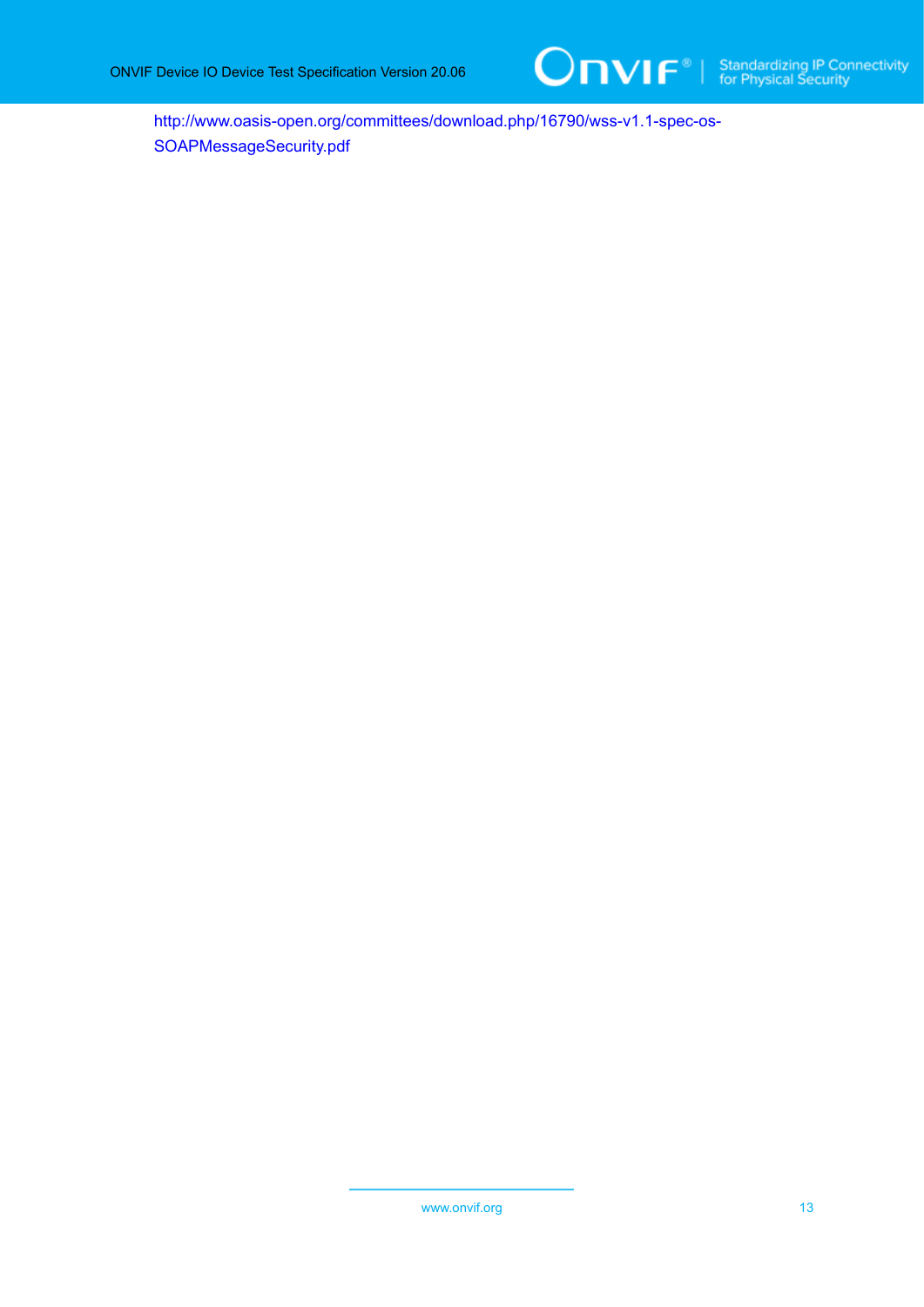http://www.oasis-open.org/committees/download.php/16790/wss-v1.1-spec-os-SOAPMessageSecurity.pdf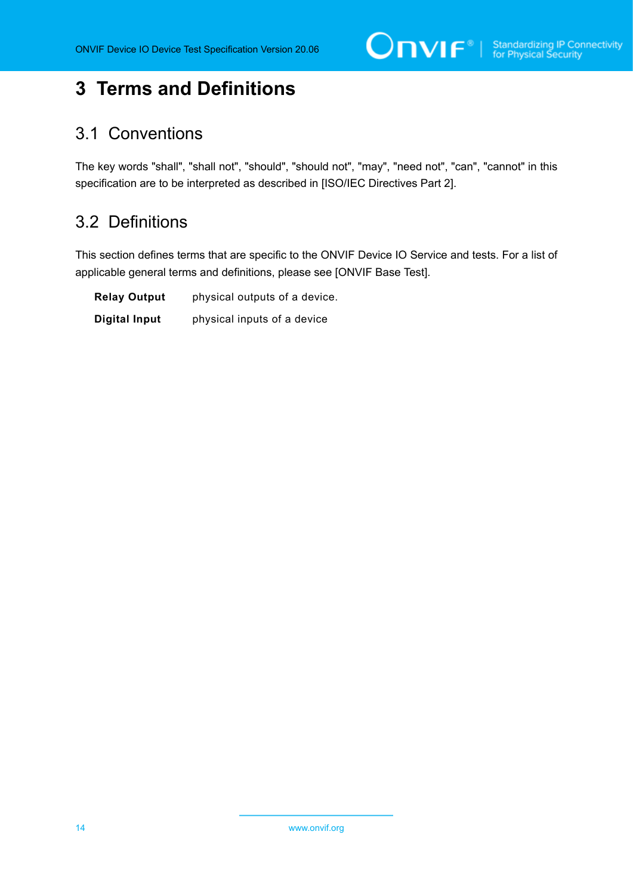# 3 Terms and Definitions

## 3.1 Conventions

The key words "shall", "shall not", "should", "should not", "may", "need not", "can", "cannot" in this specification are to be interpreted as described in [ISO/IEC Directives Part 2].

## 3.2 Definitions

This section defines terms that are specific to the ONVIF Device IO Service and tests. For a list of applicable general terms and definitions, please see [ONVIF Base Test].

| | |
|---|---|
| **Relay Output** | physical outputs of a device. |
| **Digital Input** | physical inputs of a device |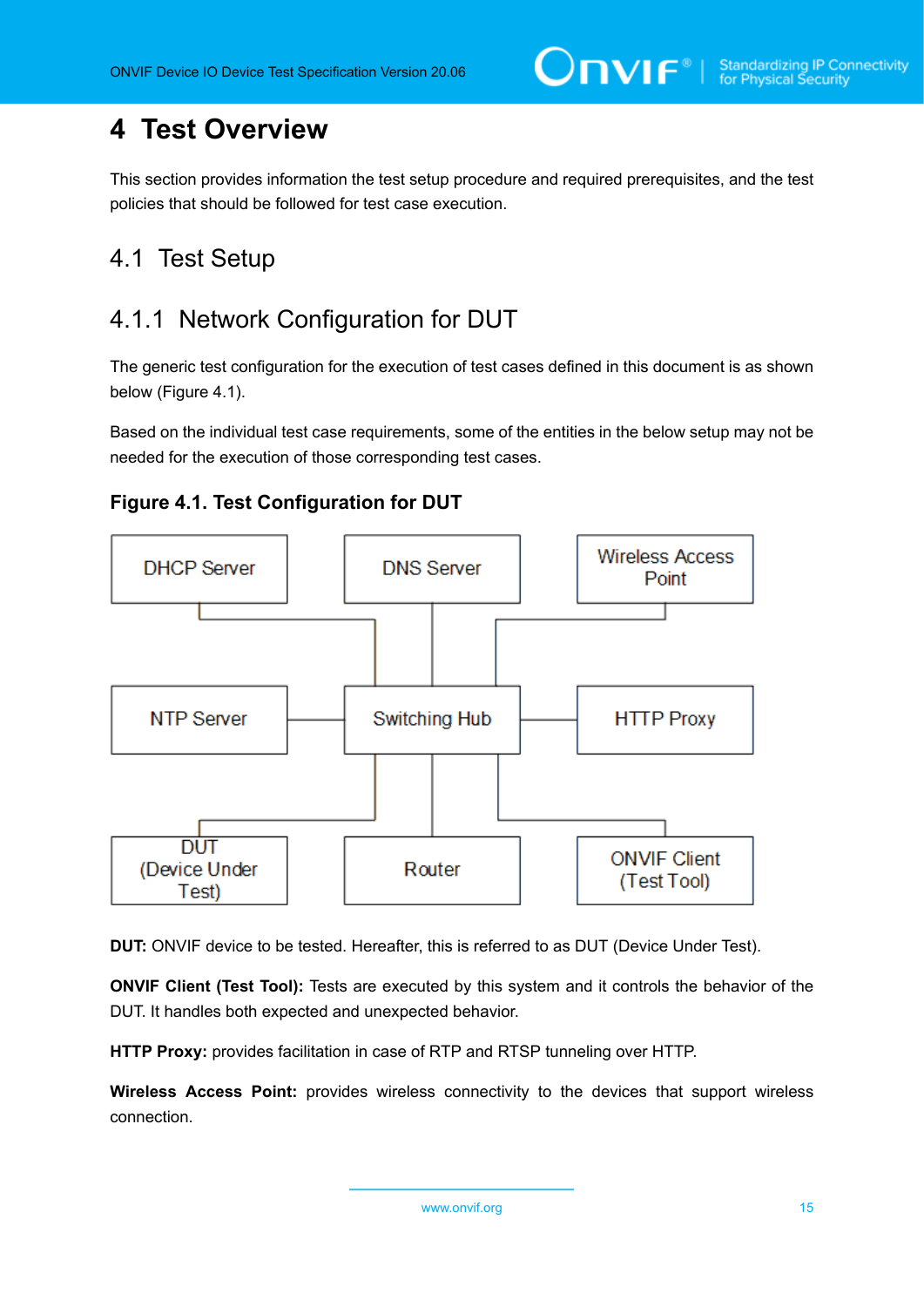# 4 Test Overview

This section provides information the test setup procedure and required prerequisites, and the test policies that should be followed for test case execution.

## 4.1 Test Setup

### 4.1.1 Network Configuration for DUT

The generic test configuration for the execution of test cases defined in this document is as shown below (Figure 4.1).

Based on the individual test case requirements, some of the entities in the below setup may not be needed for the execution of those corresponding test cases.

**Figure 4.1. Test Configuration for DUT**

DHCP Server
DNS Server
Wireless Access Point
NTP Server
Switching Hub
HTTP Proxy
DUT (Device Under Test)
Router
ONVIF Client (Test Tool)

**DUT:** ONVIF device to be tested. Hereafter, this is referred to as DUT (Device Under Test).

**ONVIF Client (Test Tool):** Tests are executed by this system and it controls the behavior of the DUT. It handles both expected and unexpected behavior.

**HTTP Proxy:** provides facilitation in case of RTP and RTSP tunneling over HTTP.

**Wireless Access Point:** provides wireless connectivity to the devices that support wireless connection.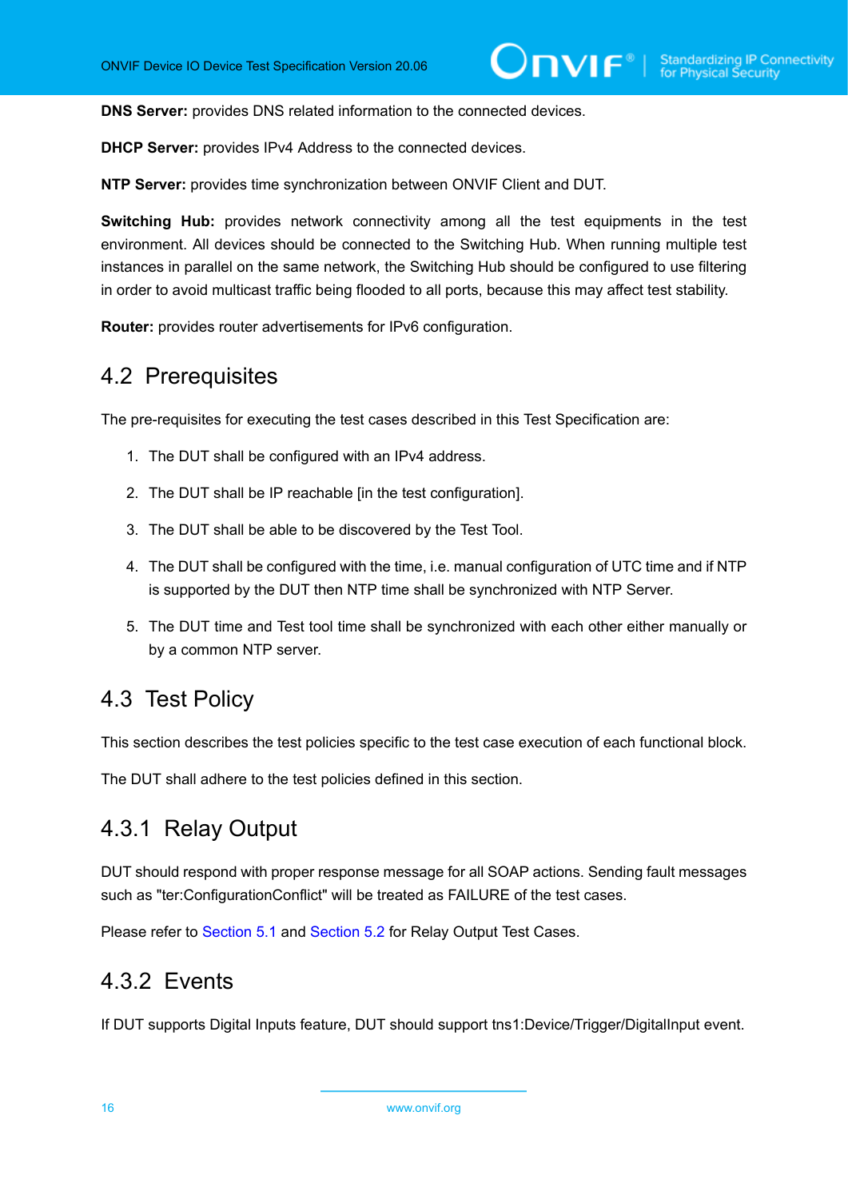**DNS Server:** provides DNS related information to the connected devices.

**DHCP Server:** provides IPv4 Address to the connected devices.

**NTP Server:** provides time synchronization between ONVIF Client and DUT.

**Switching Hub:** provides network connectivity among all the test equipments in the test environment. All devices should be connected to the Switching Hub. When running multiple test instances in parallel on the same network, the Switching Hub should be configured to use filtering in order to avoid multicast traffic being flooded to all ports, because this may affect test stability.

**Router:** provides router advertisements for IPv6 configuration.

## 4.2 Prerequisites

The pre-requisites for executing the test cases described in this Test Specification are:

1. The DUT shall be configured with an IPv4 address.
2. The DUT shall be IP reachable [in the test configuration].
3. The DUT shall be able to be discovered by the Test Tool.
4. The DUT shall be configured with the time, i.e. manual configuration of UTC time and if NTP is supported by the DUT then NTP time shall be synchronized with NTP Server.
5. The DUT time and Test tool time shall be synchronized with each other either manually or by a common NTP server.

## 4.3 Test Policy

This section describes the test policies specific to the test case execution of each functional block.

The DUT shall adhere to the test policies defined in this section.

### 4.3.1 Relay Output

DUT should respond with proper response message for all SOAP actions. Sending fault messages such as "ter:ConfigurationConflict" will be treated as FAILURE of the test cases.

Please refer to Section 5.1 and Section 5.2 for Relay Output Test Cases.

### 4.3.2 Events

If DUT supports Digital Inputs feature, DUT should support tns1:Device/Trigger/DigitalInput event.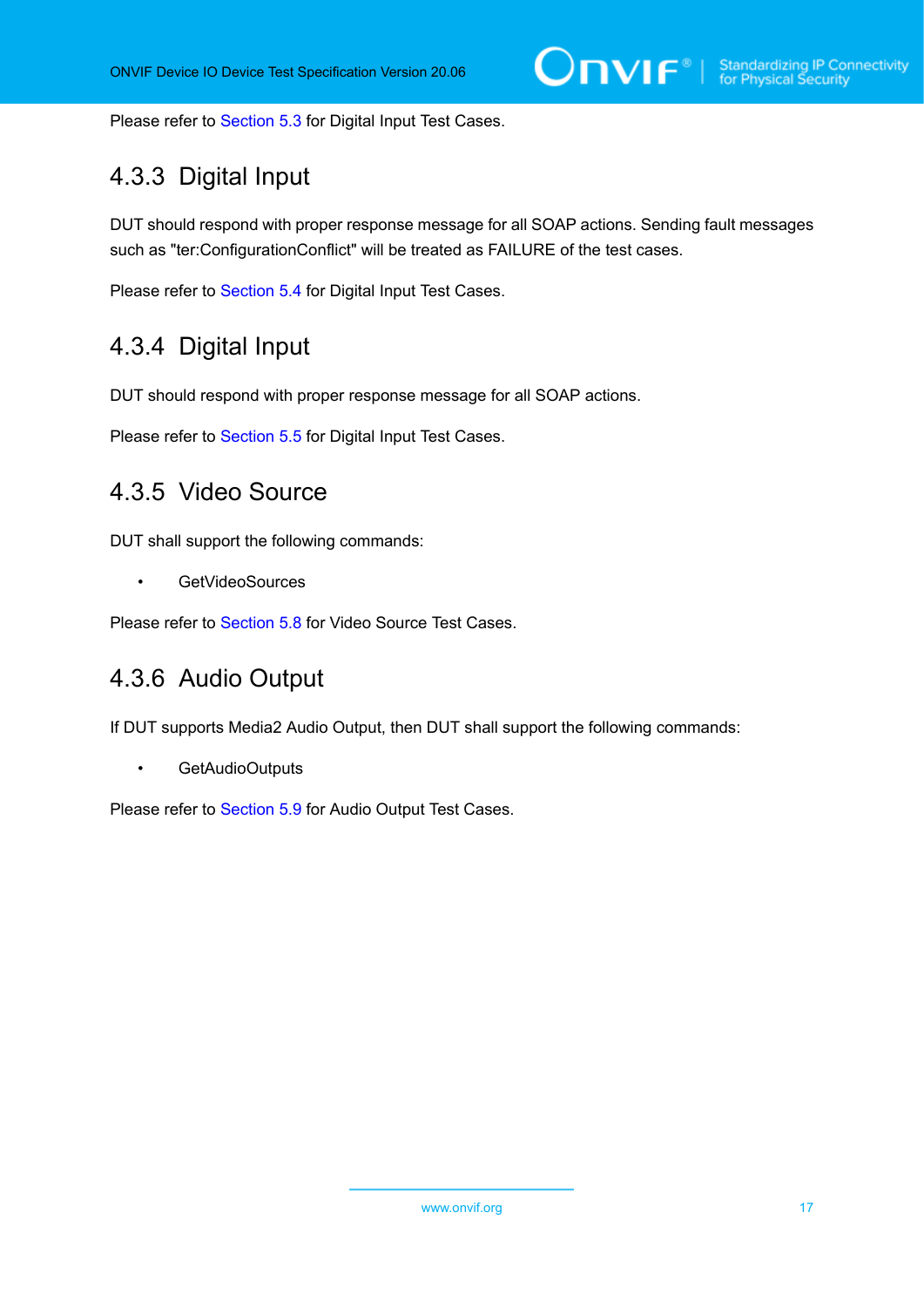Please refer to Section 5.3 for Digital Input Test Cases.

### 4.3.3 Digital Input

DUT should respond with proper response message for all SOAP actions. Sending fault messages such as "ter:ConfigurationConflict" will be treated as FAILURE of the test cases.

Please refer to Section 5.4 for Digital Input Test Cases.

### 4.3.4 Digital Input

DUT should respond with proper response message for all SOAP actions.

Please refer to Section 5.5 for Digital Input Test Cases.

### 4.3.5 Video Source

DUT shall support the following commands:

- GetVideoSources

Please refer to Section 5.8 for Video Source Test Cases.

### 4.3.6 Audio Output

If DUT supports Media2 Audio Output, then DUT shall support the following commands:

- GetAudioOutputs

Please refer to Section 5.9 for Audio Output Test Cases.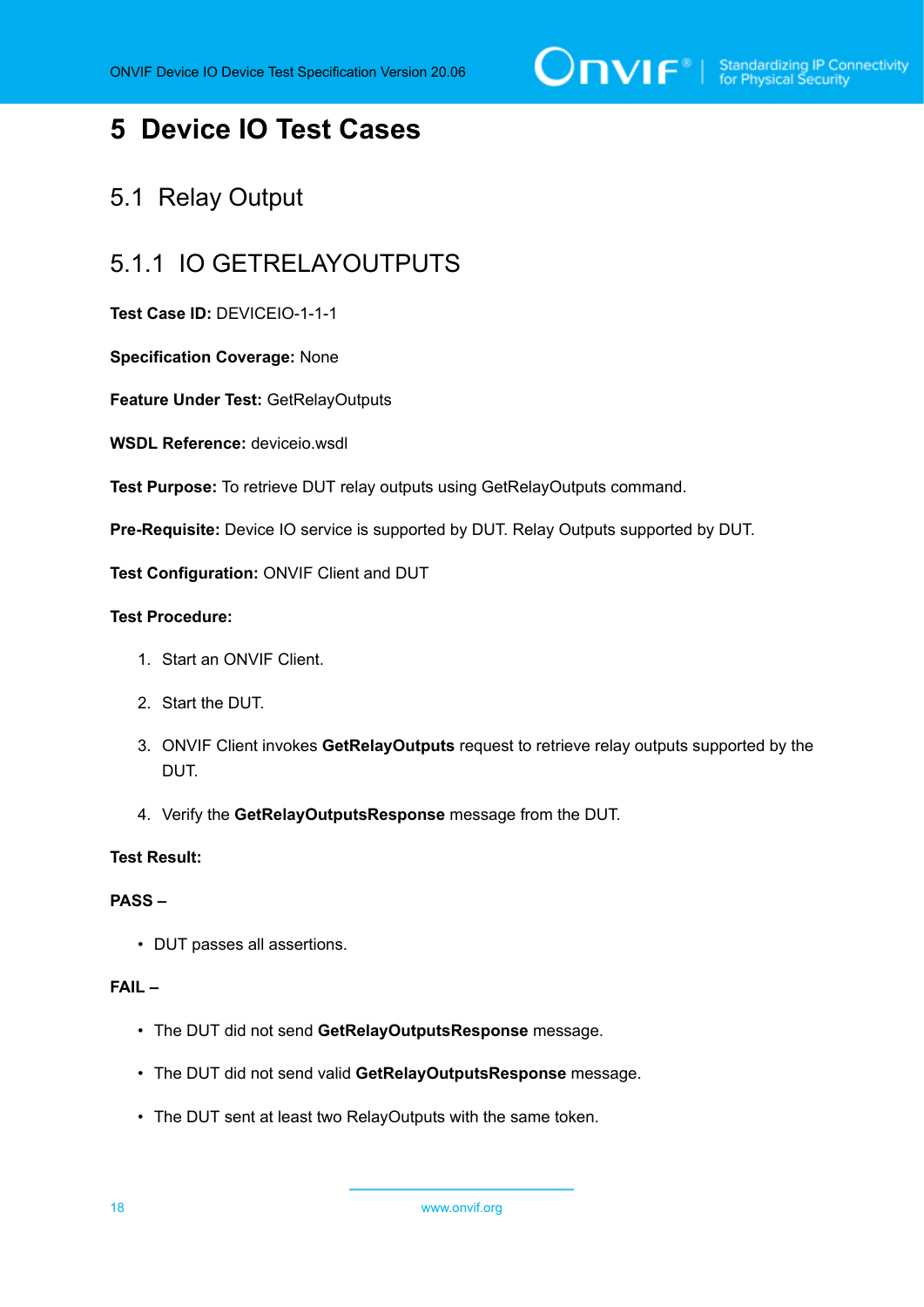# 5 Device IO Test Cases

## 5.1 Relay Output

### 5.1.1 IO GETRELAYOUTPUTS

**Test Case ID:** DEVICEIO-1-1-1

**Specification Coverage:** None

**Feature Under Test:** GetRelayOutputs

**WSDL Reference:** deviceio.wsdl

**Test Purpose:** To retrieve DUT relay outputs using GetRelayOutputs command.

**Pre-Requisite:** Device IO service is supported by DUT. Relay Outputs supported by DUT.

**Test Configuration:** ONVIF Client and DUT

**Test Procedure:**

1. Start an ONVIF Client.
2. Start the DUT.
3. ONVIF Client invokes **GetRelayOutputs** request to retrieve relay outputs supported by the DUT.
4. Verify the **GetRelayOutputsResponse** message from the DUT.

**Test Result:**

**PASS –**

- DUT passes all assertions.

**FAIL –**

- The DUT did not send **GetRelayOutputsResponse** message.
- The DUT did not send valid **GetRelayOutputsResponse** message.
- The DUT sent at least two RelayOutputs with the same token.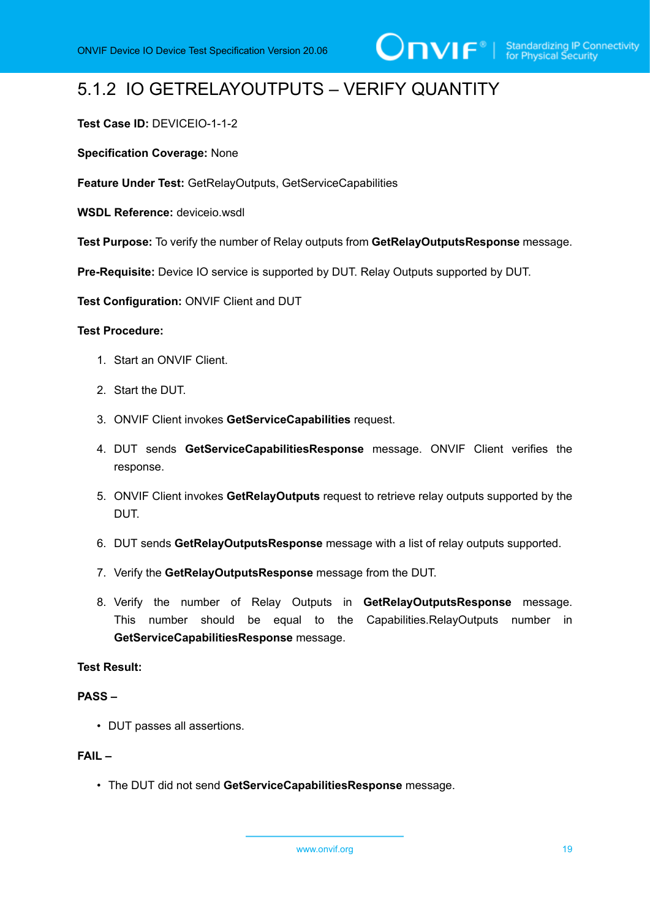## 5.1.2 IO GETRELAYOUTPUTS – VERIFY QUANTITY

**Test Case ID:** DEVICEIO-1-1-2

**Specification Coverage:** None

**Feature Under Test:** GetRelayOutputs, GetServiceCapabilities

**WSDL Reference:** deviceio.wsdl

**Test Purpose:** To verify the number of Relay outputs from **GetRelayOutputsResponse** message.

**Pre-Requisite:** Device IO service is supported by DUT. Relay Outputs supported by DUT.

**Test Configuration:** ONVIF Client and DUT

**Test Procedure:**

1. Start an ONVIF Client.
2. Start the DUT.
3. ONVIF Client invokes **GetServiceCapabilities** request.
4. DUT sends **GetServiceCapabilitiesResponse** message. ONVIF Client verifies the response.
5. ONVIF Client invokes **GetRelayOutputs** request to retrieve relay outputs supported by the DUT.
6. DUT sends **GetRelayOutputsResponse** message with a list of relay outputs supported.
7. Verify the **GetRelayOutputsResponse** message from the DUT.
8. Verify the number of Relay Outputs in **GetRelayOutputsResponse** message. This number should be equal to the Capabilities.RelayOutputs number in **GetServiceCapabilitiesResponse** message.

**Test Result:**

**PASS –**

- DUT passes all assertions.

**FAIL –**

- The DUT did not send **GetServiceCapabilitiesResponse** message.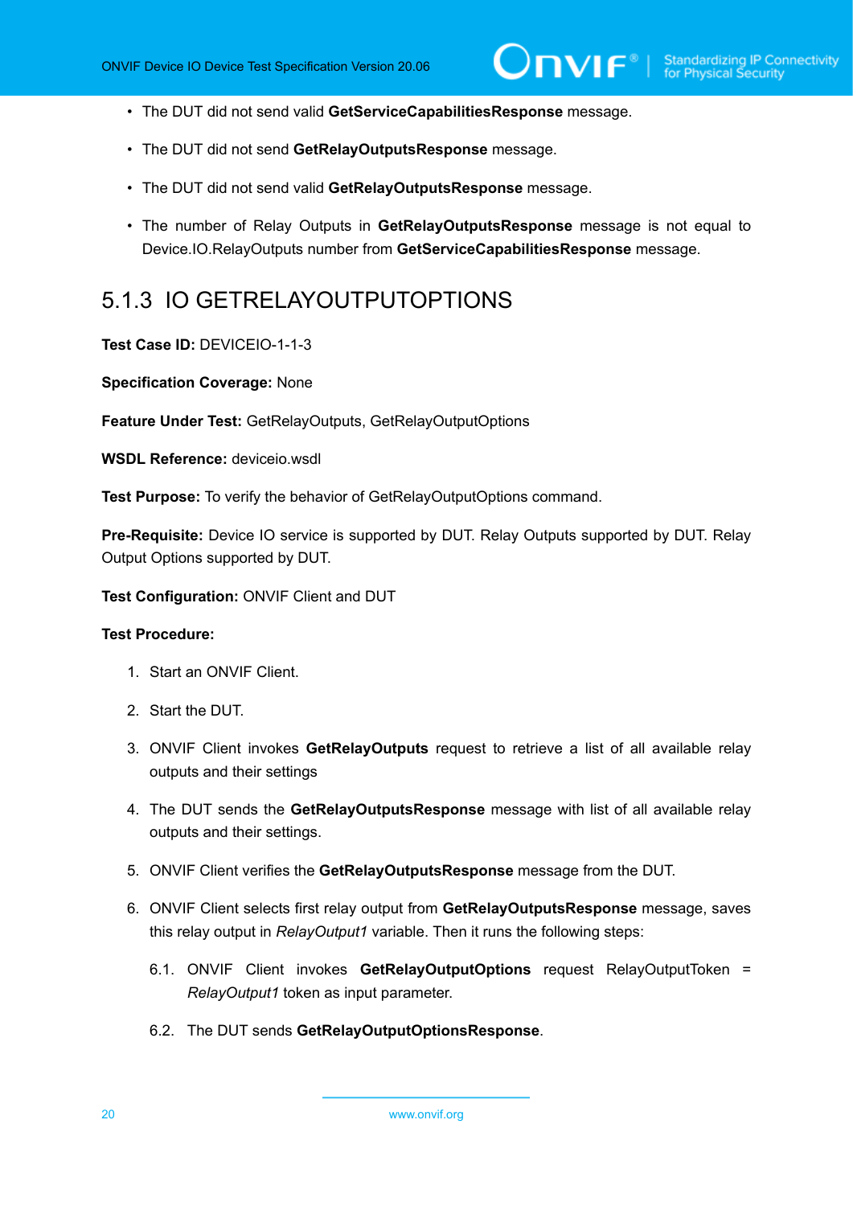- The DUT did not send valid **GetServiceCapabilitiesResponse** message.
- The DUT did not send **GetRelayOutputsResponse** message.
- The DUT did not send valid **GetRelayOutputsResponse** message.
- The number of Relay Outputs in **GetRelayOutputsResponse** message is not equal to Device.IO.RelayOutputs number from **GetServiceCapabilitiesResponse** message.

### 5.1.3 IO GETRELAYOUTPUTOPTIONS

**Test Case ID:** DEVICEIO-1-1-3

**Specification Coverage:** None

**Feature Under Test:** GetRelayOutputs, GetRelayOutputOptions

**WSDL Reference:** deviceio.wsdl

**Test Purpose:** To verify the behavior of GetRelayOutputOptions command.

**Pre-Requisite:** Device IO service is supported by DUT. Relay Outputs supported by DUT. Relay Output Options supported by DUT.

**Test Configuration:** ONVIF Client and DUT

**Test Procedure:**

1. Start an ONVIF Client.
2. Start the DUT.
3. ONVIF Client invokes **GetRelayOutputs** request to retrieve a list of all available relay outputs and their settings
4. The DUT sends the **GetRelayOutputsResponse** message with list of all available relay outputs and their settings.
5. ONVIF Client verifies the **GetRelayOutputsResponse** message from the DUT.
6. ONVIF Client selects first relay output from **GetRelayOutputsResponse** message, saves this relay output in *RelayOutput1* variable. Then it runs the following steps:
   6.1. ONVIF Client invokes **GetRelayOutputOptions** request RelayOutputToken = *RelayOutput1* token as input parameter.
   6.2. The DUT sends **GetRelayOutputOptionsResponse**.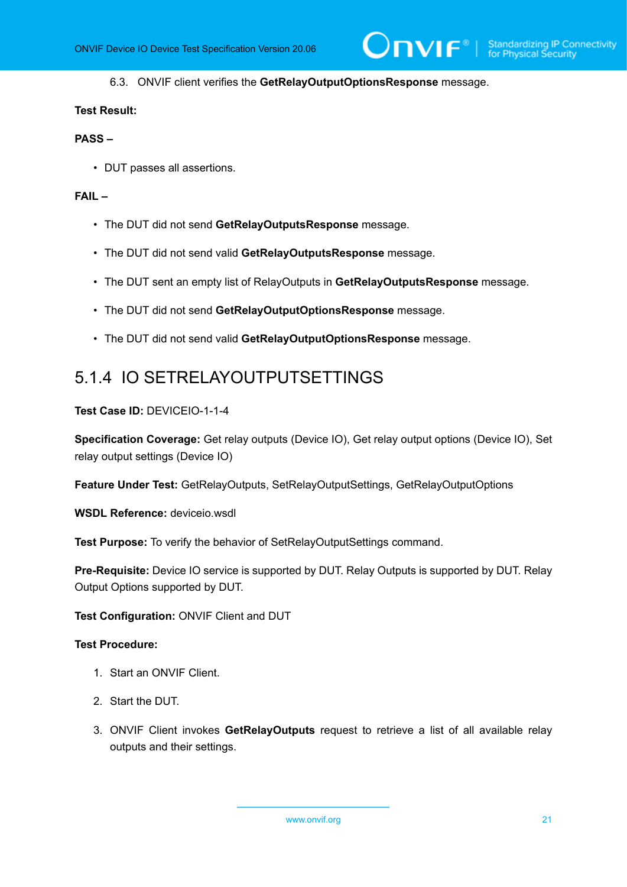6.3. ONVIF client verifies the **GetRelayOutputOptionsResponse** message.

**Test Result:**

**PASS –**

- DUT passes all assertions.

**FAIL –**

- The DUT did not send **GetRelayOutputsResponse** message.
- The DUT did not send valid **GetRelayOutputsResponse** message.
- The DUT sent an empty list of RelayOutputs in **GetRelayOutputsResponse** message.
- The DUT did not send **GetRelayOutputOptionsResponse** message.
- The DUT did not send valid **GetRelayOutputOptionsResponse** message.

### 5.1.4 IO SETRELAYOUTPUTSETTINGS

**Test Case ID:** DEVICEIO-1-1-4

**Specification Coverage:** Get relay outputs (Device IO), Get relay output options (Device IO), Set relay output settings (Device IO)

**Feature Under Test:** GetRelayOutputs, SetRelayOutputSettings, GetRelayOutputOptions

**WSDL Reference:** deviceio.wsdl

**Test Purpose:** To verify the behavior of SetRelayOutputSettings command.

**Pre-Requisite:** Device IO service is supported by DUT. Relay Outputs is supported by DUT. Relay Output Options supported by DUT.

**Test Configuration:** ONVIF Client and DUT

**Test Procedure:**

1. Start an ONVIF Client.
2. Start the DUT.
3. ONVIF Client invokes **GetRelayOutputs** request to retrieve a list of all available relay outputs and their settings.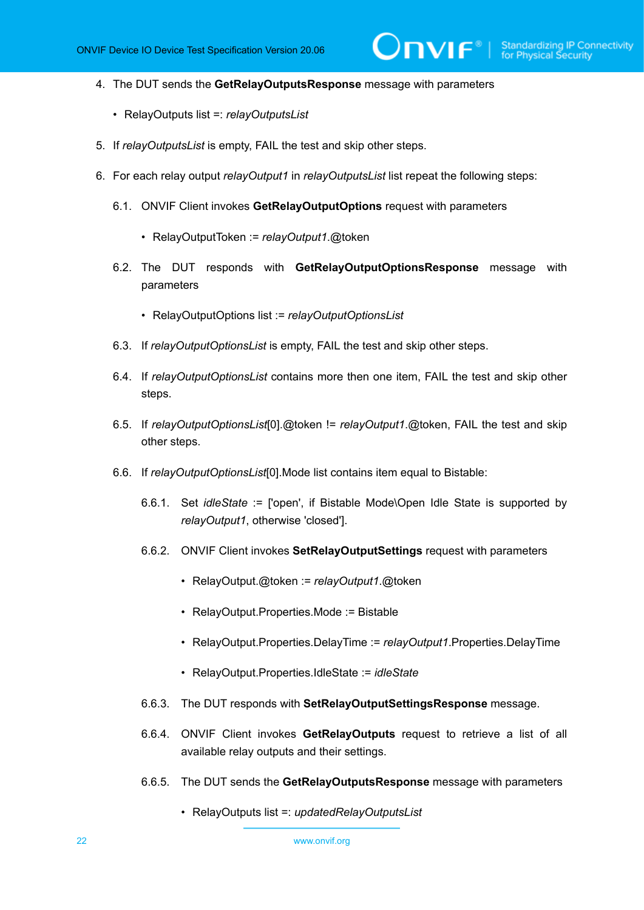4. The DUT sends the **GetRelayOutputsResponse** message with parameters

    - RelayOutputs list =: *relayOutputsList*

5. If *relayOutputsList* is empty, FAIL the test and skip other steps.

6. For each relay output *relayOutput1* in *relayOutputsList* list repeat the following steps:

    6.1. ONVIF Client invokes **GetRelayOutputOptions** request with parameters

    - RelayOutputToken := *relayOutput1*.@token

    6.2. The DUT responds with **GetRelayOutputOptionsResponse** message with parameters

    - RelayOutputOptions list := *relayOutputOptionsList*

    6.3. If *relayOutputOptionsList* is empty, FAIL the test and skip other steps.

    6.4. If *relayOutputOptionsList* contains more then one item, FAIL the test and skip other steps.

    6.5. If *relayOutputOptionsList*[0].@token != *relayOutput1*.@token, FAIL the test and skip other steps.

    6.6. If *relayOutputOptionsList*[0].Mode list contains item equal to Bistable:

    6.6.1. Set *idleState* := ['open', if Bistable Mode\Open Idle State is supported by *relayOutput1*, otherwise 'closed'].

    6.6.2. ONVIF Client invokes **SetRelayOutputSettings** request with parameters

    - RelayOutput.@token := *relayOutput1*.@token
    - RelayOutput.Properties.Mode := Bistable
    - RelayOutput.Properties.DelayTime := *relayOutput1*.Properties.DelayTime
    - RelayOutput.Properties.IdleState := *idleState*

    6.6.3. The DUT responds with **SetRelayOutputSettingsResponse** message.

    6.6.4. ONVIF Client invokes **GetRelayOutputs** request to retrieve a list of all available relay outputs and their settings.

    6.6.5. The DUT sends the **GetRelayOutputsResponse** message with parameters

    - RelayOutputs list =: *updatedRelayOutputsList*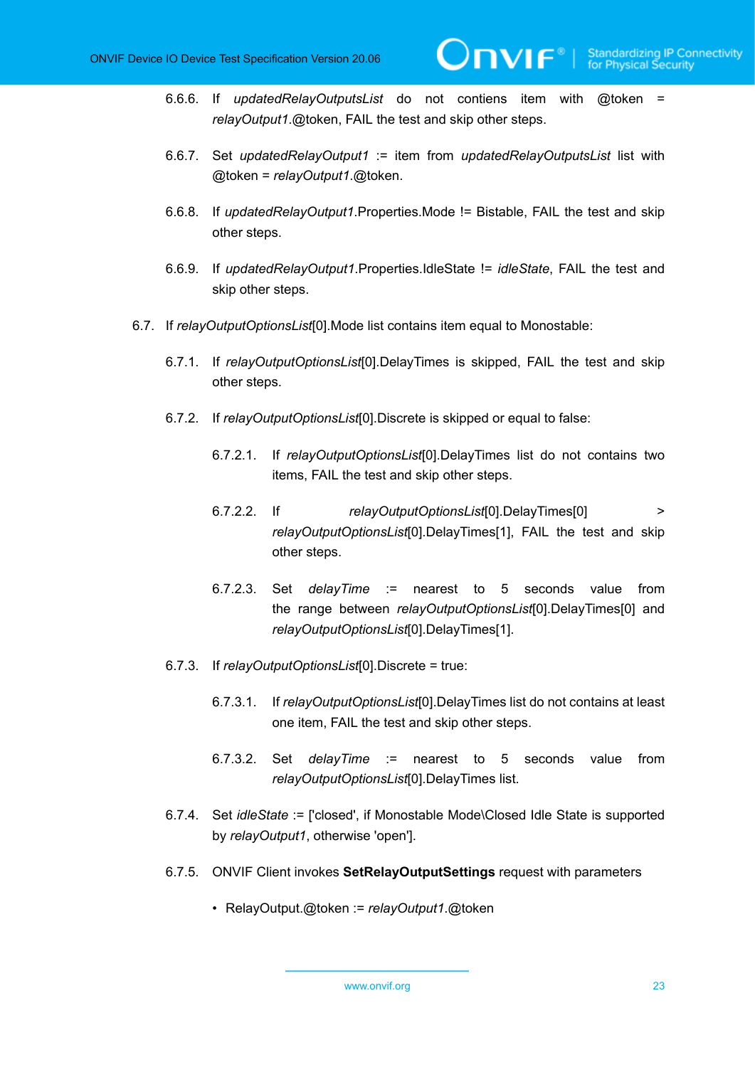6.6.6. If *updatedRelayOutputsList* do not contiens item with @token = *relayOutput1*.@token, FAIL the test and skip other steps.

6.6.7. Set *updatedRelayOutput1* := item from *updatedRelayOutputsList* list with @token = *relayOutput1*.@token.

6.6.8. If *updatedRelayOutput1*.Properties.Mode != Bistable, FAIL the test and skip other steps.

6.6.9. If *updatedRelayOutput1*.Properties.IdleState != *idleState*, FAIL the test and skip other steps.

6.7. If *relayOutputOptionsList*[0].Mode list contains item equal to Monostable:

6.7.1. If *relayOutputOptionsList*[0].DelayTimes is skipped, FAIL the test and skip other steps.

6.7.2. If *relayOutputOptionsList*[0].Discrete is skipped or equal to false:

6.7.2.1. If *relayOutputOptionsList*[0].DelayTimes list do not contains two items, FAIL the test and skip other steps.

6.7.2.2. If *relayOutputOptionsList*[0].DelayTimes[0] > *relayOutputOptionsList*[0].DelayTimes[1], FAIL the test and skip other steps.

6.7.2.3. Set *delayTime* := nearest to 5 seconds value from the range between *relayOutputOptionsList*[0].DelayTimes[0] and *relayOutputOptionsList*[0].DelayTimes[1].

6.7.3. If *relayOutputOptionsList*[0].Discrete = true:

6.7.3.1. If *relayOutputOptionsList*[0].DelayTimes list do not contains at least one item, FAIL the test and skip other steps.

6.7.3.2. Set *delayTime* := nearest to 5 seconds value from *relayOutputOptionsList*[0].DelayTimes list.

6.7.4. Set *idleState* := ['closed', if Monostable Mode\Closed Idle State is supported by *relayOutput1*, otherwise 'open'].

6.7.5. ONVIF Client invokes **SetRelayOutputSettings** request with parameters

- RelayOutput.@token := *relayOutput1*.@token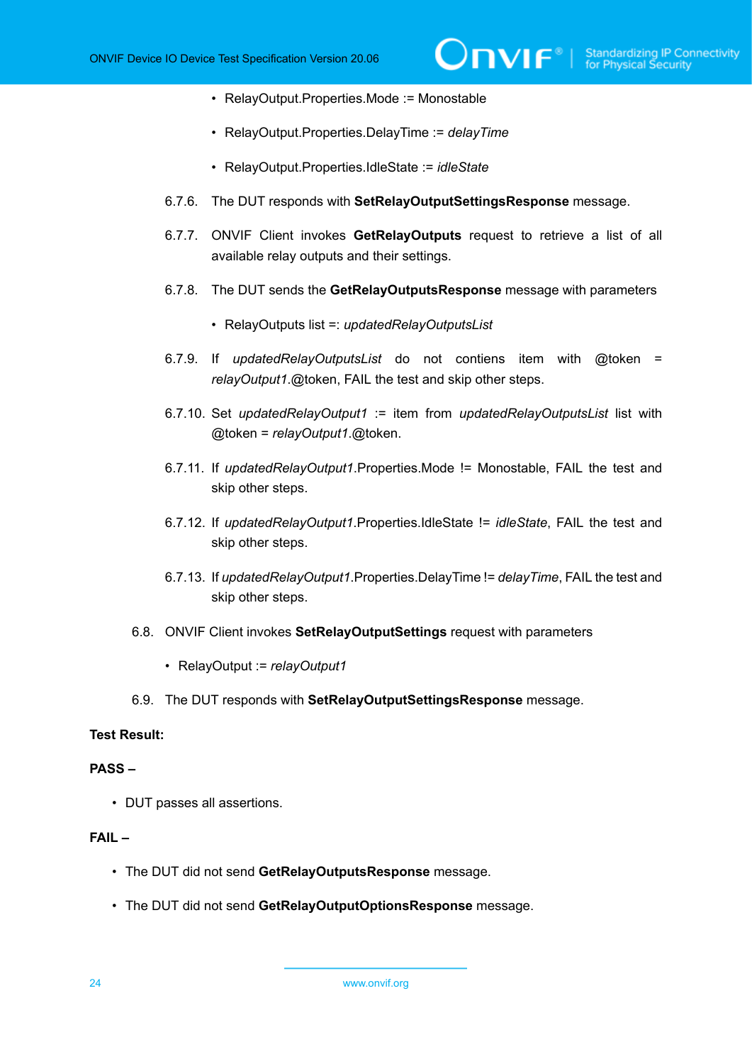- RelayOutput.Properties.Mode := Monostable
   - RelayOutput.Properties.DelayTime := *delayTime*
   - RelayOutput.Properties.IdleState := *idleState*

6.7.6. The DUT responds with **SetRelayOutputSettingsResponse** message.

6.7.7. ONVIF Client invokes **GetRelayOutputs** request to retrieve a list of all available relay outputs and their settings.

6.7.8. The DUT sends the **GetRelayOutputsResponse** message with parameters

   - RelayOutputs list =: *updatedRelayOutputsList*

6.7.9. If *updatedRelayOutputsList* do not contiens item with @token = *relayOutput1*.@token, FAIL the test and skip other steps.

6.7.10. Set *updatedRelayOutput1* := item from *updatedRelayOutputsList* list with @token = *relayOutput1*.@token.

6.7.11. If *updatedRelayOutput1*.Properties.Mode != Monostable, FAIL the test and skip other steps.

6.7.12. If *updatedRelayOutput1*.Properties.IdleState != *idleState*, FAIL the test and skip other steps.

6.7.13. If *updatedRelayOutput1*.Properties.DelayTime != *delayTime*, FAIL the test and skip other steps.

6.8. ONVIF Client invokes **SetRelayOutputSettings** request with parameters

   - RelayOutput := *relayOutput1*

6.9. The DUT responds with **SetRelayOutputSettingsResponse** message.

**Test Result:**

**PASS –**

- DUT passes all assertions.

**FAIL –**

- The DUT did not send **GetRelayOutputsResponse** message.
- The DUT did not send **GetRelayOutputOptionsResponse** message.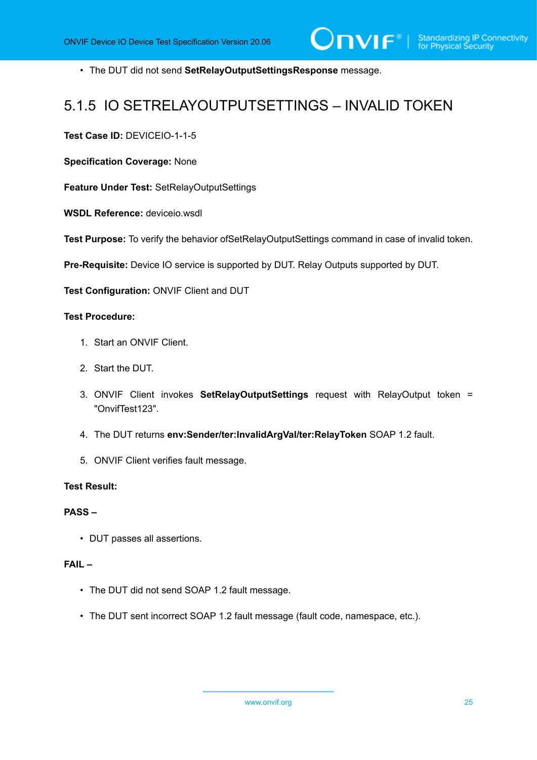- The DUT did not send **SetRelayOutputSettingsResponse** message.

### 5.1.5 IO SETRELAYOUTPUTSETTINGS – INVALID TOKEN

**Test Case ID:** DEVICEIO-1-1-5

**Specification Coverage:** None

**Feature Under Test:** SetRelayOutputSettings

**WSDL Reference:** deviceio.wsdl

**Test Purpose:** To verify the behavior ofSetRelayOutputSettings command in case of invalid token.

**Pre-Requisite:** Device IO service is supported by DUT. Relay Outputs supported by DUT.

**Test Configuration:** ONVIF Client and DUT

**Test Procedure:**

1. Start an ONVIF Client.
2. Start the DUT.
3. ONVIF Client invokes **SetRelayOutputSettings** request with RelayOutput token = "OnvifTest123".
4. The DUT returns **env:Sender/ter:InvalidArgVal/ter:RelayToken** SOAP 1.2 fault.
5. ONVIF Client verifies fault message.

**Test Result:**

**PASS –**

- DUT passes all assertions.

**FAIL –**

- The DUT did not send SOAP 1.2 fault message.
- The DUT sent incorrect SOAP 1.2 fault message (fault code, namespace, etc.).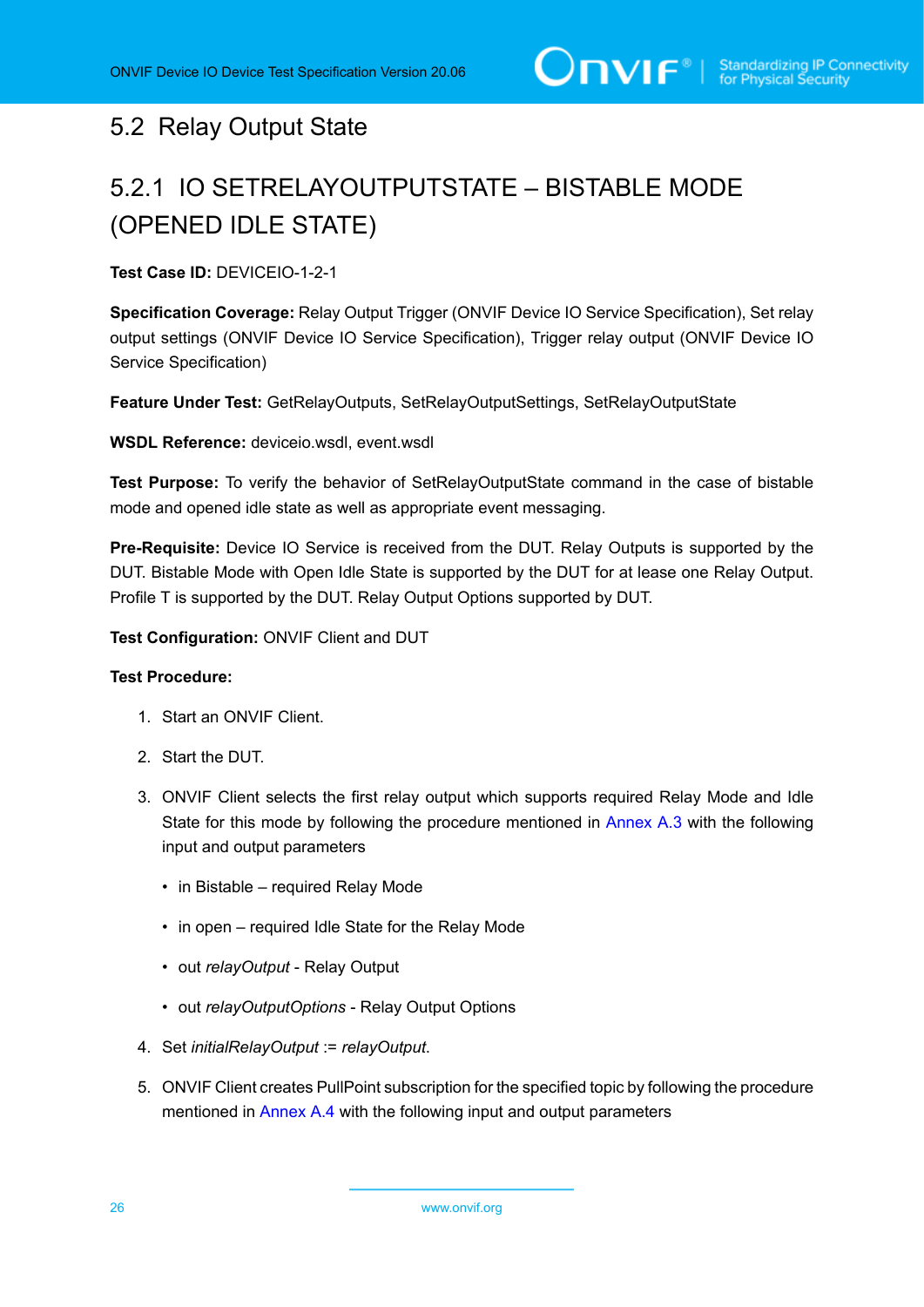## 5.2 Relay Output State

### 5.2.1 IO SETRELAYOUTPUTSTATE – BISTABLE MODE (OPENED IDLE STATE)

**Test Case ID:** DEVICEIO-1-2-1

**Specification Coverage:** Relay Output Trigger (ONVIF Device IO Service Specification), Set relay output settings (ONVIF Device IO Service Specification), Trigger relay output (ONVIF Device IO Service Specification)

**Feature Under Test:** GetRelayOutputs, SetRelayOutputSettings, SetRelayOutputState

**WSDL Reference:** deviceio.wsdl, event.wsdl

**Test Purpose:** To verify the behavior of SetRelayOutputState command in the case of bistable mode and opened idle state as well as appropriate event messaging.

**Pre-Requisite:** Device IO Service is received from the DUT. Relay Outputs is supported by the DUT. Bistable Mode with Open Idle State is supported by the DUT for at lease one Relay Output. Profile T is supported by the DUT. Relay Output Options supported by DUT.

**Test Configuration:** ONVIF Client and DUT

**Test Procedure:**

1. Start an ONVIF Client.
2. Start the DUT.
3. ONVIF Client selects the first relay output which supports required Relay Mode and Idle State for this mode by following the procedure mentioned in Annex A.3 with the following input and output parameters
   - in Bistable – required Relay Mode
   - in open – required Idle State for the Relay Mode
   - out *relayOutput* - Relay Output
   - out *relayOutputOptions* - Relay Output Options
4. Set *initialRelayOutput* := *relayOutput*.
5. ONVIF Client creates PullPoint subscription for the specified topic by following the procedure mentioned in Annex A.4 with the following input and output parameters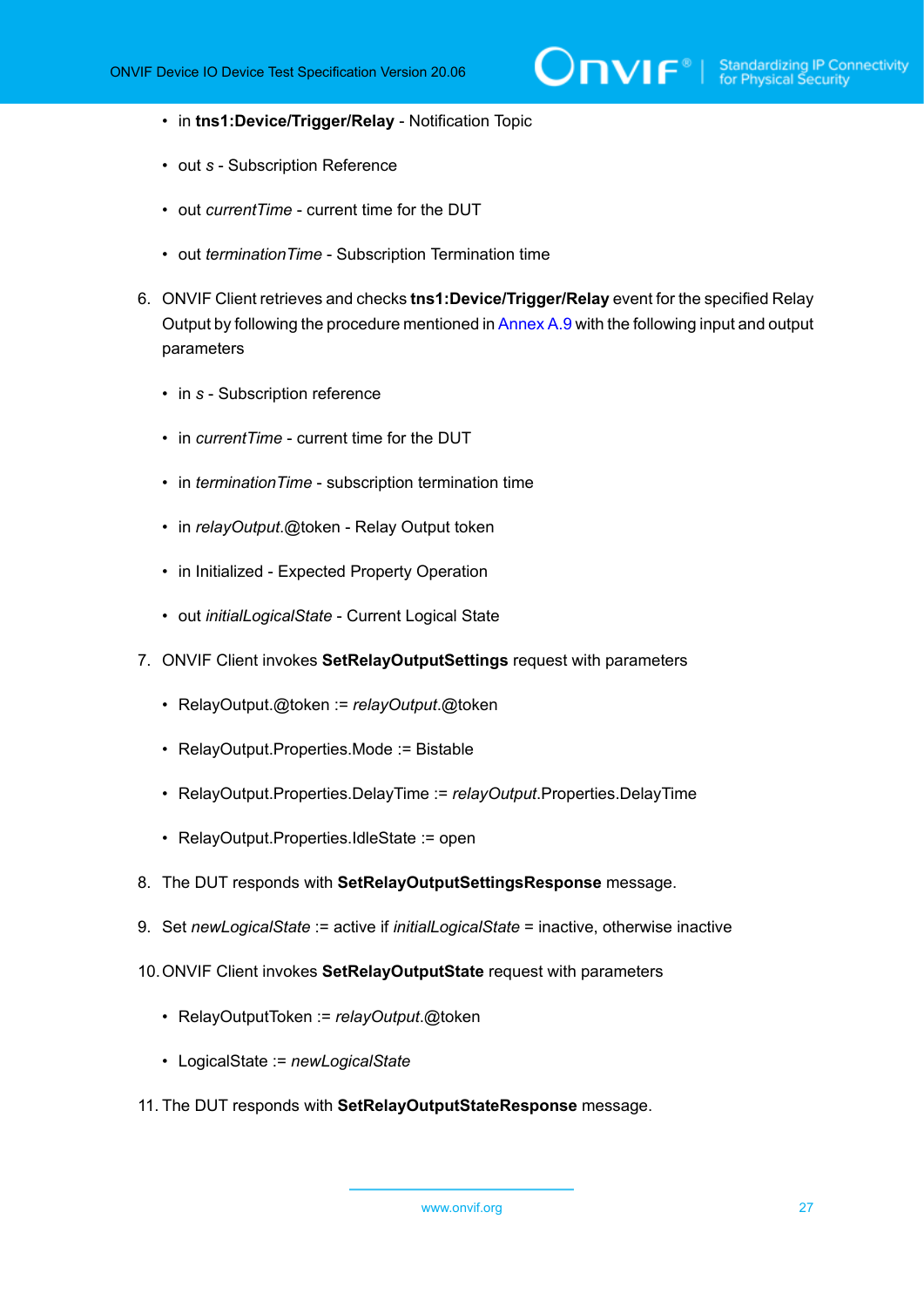- in **tns1:Device/Trigger/Relay** - Notification Topic
- out *s* - Subscription Reference
- out *currentTime* - current time for the DUT
- out *terminationTime* - Subscription Termination time

6. ONVIF Client retrieves and checks **tns1:Device/Trigger/Relay** event for the specified Relay Output by following the procedure mentioned in Annex A.9 with the following input and output parameters
   - in *s* - Subscription reference
   - in *currentTime* - current time for the DUT
   - in *terminationTime* - subscription termination time
   - in *relayOutput*.@token - Relay Output token
   - in Initialized - Expected Property Operation
   - out *initialLogicalState* - Current Logical State
7. ONVIF Client invokes **SetRelayOutputSettings** request with parameters
   - RelayOutput.@token := *relayOutput*.@token
   - RelayOutput.Properties.Mode := Bistable
   - RelayOutput.Properties.DelayTime := *relayOutput*.Properties.DelayTime
   - RelayOutput.Properties.IdleState := open
8. The DUT responds with **SetRelayOutputSettingsResponse** message.
9. Set *newLogicalState* := active if *initialLogicalState* = inactive, otherwise inactive
10. ONVIF Client invokes **SetRelayOutputState** request with parameters
    - RelayOutputToken := *relayOutput*.@token
    - LogicalState := *newLogicalState*
11. The DUT responds with **SetRelayOutputStateResponse** message.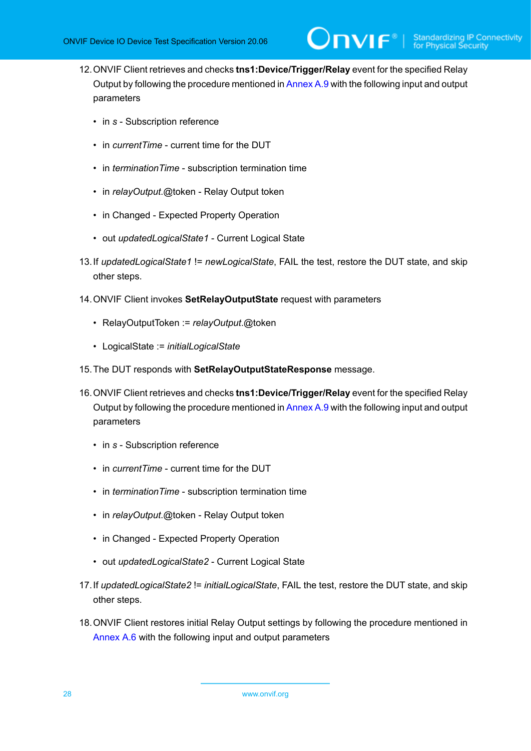12. ONVIF Client retrieves and checks **tns1:Device/Trigger/Relay** event for the specified Relay Output by following the procedure mentioned in Annex A.9 with the following input and output parameters

    - in *s* - Subscription reference
    - in *currentTime* - current time for the DUT
    - in *terminationTime* - subscription termination time
    - in *relayOutput*.@token - Relay Output token
    - in Changed - Expected Property Operation
    - out *updatedLogicalState1* - Current Logical State

13. If *updatedLogicalState1* != *newLogicalState*, FAIL the test, restore the DUT state, and skip other steps.

14. ONVIF Client invokes **SetRelayOutputState** request with parameters

    - RelayOutputToken := *relayOutput*.@token
    - LogicalState := *initialLogicalState*

15. The DUT responds with **SetRelayOutputStateResponse** message.

16. ONVIF Client retrieves and checks **tns1:Device/Trigger/Relay** event for the specified Relay Output by following the procedure mentioned in Annex A.9 with the following input and output parameters

    - in *s* - Subscription reference
    - in *currentTime* - current time for the DUT
    - in *terminationTime* - subscription termination time
    - in *relayOutput*.@token - Relay Output token
    - in Changed - Expected Property Operation
    - out *updatedLogicalState2* - Current Logical State

17. If *updatedLogicalState2* != *initialLogicalState*, FAIL the test, restore the DUT state, and skip other steps.

18. ONVIF Client restores initial Relay Output settings by following the procedure mentioned in Annex A.6 with the following input and output parameters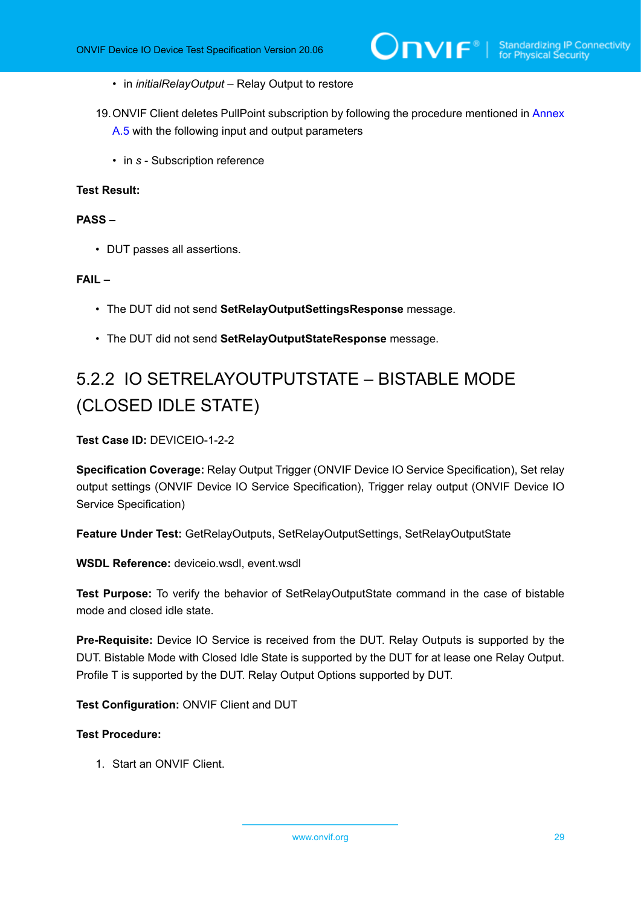- in *initialRelayOutput* – Relay Output to restore

19. ONVIF Client deletes PullPoint subscription by following the procedure mentioned in Annex A.5 with the following input and output parameters

    - in *s* - Subscription reference

**Test Result:**

**PASS –**

- DUT passes all assertions.

**FAIL –**

- The DUT did not send **SetRelayOutputSettingsResponse** message.
- The DUT did not send **SetRelayOutputStateResponse** message.

### 5.2.2 IO SETRELAYOUTPUTSTATE – BISTABLE MODE (CLOSED IDLE STATE)

**Test Case ID:** DEVICEIO-1-2-2

**Specification Coverage:** Relay Output Trigger (ONVIF Device IO Service Specification), Set relay output settings (ONVIF Device IO Service Specification), Trigger relay output (ONVIF Device IO Service Specification)

**Feature Under Test:** GetRelayOutputs, SetRelayOutputSettings, SetRelayOutputState

**WSDL Reference:** deviceio.wsdl, event.wsdl

**Test Purpose:** To verify the behavior of SetRelayOutputState command in the case of bistable mode and closed idle state.

**Pre-Requisite:** Device IO Service is received from the DUT. Relay Outputs is supported by the DUT. Bistable Mode with Closed Idle State is supported by the DUT for at lease one Relay Output. Profile T is supported by the DUT. Relay Output Options supported by DUT.

**Test Configuration:** ONVIF Client and DUT

**Test Procedure:**

1. Start an ONVIF Client.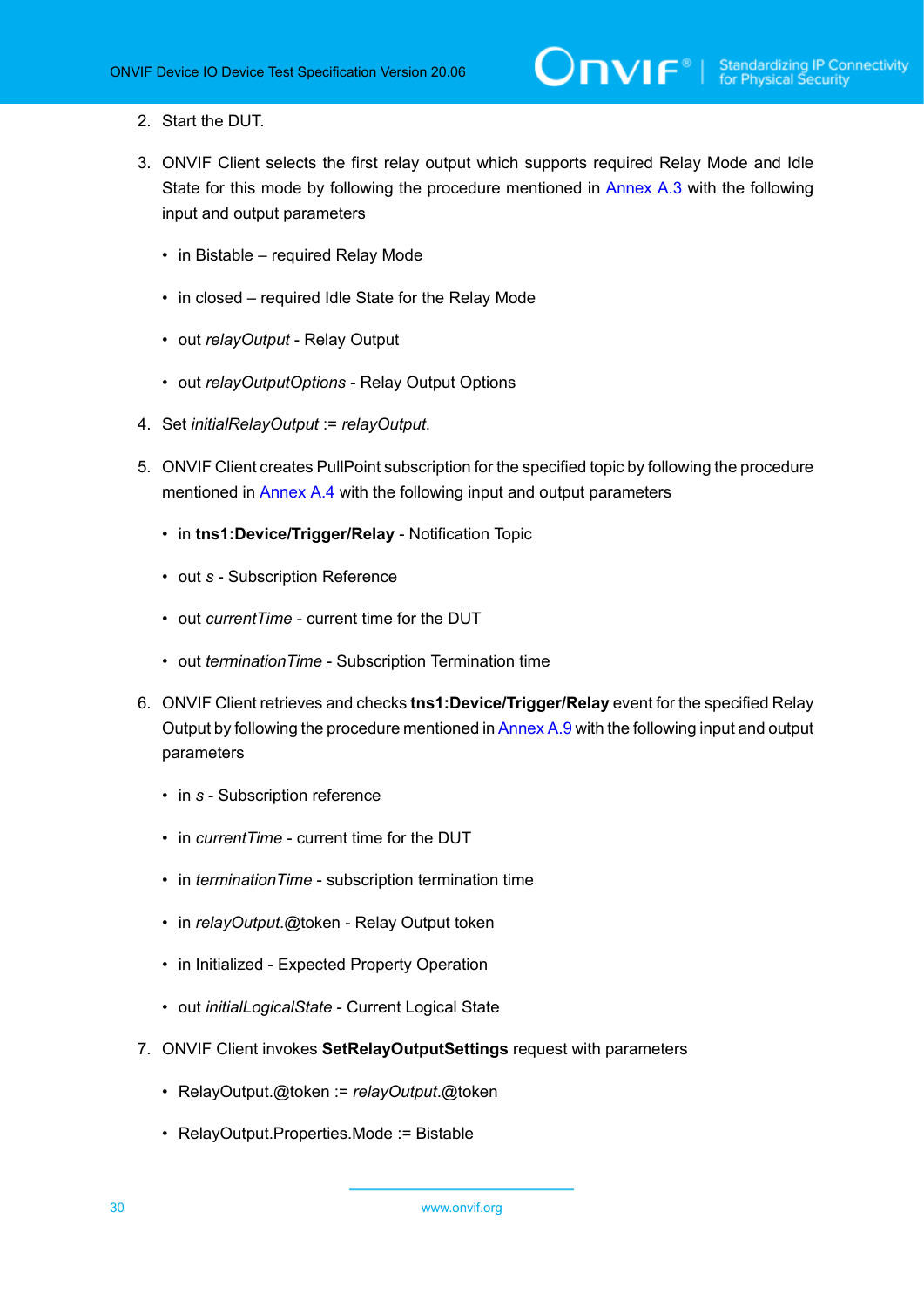2. Start the DUT.

3. ONVIF Client selects the first relay output which supports required Relay Mode and Idle State for this mode by following the procedure mentioned in Annex A.3 with the following input and output parameters

   - in Bistable – required Relay Mode
   - in closed – required Idle State for the Relay Mode
   - out *relayOutput* - Relay Output
   - out *relayOutputOptions* - Relay Output Options

4. Set *initialRelayOutput* := *relayOutput*.

5. ONVIF Client creates PullPoint subscription for the specified topic by following the procedure mentioned in Annex A.4 with the following input and output parameters

   - in **tns1:Device/Trigger/Relay** - Notification Topic
   - out *s* - Subscription Reference
   - out *currentTime* - current time for the DUT
   - out *terminationTime* - Subscription Termination time

6. ONVIF Client retrieves and checks **tns1:Device/Trigger/Relay** event for the specified Relay Output by following the procedure mentioned in Annex A.9 with the following input and output parameters

   - in *s* - Subscription reference
   - in *currentTime* - current time for the DUT
   - in *terminationTime* - subscription termination time
   - in *relayOutput*.@token - Relay Output token
   - in Initialized - Expected Property Operation
   - out *initialLogicalState* - Current Logical State

7. ONVIF Client invokes **SetRelayOutputSettings** request with parameters

   - RelayOutput.@token := *relayOutput*.@token
   - RelayOutput.Properties.Mode := Bistable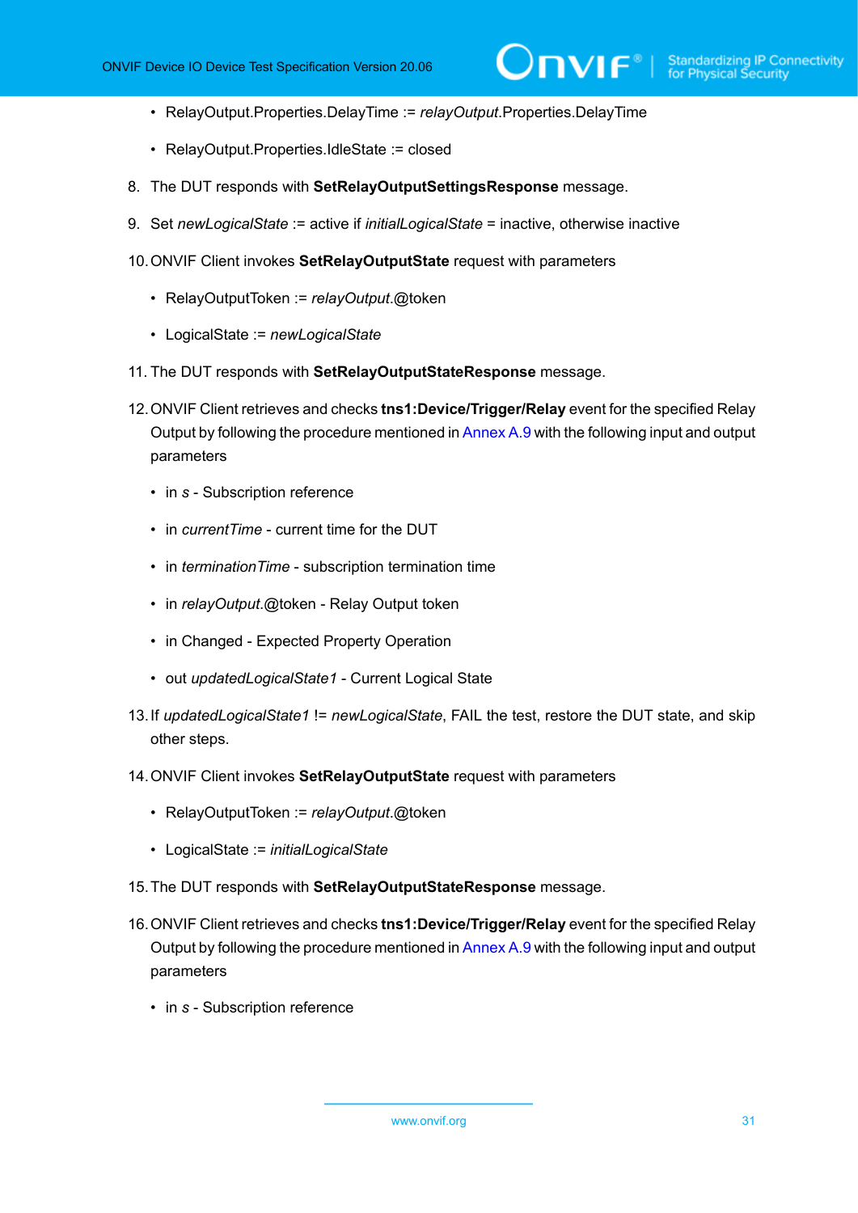- RelayOutput.Properties.DelayTime := *relayOutput*.Properties.DelayTime

- RelayOutput.Properties.IdleState := closed

8. The DUT responds with **SetRelayOutputSettingsResponse** message.

9. Set *newLogicalState* := active if *initialLogicalState* = inactive, otherwise inactive

10. ONVIF Client invokes **SetRelayOutputState** request with parameters

    - RelayOutputToken := *relayOutput*.@token

    - LogicalState := *newLogicalState*

11. The DUT responds with **SetRelayOutputStateResponse** message.

12. ONVIF Client retrieves and checks **tns1:Device/Trigger/Relay** event for the specified Relay Output by following the procedure mentioned in Annex A.9 with the following input and output parameters

    - in *s* - Subscription reference

    - in *currentTime* - current time for the DUT

    - in *terminationTime* - subscription termination time

    - in *relayOutput*.@token - Relay Output token

    - in Changed - Expected Property Operation

    - out *updatedLogicalState1* - Current Logical State

13. If *updatedLogicalState1* != *newLogicalState*, FAIL the test, restore the DUT state, and skip other steps.

14. ONVIF Client invokes **SetRelayOutputState** request with parameters

    - RelayOutputToken := *relayOutput*.@token

    - LogicalState := *initialLogicalState*

15. The DUT responds with **SetRelayOutputStateResponse** message.

16. ONVIF Client retrieves and checks **tns1:Device/Trigger/Relay** event for the specified Relay Output by following the procedure mentioned in Annex A.9 with the following input and output parameters

    - in *s* - Subscription reference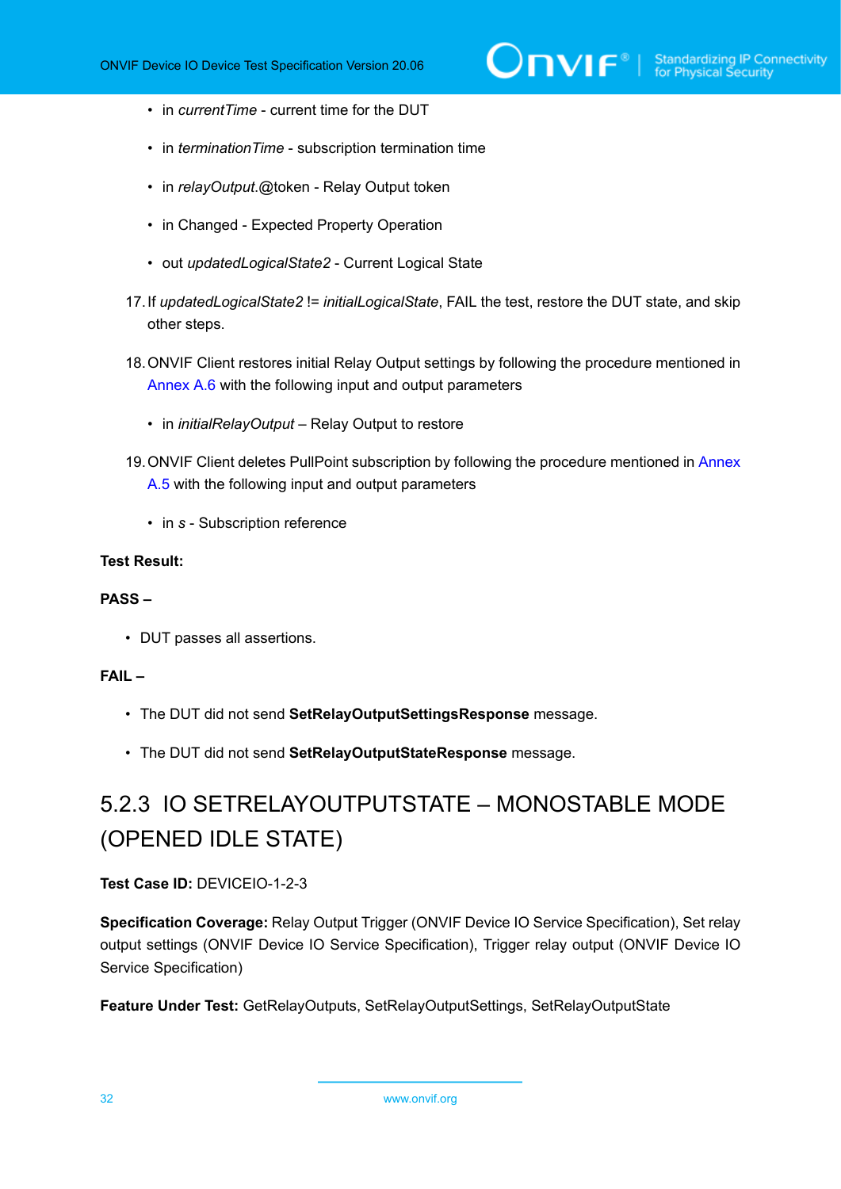- in *currentTime* - current time for the DUT
- in *terminationTime* - subscription termination time
- in *relayOutput*.@token - Relay Output token
- in Changed - Expected Property Operation
- out *updatedLogicalState2* - Current Logical State

17. If *updatedLogicalState2* != *initialLogicalState*, FAIL the test, restore the DUT state, and skip other steps.

18. ONVIF Client restores initial Relay Output settings by following the procedure mentioned in Annex A.6 with the following input and output parameters

    - in *initialRelayOutput* – Relay Output to restore

19. ONVIF Client deletes PullPoint subscription by following the procedure mentioned in Annex A.5 with the following input and output parameters

    - in *s* - Subscription reference

**Test Result:**

**PASS –**

- DUT passes all assertions.

**FAIL –**

- The DUT did not send **SetRelayOutputSettingsResponse** message.
- The DUT did not send **SetRelayOutputStateResponse** message.

### 5.2.3 IO SETRELAYOUTPUTSTATE – MONOSTABLE MODE (OPENED IDLE STATE)

**Test Case ID:** DEVICEIO-1-2-3

**Specification Coverage:** Relay Output Trigger (ONVIF Device IO Service Specification), Set relay output settings (ONVIF Device IO Service Specification), Trigger relay output (ONVIF Device IO Service Specification)

**Feature Under Test:** GetRelayOutputs, SetRelayOutputSettings, SetRelayOutputState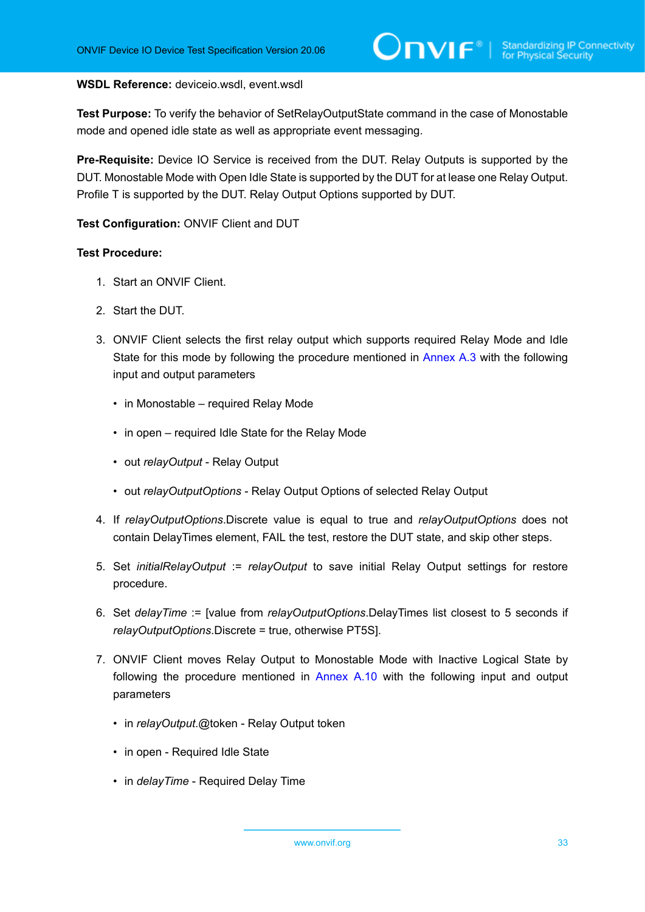**WSDL Reference:** deviceio.wsdl, event.wsdl

**Test Purpose:** To verify the behavior of SetRelayOutputState command in the case of Monostable mode and opened idle state as well as appropriate event messaging.

**Pre-Requisite:** Device IO Service is received from the DUT. Relay Outputs is supported by the DUT. Monostable Mode with Open Idle State is supported by the DUT for at lease one Relay Output. Profile T is supported by the DUT. Relay Output Options supported by DUT.

**Test Configuration:** ONVIF Client and DUT

**Test Procedure:**

1. Start an ONVIF Client.
2. Start the DUT.
3. ONVIF Client selects the first relay output which supports required Relay Mode and Idle State for this mode by following the procedure mentioned in Annex A.3 with the following input and output parameters
   - in Monostable – required Relay Mode
   - in open – required Idle State for the Relay Mode
   - out *relayOutput* - Relay Output
   - out *relayOutputOptions* - Relay Output Options of selected Relay Output
4. If *relayOutputOptions*.Discrete value is equal to true and *relayOutputOptions* does not contain DelayTimes element, FAIL the test, restore the DUT state, and skip other steps.
5. Set *initialRelayOutput* := *relayOutput* to save initial Relay Output settings for restore procedure.
6. Set *delayTime* := [value from *relayOutputOptions*.DelayTimes list closest to 5 seconds if *relayOutputOptions*.Discrete = true, otherwise PT5S].
7. ONVIF Client moves Relay Output to Monostable Mode with Inactive Logical State by following the procedure mentioned in Annex A.10 with the following input and output parameters
   - in *relayOutput*.@token - Relay Output token
   - in open - Required Idle State
   - in *delayTime* - Required Delay Time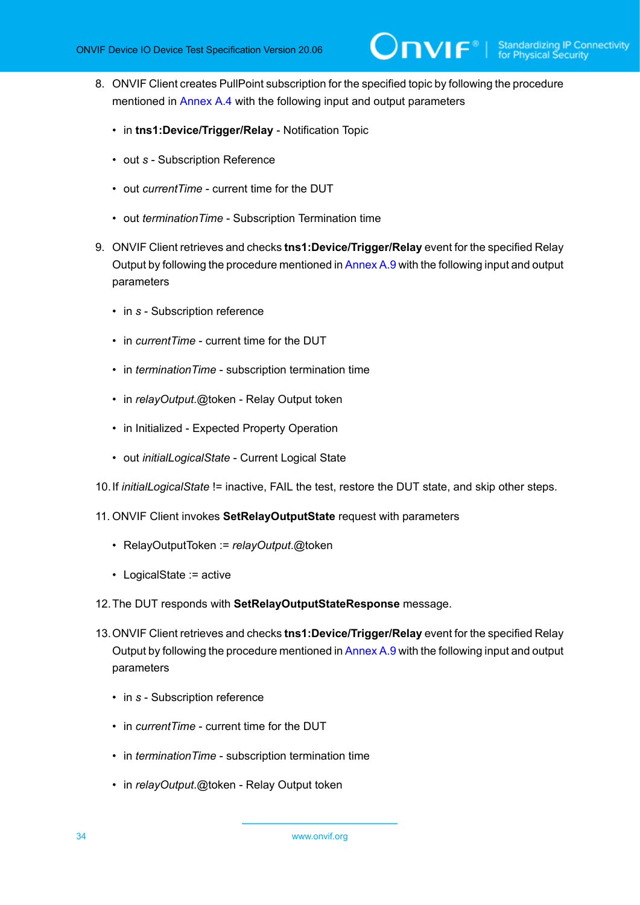8. ONVIF Client creates PullPoint subscription for the specified topic by following the procedure mentioned in Annex A.4 with the following input and output parameters

    - in **tns1:Device/Trigger/Relay** - Notification Topic
    - out *s* - Subscription Reference
    - out *currentTime* - current time for the DUT
    - out *terminationTime* - Subscription Termination time

9. ONVIF Client retrieves and checks **tns1:Device/Trigger/Relay** event for the specified Relay Output by following the procedure mentioned in Annex A.9 with the following input and output parameters

    - in *s* - Subscription reference
    - in *currentTime* - current time for the DUT
    - in *terminationTime* - subscription termination time
    - in *relayOutput*.@token - Relay Output token
    - in Initialized - Expected Property Operation
    - out *initialLogicalState* - Current Logical State

10. If *initialLogicalState* != inactive, FAIL the test, restore the DUT state, and skip other steps.

11. ONVIF Client invokes **SetRelayOutputState** request with parameters

    - RelayOutputToken := *relayOutput*.@token
    - LogicalState := active

12. The DUT responds with **SetRelayOutputStateResponse** message.

13. ONVIF Client retrieves and checks **tns1:Device/Trigger/Relay** event for the specified Relay Output by following the procedure mentioned in Annex A.9 with the following input and output parameters

    - in *s* - Subscription reference
    - in *currentTime* - current time for the DUT
    - in *terminationTime* - subscription termination time
    - in *relayOutput*.@token - Relay Output token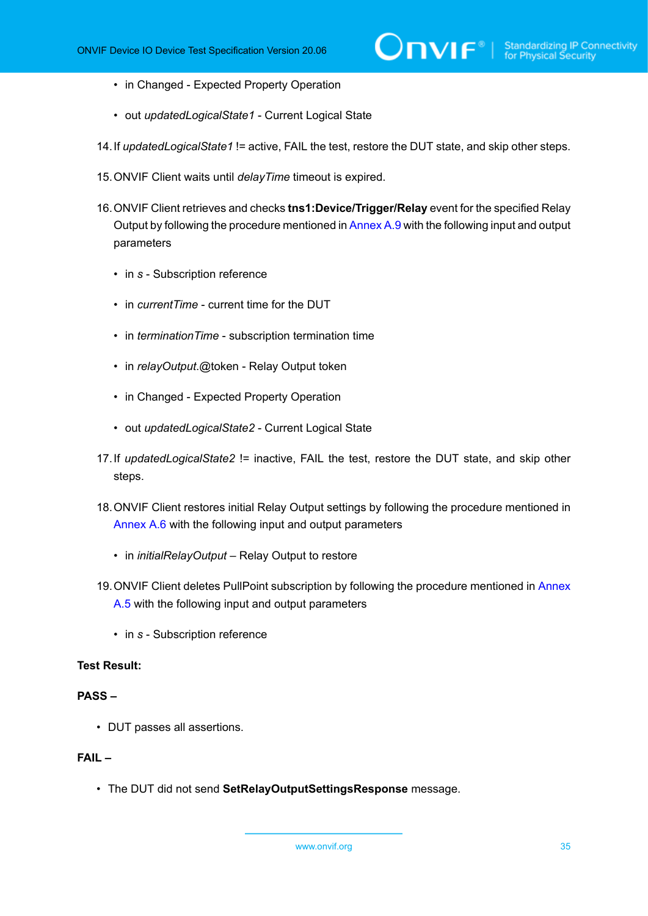- in Changed - Expected Property Operation
- out *updatedLogicalState1* - Current Logical State

14. If *updatedLogicalState1* != active, FAIL the test, restore the DUT state, and skip other steps.

15. ONVIF Client waits until *delayTime* timeout is expired.

16. ONVIF Client retrieves and checks **tns1:Device/Trigger/Relay** event for the specified Relay Output by following the procedure mentioned in Annex A.9 with the following input and output parameters

    - in *s* - Subscription reference
    - in *currentTime* - current time for the DUT
    - in *terminationTime* - subscription termination time
    - in *relayOutput*.@token - Relay Output token
    - in Changed - Expected Property Operation
    - out *updatedLogicalState2* - Current Logical State

17. If *updatedLogicalState2* != inactive, FAIL the test, restore the DUT state, and skip other steps.

18. ONVIF Client restores initial Relay Output settings by following the procedure mentioned in Annex A.6 with the following input and output parameters

    - in *initialRelayOutput* – Relay Output to restore

19. ONVIF Client deletes PullPoint subscription by following the procedure mentioned in Annex A.5 with the following input and output parameters

    - in *s* - Subscription reference

**Test Result:**

**PASS –**

- DUT passes all assertions.

**FAIL –**

- The DUT did not send **SetRelayOutputSettingsResponse** message.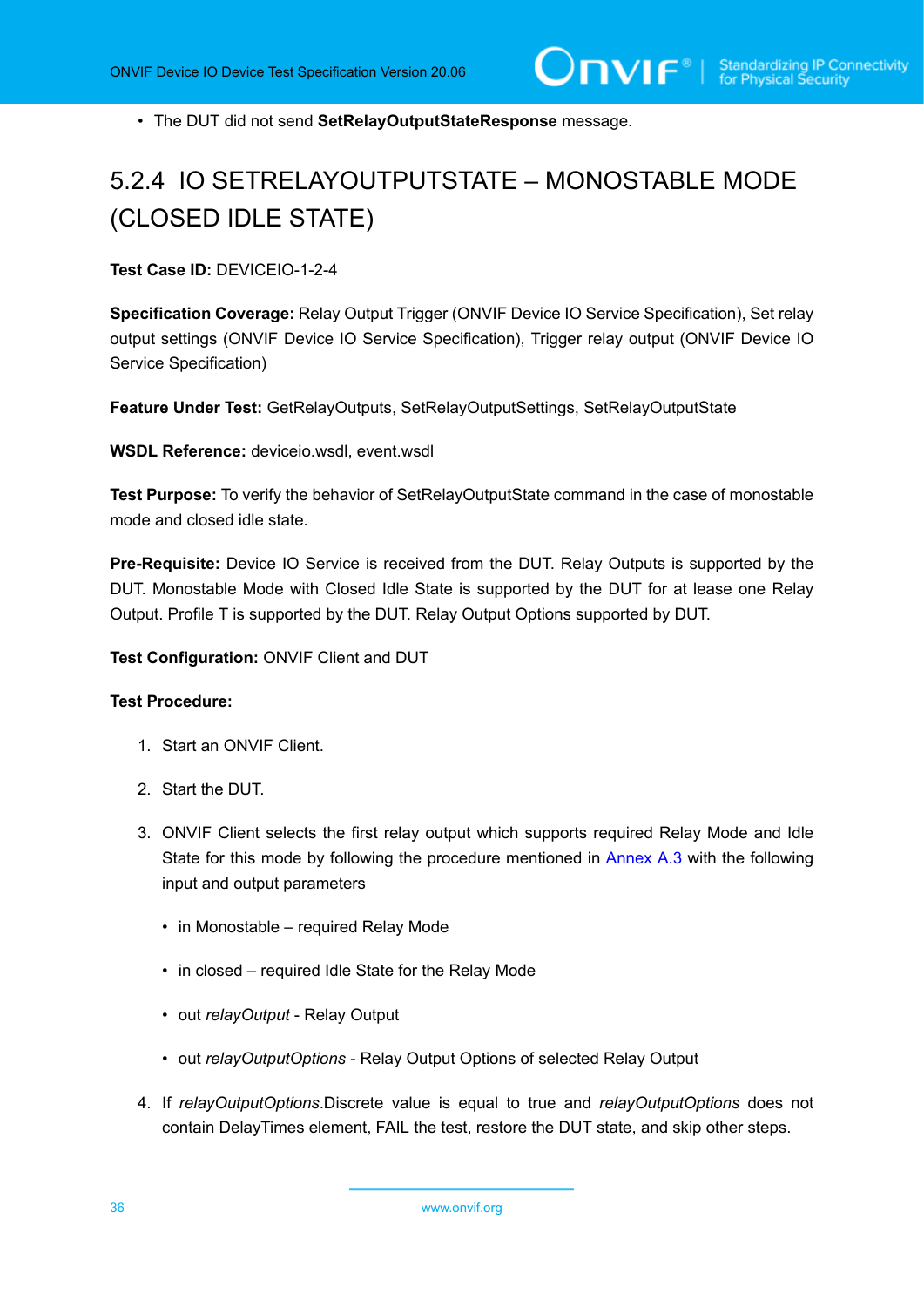- The DUT did not send **SetRelayOutputStateResponse** message.

## 5.2.4 IO SETRELAYOUTPUTSTATE – MONOSTABLE MODE (CLOSED IDLE STATE)

**Test Case ID:** DEVICEIO-1-2-4

**Specification Coverage:** Relay Output Trigger (ONVIF Device IO Service Specification), Set relay output settings (ONVIF Device IO Service Specification), Trigger relay output (ONVIF Device IO Service Specification)

**Feature Under Test:** GetRelayOutputs, SetRelayOutputSettings, SetRelayOutputState

**WSDL Reference:** deviceio.wsdl, event.wsdl

**Test Purpose:** To verify the behavior of SetRelayOutputState command in the case of monostable mode and closed idle state.

**Pre-Requisite:** Device IO Service is received from the DUT. Relay Outputs is supported by the DUT. Monostable Mode with Closed Idle State is supported by the DUT for at lease one Relay Output. Profile T is supported by the DUT. Relay Output Options supported by DUT.

**Test Configuration:** ONVIF Client and DUT

**Test Procedure:**

1. Start an ONVIF Client.

2. Start the DUT.

3. ONVIF Client selects the first relay output which supports required Relay Mode and Idle State for this mode by following the procedure mentioned in Annex A.3 with the following input and output parameters

   - in Monostable – required Relay Mode

   - in closed – required Idle State for the Relay Mode

   - out *relayOutput* - Relay Output

   - out *relayOutputOptions* - Relay Output Options of selected Relay Output

4. If *relayOutputOptions*.Discrete value is equal to true and *relayOutputOptions* does not contain DelayTimes element, FAIL the test, restore the DUT state, and skip other steps.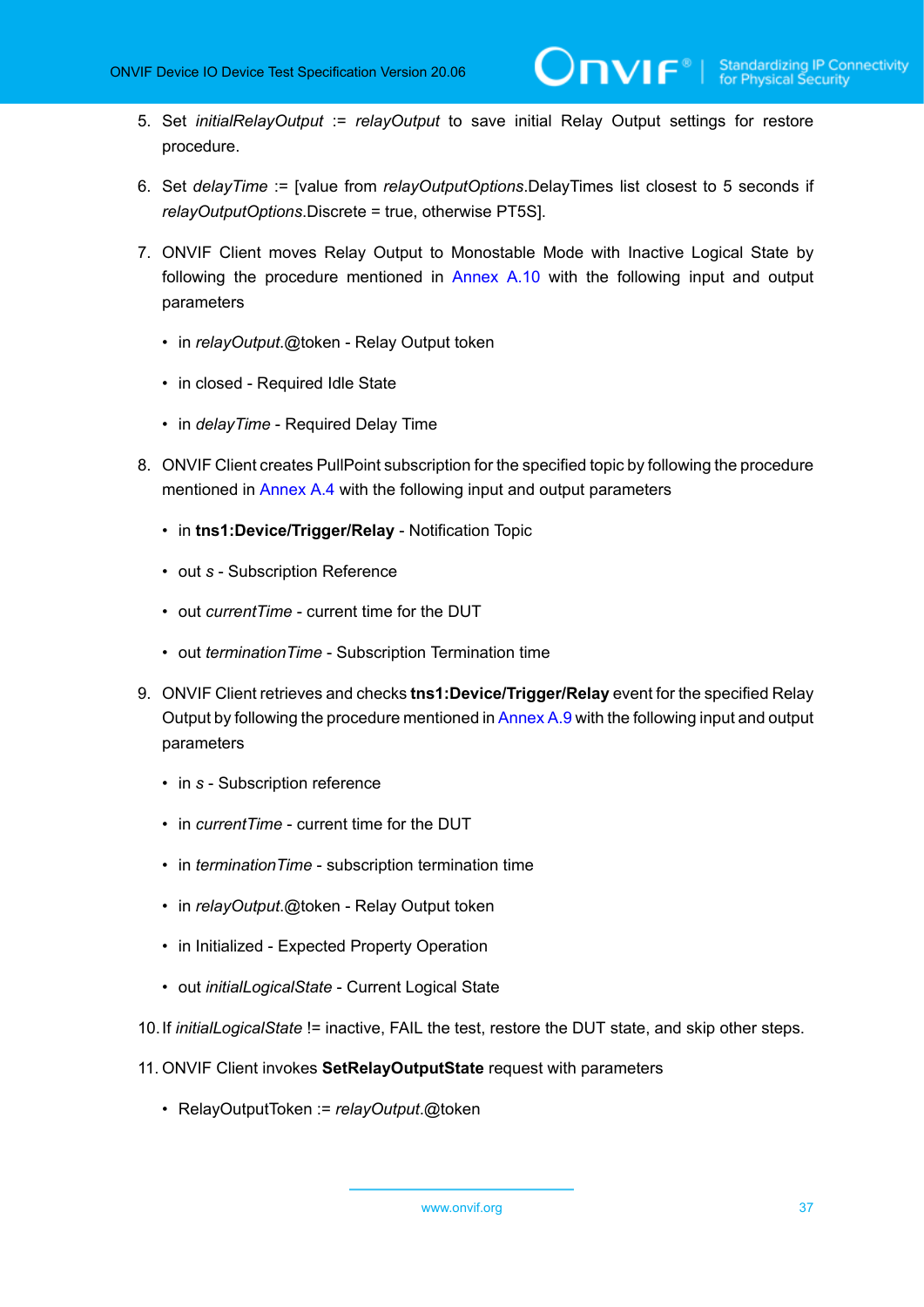5. Set *initialRelayOutput* := *relayOutput* to save initial Relay Output settings for restore procedure.

6. Set *delayTime* := [value from *relayOutputOptions*.DelayTimes list closest to 5 seconds if *relayOutputOptions*.Discrete = true, otherwise PT5S].

7. ONVIF Client moves Relay Output to Monostable Mode with Inactive Logical State by following the procedure mentioned in Annex A.10 with the following input and output parameters

   - in *relayOutput*.@token - Relay Output token
   - in closed - Required Idle State
   - in *delayTime* - Required Delay Time

8. ONVIF Client creates PullPoint subscription for the specified topic by following the procedure mentioned in Annex A.4 with the following input and output parameters

   - in **tns1:Device/Trigger/Relay** - Notification Topic
   - out *s* - Subscription Reference
   - out *currentTime* - current time for the DUT
   - out *terminationTime* - Subscription Termination time

9. ONVIF Client retrieves and checks **tns1:Device/Trigger/Relay** event for the specified Relay Output by following the procedure mentioned in Annex A.9 with the following input and output parameters

   - in *s* - Subscription reference
   - in *currentTime* - current time for the DUT
   - in *terminationTime* - subscription termination time
   - in *relayOutput*.@token - Relay Output token
   - in Initialized - Expected Property Operation
   - out *initialLogicalState* - Current Logical State

10. If *initialLogicalState* != inactive, FAIL the test, restore the DUT state, and skip other steps.

11. ONVIF Client invokes **SetRelayOutputState** request with parameters

    - RelayOutputToken := *relayOutput*.@token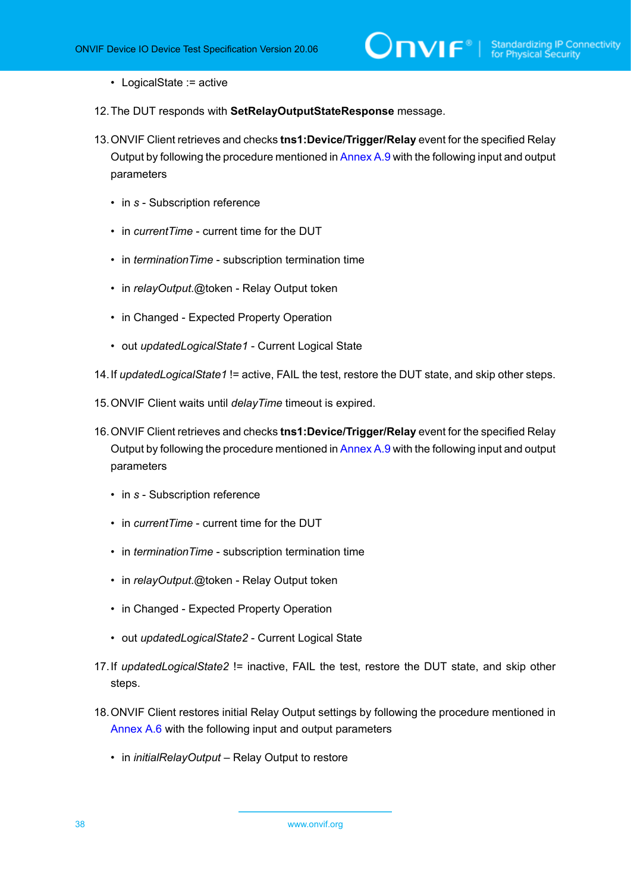- LogicalState := active

12. The DUT responds with **SetRelayOutputStateResponse** message.

13. ONVIF Client retrieves and checks **tns1:Device/Trigger/Relay** event for the specified Relay Output by following the procedure mentioned in Annex A.9 with the following input and output parameters

    - in *s* - Subscription reference
    - in *currentTime* - current time for the DUT
    - in *terminationTime* - subscription termination time
    - in *relayOutput*.@token - Relay Output token
    - in Changed - Expected Property Operation
    - out *updatedLogicalState1* - Current Logical State

14. If *updatedLogicalState1* != active, FAIL the test, restore the DUT state, and skip other steps.

15. ONVIF Client waits until *delayTime* timeout is expired.

16. ONVIF Client retrieves and checks **tns1:Device/Trigger/Relay** event for the specified Relay Output by following the procedure mentioned in Annex A.9 with the following input and output parameters

    - in *s* - Subscription reference
    - in *currentTime* - current time for the DUT
    - in *terminationTime* - subscription termination time
    - in *relayOutput*.@token - Relay Output token
    - in Changed - Expected Property Operation
    - out *updatedLogicalState2* - Current Logical State

17. If *updatedLogicalState2* != inactive, FAIL the test, restore the DUT state, and skip other steps.

18. ONVIF Client restores initial Relay Output settings by following the procedure mentioned in Annex A.6 with the following input and output parameters

    - in *initialRelayOutput* – Relay Output to restore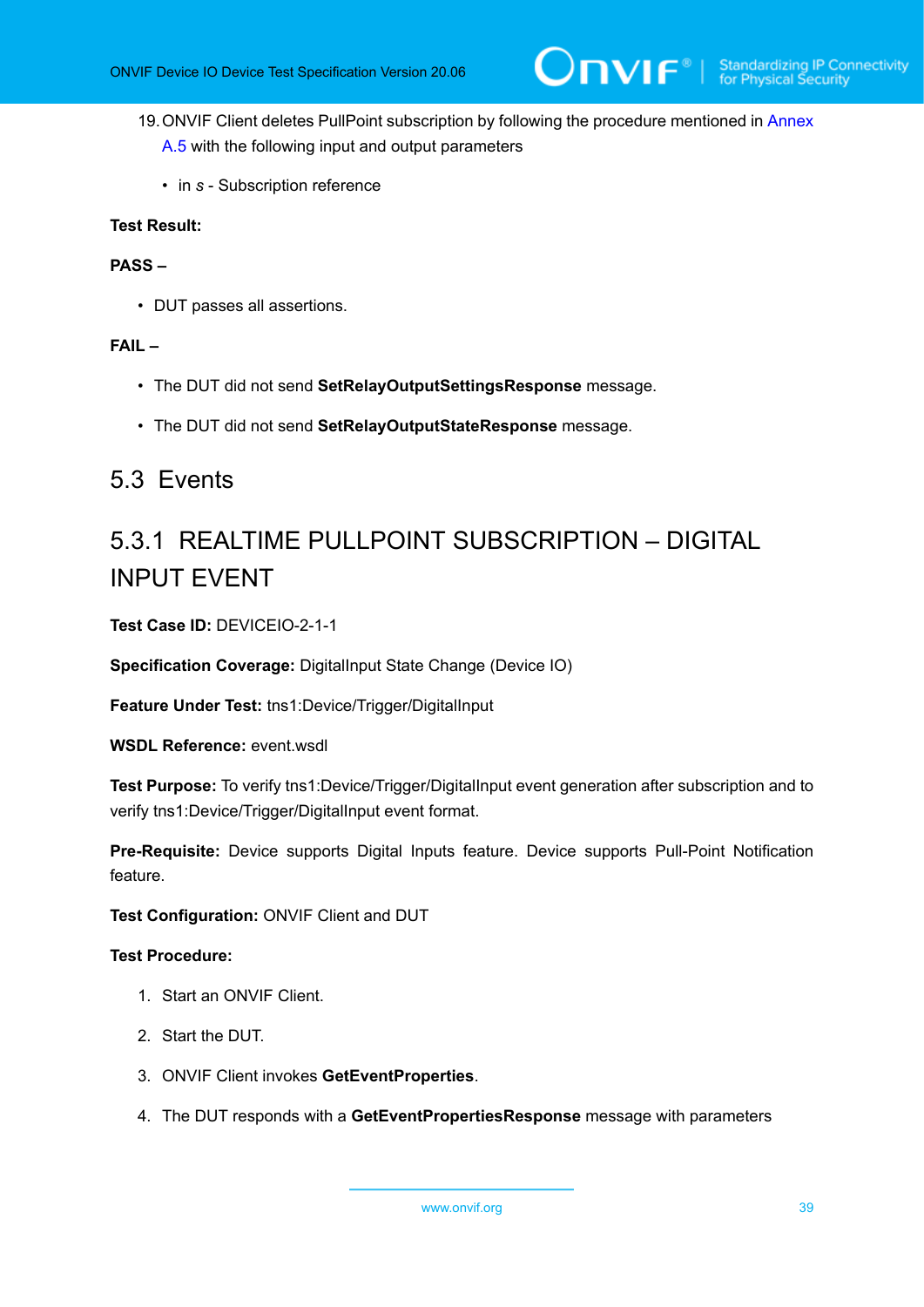19. ONVIF Client deletes PullPoint subscription by following the procedure mentioned in Annex A.5 with the following input and output parameters

    - in *s* - Subscription reference

**Test Result:**

**PASS –**

- DUT passes all assertions.

**FAIL –**

- The DUT did not send **SetRelayOutputSettingsResponse** message.
- The DUT did not send **SetRelayOutputStateResponse** message.

## 5.3 Events

### 5.3.1 REALTIME PULLPOINT SUBSCRIPTION – DIGITAL INPUT EVENT

**Test Case ID:** DEVICEIO-2-1-1

**Specification Coverage:** DigitalInput State Change (Device IO)

**Feature Under Test:** tns1:Device/Trigger/DigitalInput

**WSDL Reference:** event.wsdl

**Test Purpose:** To verify tns1:Device/Trigger/DigitalInput event generation after subscription and to verify tns1:Device/Trigger/DigitalInput event format.

**Pre-Requisite:** Device supports Digital Inputs feature. Device supports Pull-Point Notification feature.

**Test Configuration:** ONVIF Client and DUT

**Test Procedure:**

1. Start an ONVIF Client.
2. Start the DUT.
3. ONVIF Client invokes **GetEventProperties**.
4. The DUT responds with a **GetEventPropertiesResponse** message with parameters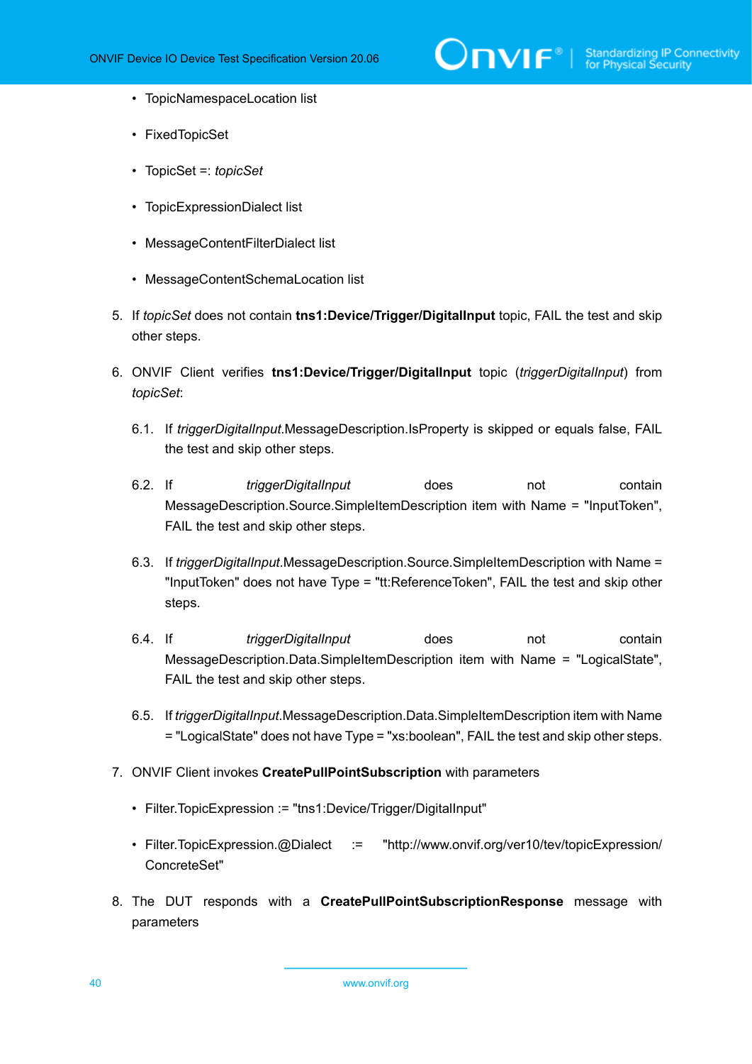- TopicNamespaceLocation list
- FixedTopicSet
- TopicSet =: *topicSet*
- TopicExpressionDialect list
- MessageContentFilterDialect list
- MessageContentSchemaLocation list

5. If *topicSet* does not contain **tns1:Device/Trigger/DigitalInput** topic, FAIL the test and skip other steps.

6. ONVIF Client verifies **tns1:Device/Trigger/DigitalInput** topic (*triggerDigitalInput*) from *topicSet*:

   6.1. If *triggerDigitalInput*.MessageDescription.IsProperty is skipped or equals false, FAIL the test and skip other steps.

   6.2. If *triggerDigitalInput* does not contain MessageDescription.Source.SimpleItemDescription item with Name = "InputToken", FAIL the test and skip other steps.

   6.3. If *triggerDigitalInput*.MessageDescription.Source.SimpleItemDescription with Name = "InputToken" does not have Type = "tt:ReferenceToken", FAIL the test and skip other steps.

   6.4. If *triggerDigitalInput* does not contain MessageDescription.Data.SimpleItemDescription item with Name = "LogicalState", FAIL the test and skip other steps.

   6.5. If *triggerDigitalInput*.MessageDescription.Data.SimpleItemDescription item with Name = "LogicalState" does not have Type = "xs:boolean", FAIL the test and skip other steps.

7. ONVIF Client invokes **CreatePullPointSubscription** with parameters

   - Filter.TopicExpression := "tns1:Device/Trigger/DigitalInput"
   - Filter.TopicExpression.@Dialect := "http://www.onvif.org/ver10/tev/topicExpression/ConcreteSet"

8. The DUT responds with a **CreatePullPointSubscriptionResponse** message with parameters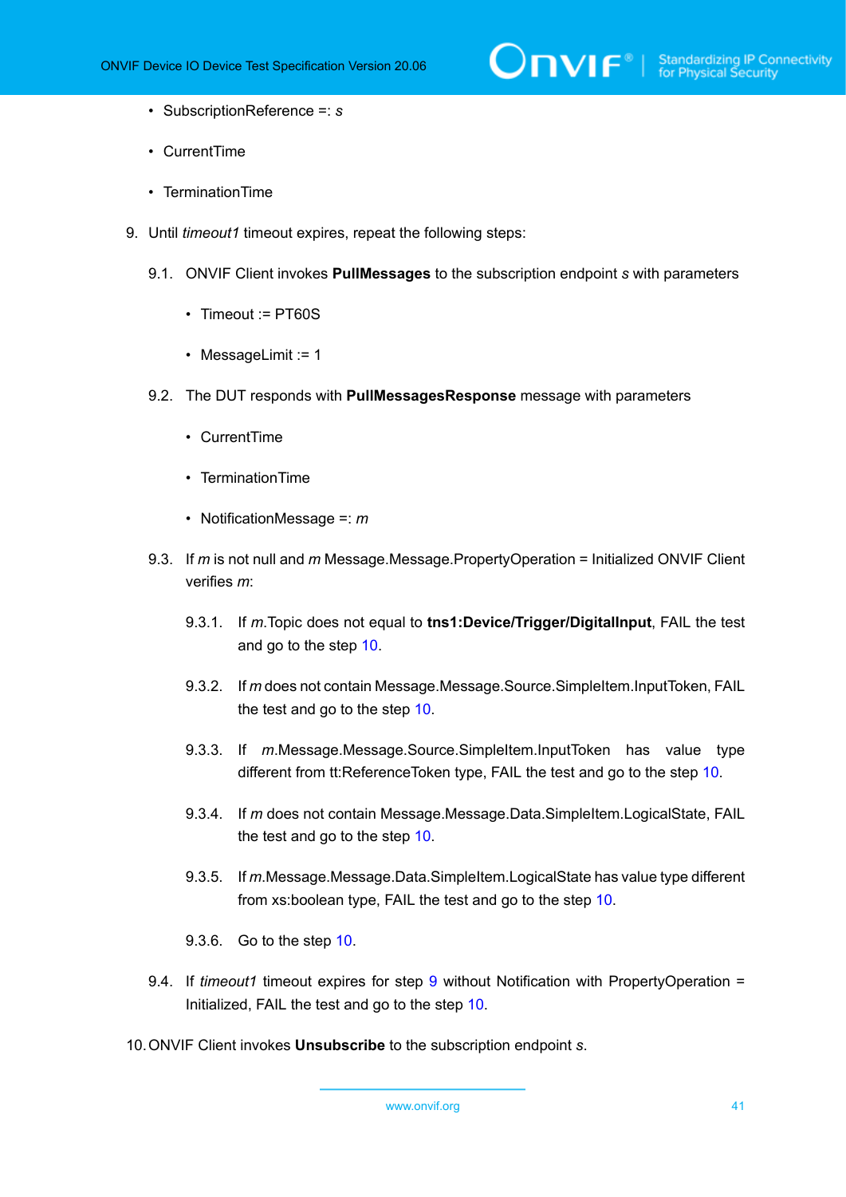- SubscriptionReference =: *s*
- CurrentTime
- TerminationTime

9. Until *timeout1* timeout expires, repeat the following steps:

   9.1. ONVIF Client invokes **PullMessages** to the subscription endpoint *s* with parameters

   - Timeout := PT60S
   - MessageLimit := 1

   9.2. The DUT responds with **PullMessagesResponse** message with parameters

   - CurrentTime
   - TerminationTime
   - NotificationMessage =: *m*

   9.3. If *m* is not null and *m* Message.Message.PropertyOperation = Initialized ONVIF Client verifies *m*:

   9.3.1. If *m*.Topic does not equal to **tns1:Device/Trigger/DigitalInput**, FAIL the test and go to the step 10.

   9.3.2. If *m* does not contain Message.Message.Source.SimpleItem.InputToken, FAIL the test and go to the step 10.

   9.3.3. If *m*.Message.Message.Source.SimpleItem.InputToken has value type different from tt:ReferenceToken type, FAIL the test and go to the step 10.

   9.3.4. If *m* does not contain Message.Message.Data.SimpleItem.LogicalState, FAIL the test and go to the step 10.

   9.3.5. If *m*.Message.Message.Data.SimpleItem.LogicalState has value type different from xs:boolean type, FAIL the test and go to the step 10.

   9.3.6. Go to the step 10.

   9.4. If *timeout1* timeout expires for step 9 without Notification with PropertyOperation = Initialized, FAIL the test and go to the step 10.

10. ONVIF Client invokes **Unsubscribe** to the subscription endpoint *s*.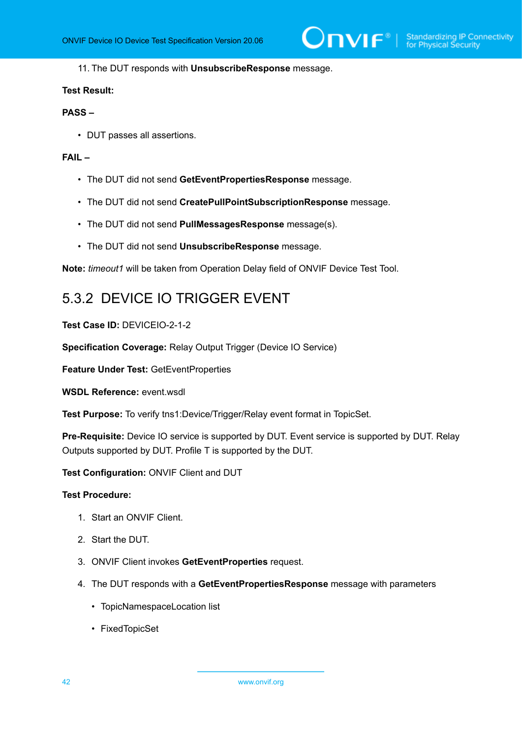11. The DUT responds with **UnsubscribeResponse** message.

**Test Result:**

**PASS –**

- DUT passes all assertions.

**FAIL –**

- The DUT did not send **GetEventPropertiesResponse** message.
- The DUT did not send **CreatePullPointSubscriptionResponse** message.
- The DUT did not send **PullMessagesResponse** message(s).
- The DUT did not send **UnsubscribeResponse** message.

**Note:** *timeout1* will be taken from Operation Delay field of ONVIF Device Test Tool.

## 5.3.2 DEVICE IO TRIGGER EVENT

**Test Case ID:** DEVICEIO-2-1-2

**Specification Coverage:** Relay Output Trigger (Device IO Service)

**Feature Under Test:** GetEventProperties

**WSDL Reference:** event.wsdl

**Test Purpose:** To verify tns1:Device/Trigger/Relay event format in TopicSet.

**Pre-Requisite:** Device IO service is supported by DUT. Event service is supported by DUT. Relay Outputs supported by DUT. Profile T is supported by the DUT.

**Test Configuration:** ONVIF Client and DUT

**Test Procedure:**

1. Start an ONVIF Client.
2. Start the DUT.
3. ONVIF Client invokes **GetEventProperties** request.
4. The DUT responds with a **GetEventPropertiesResponse** message with parameters
   - TopicNamespaceLocation list
   - FixedTopicSet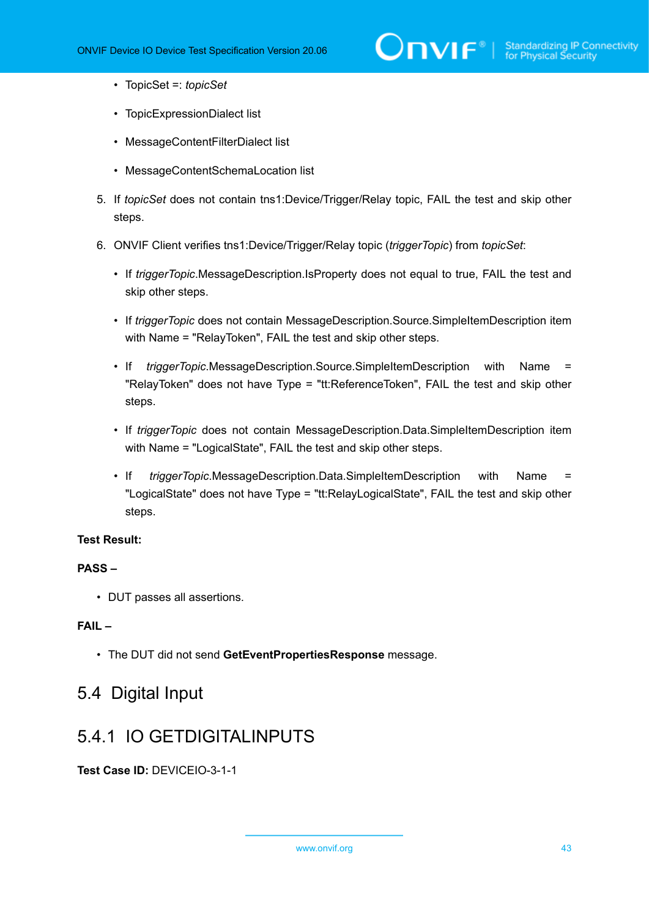- TopicSet =: *topicSet*
- TopicExpressionDialect list
- MessageContentFilterDialect list
- MessageContentSchemaLocation list

5. If *topicSet* does not contain tns1:Device/Trigger/Relay topic, FAIL the test and skip other steps.

6. ONVIF Client verifies tns1:Device/Trigger/Relay topic (*triggerTopic*) from *topicSet*:

   - If *triggerTopic*.MessageDescription.IsProperty does not equal to true, FAIL the test and skip other steps.
   - If *triggerTopic* does not contain MessageDescription.Source.SimpleItemDescription item with Name = "RelayToken", FAIL the test and skip other steps.
   - If *triggerTopic*.MessageDescription.Source.SimpleItemDescription with Name = "RelayToken" does not have Type = "tt:ReferenceToken", FAIL the test and skip other steps.
   - If *triggerTopic* does not contain MessageDescription.Data.SimpleItemDescription item with Name = "LogicalState", FAIL the test and skip other steps.
   - If *triggerTopic*.MessageDescription.Data.SimpleItemDescription with Name = "LogicalState" does not have Type = "tt:RelayLogicalState", FAIL the test and skip other steps.

**Test Result:**

**PASS –**

- DUT passes all assertions.

**FAIL –**

- The DUT did not send **GetEventPropertiesResponse** message.

## 5.4 Digital Input

### 5.4.1 IO GETDIGITALINPUTS

**Test Case ID:** DEVICEIO-3-1-1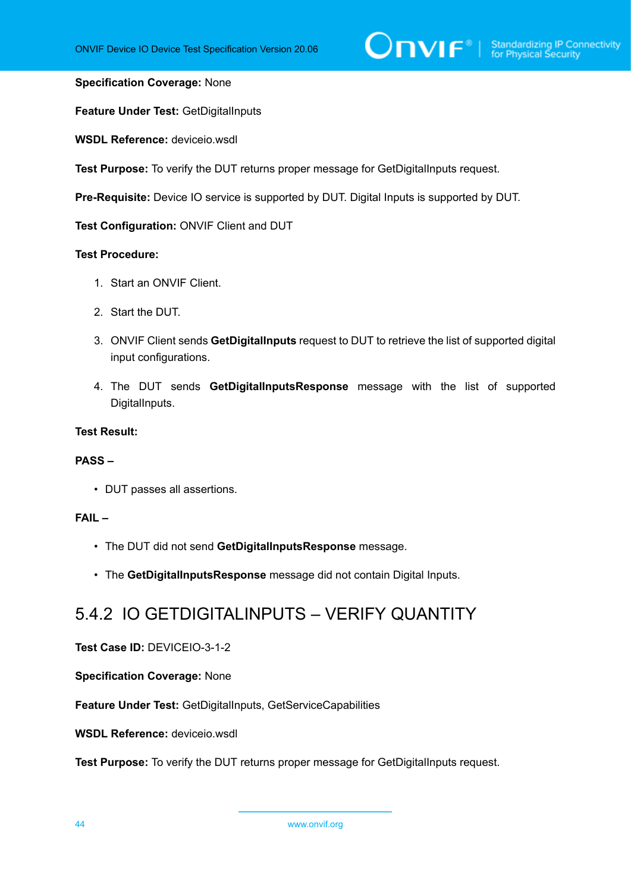**Specification Coverage:** None

**Feature Under Test:** GetDigitalInputs

**WSDL Reference:** deviceio.wsdl

**Test Purpose:** To verify the DUT returns proper message for GetDigitalInputs request.

**Pre-Requisite:** Device IO service is supported by DUT. Digital Inputs is supported by DUT.

**Test Configuration:** ONVIF Client and DUT

**Test Procedure:**

1. Start an ONVIF Client.
2. Start the DUT.
3. ONVIF Client sends **GetDigitalInputs** request to DUT to retrieve the list of supported digital input configurations.
4. The DUT sends **GetDigitalInputsResponse** message with the list of supported DigitalInputs.

**Test Result:**

**PASS –**

- DUT passes all assertions.

**FAIL –**

- The DUT did not send **GetDigitalInputsResponse** message.
- The **GetDigitalInputsResponse** message did not contain Digital Inputs.

## 5.4.2 IO GETDIGITALINPUTS – VERIFY QUANTITY

**Test Case ID:** DEVICEIO-3-1-2

**Specification Coverage:** None

**Feature Under Test:** GetDigitalInputs, GetServiceCapabilities

**WSDL Reference:** deviceio.wsdl

**Test Purpose:** To verify the DUT returns proper message for GetDigitalInputs request.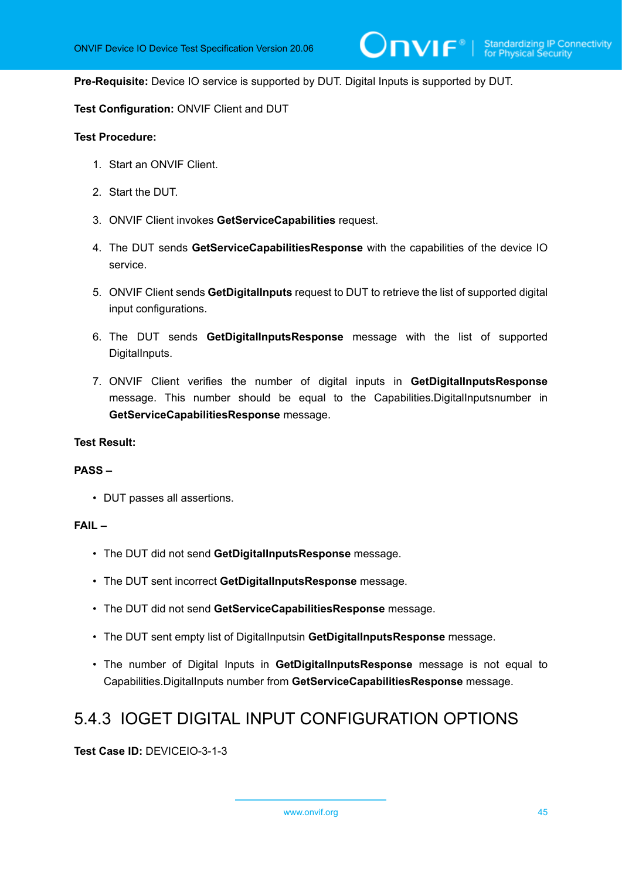**Pre-Requisite:** Device IO service is supported by DUT. Digital Inputs is supported by DUT.

**Test Configuration:** ONVIF Client and DUT

**Test Procedure:**

1. Start an ONVIF Client.
2. Start the DUT.
3. ONVIF Client invokes **GetServiceCapabilities** request.
4. The DUT sends **GetServiceCapabilitiesResponse** with the capabilities of the device IO service.
5. ONVIF Client sends **GetDigitalInputs** request to DUT to retrieve the list of supported digital input configurations.
6. The DUT sends **GetDigitalInputsResponse** message with the list of supported DigitalInputs.
7. ONVIF Client verifies the number of digital inputs in **GetDigitalInputsResponse** message. This number should be equal to the Capabilities.DigitalInputsnumber in **GetServiceCapabilitiesResponse** message.

**Test Result:**

**PASS –**

- DUT passes all assertions.

**FAIL –**

- The DUT did not send **GetDigitalInputsResponse** message.
- The DUT sent incorrect **GetDigitalInputsResponse** message.
- The DUT did not send **GetServiceCapabilitiesResponse** message.
- The DUT sent empty list of DigitalInputsin **GetDigitalInputsResponse** message.
- The number of Digital Inputs in **GetDigitalInputsResponse** message is not equal to Capabilities.DigitalInputs number from **GetServiceCapabilitiesResponse** message.

## 5.4.3 IOGET DIGITAL INPUT CONFIGURATION OPTIONS

**Test Case ID:** DEVICEIO-3-1-3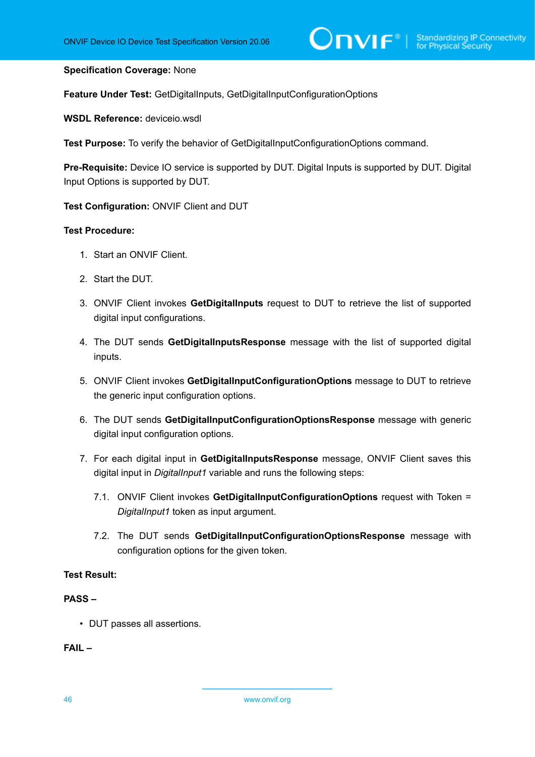**Specification Coverage:** None

**Feature Under Test:** GetDigitalInputs, GetDigitalInputConfigurationOptions

**WSDL Reference:** deviceio.wsdl

**Test Purpose:** To verify the behavior of GetDigitalInputConfigurationOptions command.

**Pre-Requisite:** Device IO service is supported by DUT. Digital Inputs is supported by DUT. Digital Input Options is supported by DUT.

**Test Configuration:** ONVIF Client and DUT

**Test Procedure:**

1. Start an ONVIF Client.
2. Start the DUT.
3. ONVIF Client invokes **GetDigitalInputs** request to DUT to retrieve the list of supported digital input configurations.
4. The DUT sends **GetDigitalInputsResponse** message with the list of supported digital inputs.
5. ONVIF Client invokes **GetDigitalInputConfigurationOptions** message to DUT to retrieve the generic input configuration options.
6. The DUT sends **GetDigitalInputConfigurationOptionsResponse** message with generic digital input configuration options.
7. For each digital input in **GetDigitalInputsResponse** message, ONVIF Client saves this digital input in *DigitalInput1* variable and runs the following steps:

   7.1. ONVIF Client invokes **GetDigitalInputConfigurationOptions** request with Token = *DigitalInput1* token as input argument.

   7.2. The DUT sends **GetDigitalInputConfigurationOptionsResponse** message with configuration options for the given token.

**Test Result:**

**PASS –**

- DUT passes all assertions.

**FAIL –**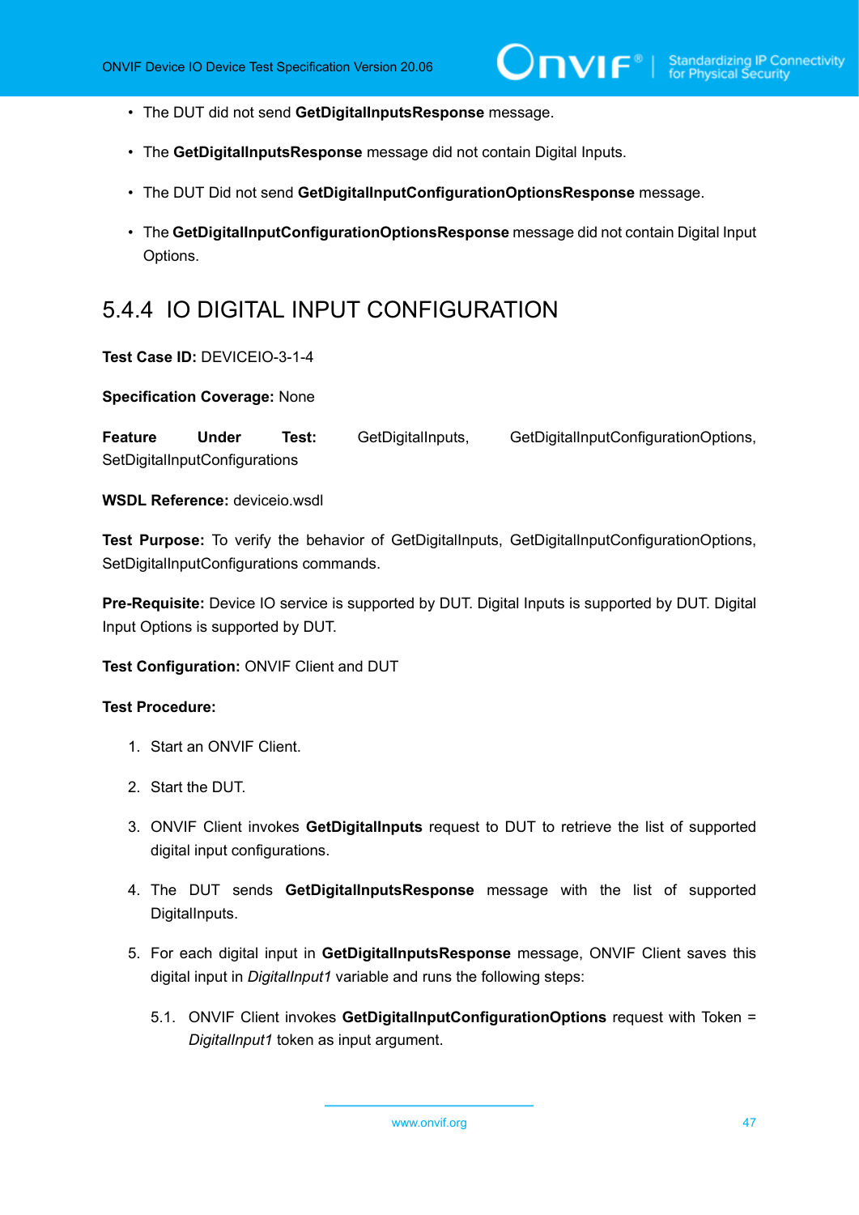- The DUT did not send **GetDigitalInputsResponse** message.
- The **GetDigitalInputsResponse** message did not contain Digital Inputs.
- The DUT Did not send **GetDigitalInputConfigurationOptionsResponse** message.
- The **GetDigitalInputConfigurationOptionsResponse** message did not contain Digital Input Options.

### 5.4.4 IO DIGITAL INPUT CONFIGURATION

**Test Case ID:** DEVICEIO-3-1-4

**Specification Coverage:** None

**Feature Under Test:** GetDigitalInputs, GetDigitalInputConfigurationOptions, SetDigitalInputConfigurations

**WSDL Reference:** deviceio.wsdl

**Test Purpose:** To verify the behavior of GetDigitalInputs, GetDigitalInputConfigurationOptions, SetDigitalInputConfigurations commands.

**Pre-Requisite:** Device IO service is supported by DUT. Digital Inputs is supported by DUT. Digital Input Options is supported by DUT.

**Test Configuration:** ONVIF Client and DUT

**Test Procedure:**

1. Start an ONVIF Client.
2. Start the DUT.
3. ONVIF Client invokes **GetDigitalInputs** request to DUT to retrieve the list of supported digital input configurations.
4. The DUT sends **GetDigitalInputsResponse** message with the list of supported DigitalInputs.
5. For each digital input in **GetDigitalInputsResponse** message, ONVIF Client saves this digital input in *DigitalInput1* variable and runs the following steps:
   5.1. ONVIF Client invokes **GetDigitalInputConfigurationOptions** request with Token = *DigitalInput1* token as input argument.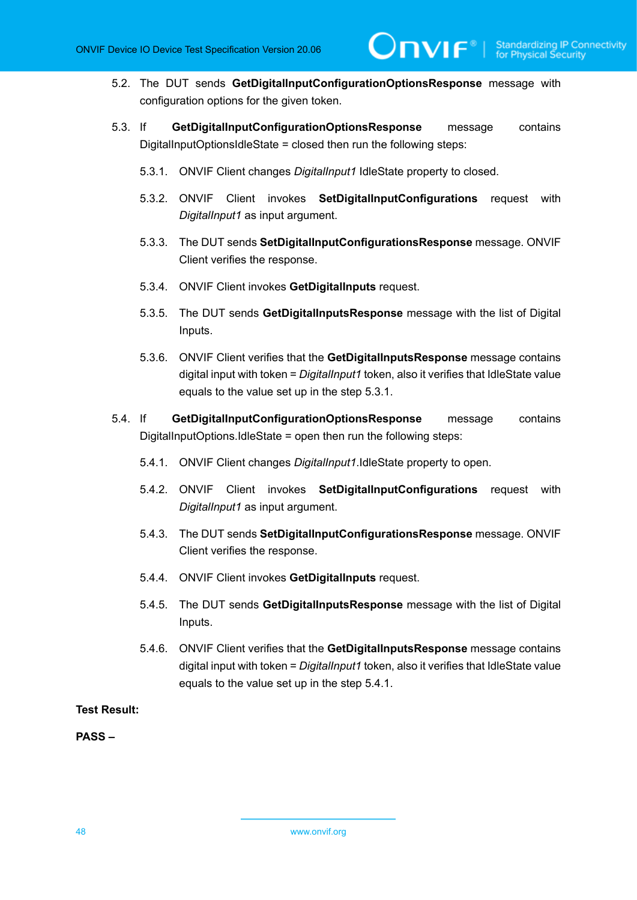5.2. The DUT sends **GetDigitalInputConfigurationOptionsResponse** message with configuration options for the given token.

5.3. If **GetDigitalInputConfigurationOptionsResponse** message contains DigitalInputOptionsIdleState = closed then run the following steps:

5.3.1. ONVIF Client changes *DigitalInput1* IdleState property to closed.

5.3.2. ONVIF Client invokes **SetDigitalInputConfigurations** request with *DigitalInput1* as input argument.

5.3.3. The DUT sends **SetDigitalInputConfigurationsResponse** message. ONVIF Client verifies the response.

5.3.4. ONVIF Client invokes **GetDigitalInputs** request.

5.3.5. The DUT sends **GetDigitalInputsResponse** message with the list of Digital Inputs.

5.3.6. ONVIF Client verifies that the **GetDigitalInputsResponse** message contains digital input with token = *DigitalInput1* token, also it verifies that IdleState value equals to the value set up in the step 5.3.1.

5.4. If **GetDigitalInputConfigurationOptionsResponse** message contains DigitalInputOptions.IdleState = open then run the following steps:

5.4.1. ONVIF Client changes *DigitalInput1*.IdleState property to open.

5.4.2. ONVIF Client invokes **SetDigitalInputConfigurations** request with *DigitalInput1* as input argument.

5.4.3. The DUT sends **SetDigitalInputConfigurationsResponse** message. ONVIF Client verifies the response.

5.4.4. ONVIF Client invokes **GetDigitalInputs** request.

5.4.5. The DUT sends **GetDigitalInputsResponse** message with the list of Digital Inputs.

5.4.6. ONVIF Client verifies that the **GetDigitalInputsResponse** message contains digital input with token = *DigitalInput1* token, also it verifies that IdleState value equals to the value set up in the step 5.4.1.

**Test Result:**

**PASS –**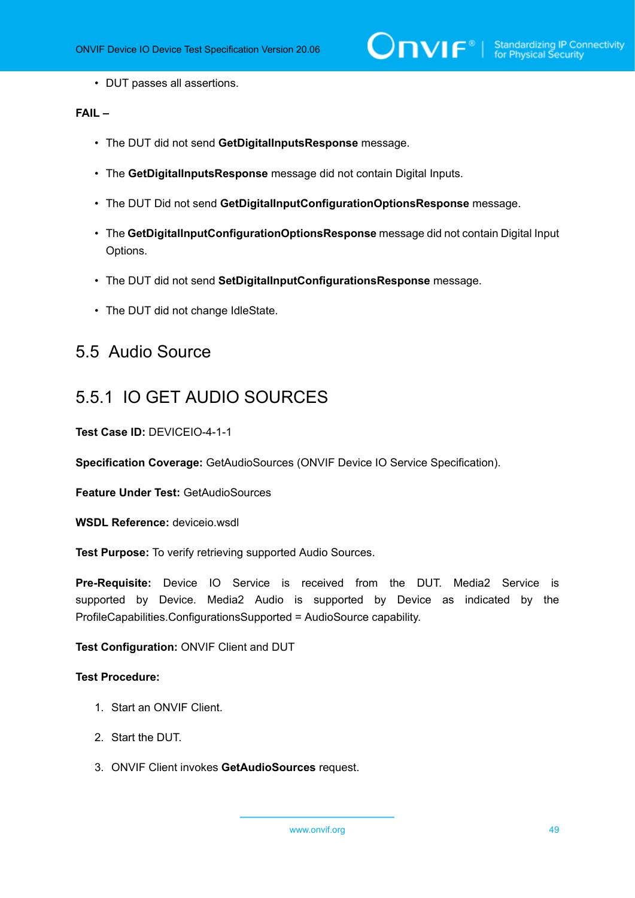- DUT passes all assertions.

**FAIL –**

- The DUT did not send **GetDigitalInputsResponse** message.
- The **GetDigitalInputsResponse** message did not contain Digital Inputs.
- The DUT Did not send **GetDigitalInputConfigurationOptionsResponse** message.
- The **GetDigitalInputConfigurationOptionsResponse** message did not contain Digital Input Options.
- The DUT did not send **SetDigitalInputConfigurationsResponse** message.
- The DUT did not change IdleState.

## 5.5 Audio Source

### 5.5.1 IO GET AUDIO SOURCES

**Test Case ID:** DEVICEIO-4-1-1

**Specification Coverage:** GetAudioSources (ONVIF Device IO Service Specification).

**Feature Under Test:** GetAudioSources

**WSDL Reference:** deviceio.wsdl

**Test Purpose:** To verify retrieving supported Audio Sources.

**Pre-Requisite:** Device IO Service is received from the DUT. Media2 Service is supported by Device. Media2 Audio is supported by Device as indicated by the ProfileCapabilities.ConfigurationsSupported = AudioSource capability.

**Test Configuration:** ONVIF Client and DUT

**Test Procedure:**

1. Start an ONVIF Client.
2. Start the DUT.
3. ONVIF Client invokes **GetAudioSources** request.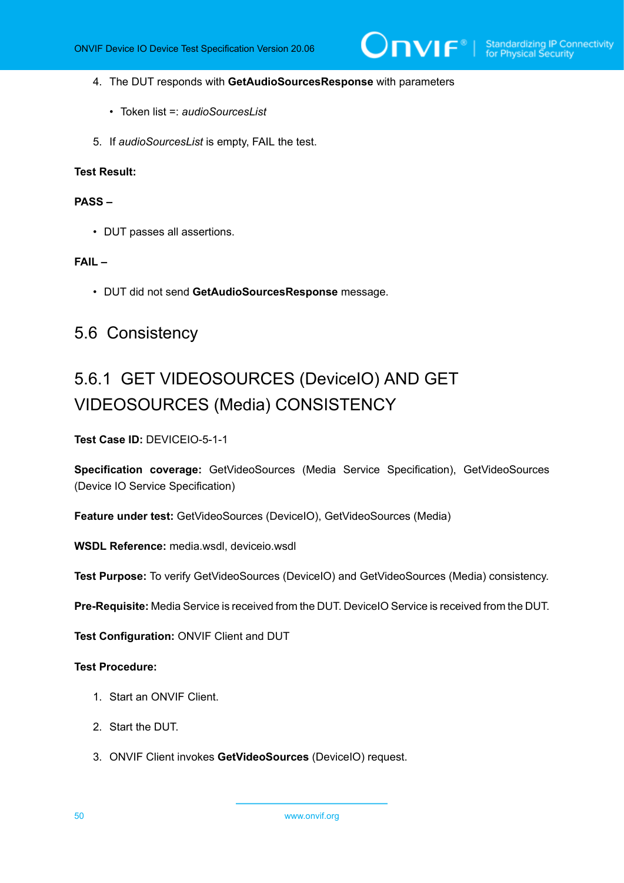4. The DUT responds with **GetAudioSourcesResponse** with parameters

    • Token list =: *audioSourcesList*

5. If *audioSourcesList* is empty, FAIL the test.

**Test Result:**

**PASS –**

• DUT passes all assertions.

**FAIL –**

• DUT did not send **GetAudioSourcesResponse** message.

## 5.6 Consistency

### 5.6.1 GET VIDEOSOURCES (DeviceIO) AND GET VIDEOSOURCES (Media) CONSISTENCY

**Test Case ID:** DEVICEIO-5-1-1

**Specification coverage:** GetVideoSources (Media Service Specification), GetVideoSources (Device IO Service Specification)

**Feature under test:** GetVideoSources (DeviceIO), GetVideoSources (Media)

**WSDL Reference:** media.wsdl, deviceio.wsdl

**Test Purpose:** To verify GetVideoSources (DeviceIO) and GetVideoSources (Media) consistency.

**Pre-Requisite:** Media Service is received from the DUT. DeviceIO Service is received from the DUT.

**Test Configuration:** ONVIF Client and DUT

**Test Procedure:**

1. Start an ONVIF Client.
2. Start the DUT.
3. ONVIF Client invokes **GetVideoSources** (DeviceIO) request.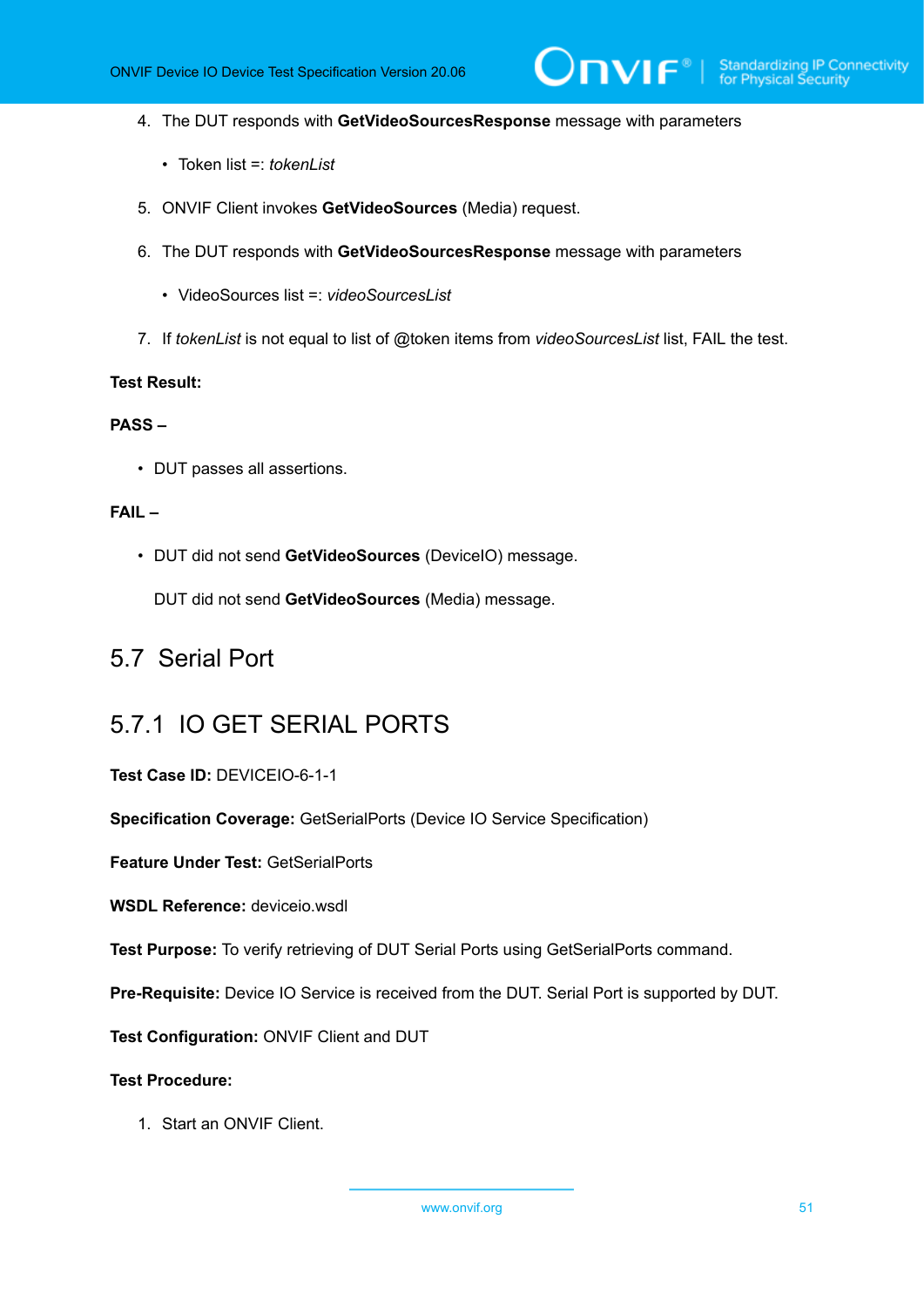4. The DUT responds with **GetVideoSourcesResponse** message with parameters

    - Token list =: *tokenList*

5. ONVIF Client invokes **GetVideoSources** (Media) request.

6. The DUT responds with **GetVideoSourcesResponse** message with parameters

    - VideoSources list =: *videoSourcesList*

7. If *tokenList* is not equal to list of @token items from *videoSourcesList* list, FAIL the test.

**Test Result:**

**PASS –**

- DUT passes all assertions.

**FAIL –**

- DUT did not send **GetVideoSources** (DeviceIO) message.

  DUT did not send **GetVideoSources** (Media) message.

## 5.7 Serial Port

### 5.7.1 IO GET SERIAL PORTS

**Test Case ID:** DEVICEIO-6-1-1

**Specification Coverage:** GetSerialPorts (Device IO Service Specification)

**Feature Under Test:** GetSerialPorts

**WSDL Reference:** deviceio.wsdl

**Test Purpose:** To verify retrieving of DUT Serial Ports using GetSerialPorts command.

**Pre-Requisite:** Device IO Service is received from the DUT. Serial Port is supported by DUT.

**Test Configuration:** ONVIF Client and DUT

**Test Procedure:**

1. Start an ONVIF Client.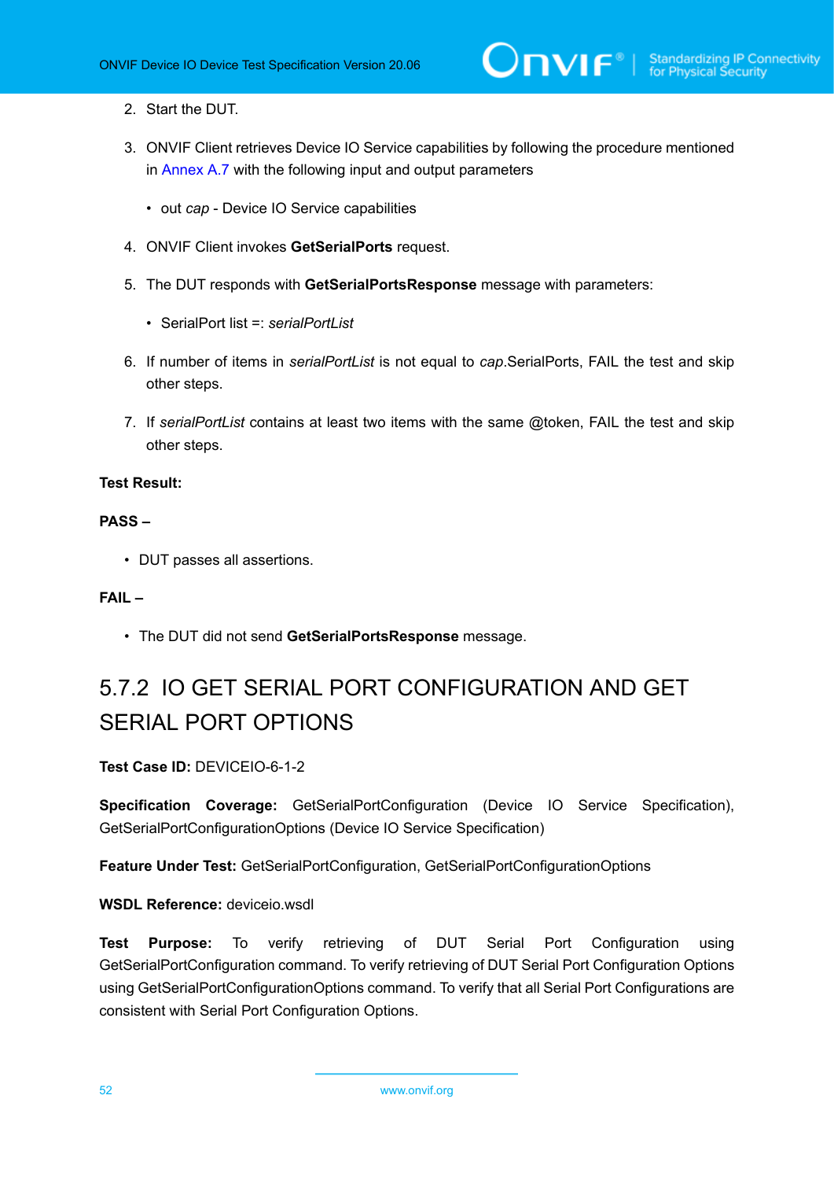2. Start the DUT.

3. ONVIF Client retrieves Device IO Service capabilities by following the procedure mentioned in Annex A.7 with the following input and output parameters

   - out *cap* - Device IO Service capabilities

4. ONVIF Client invokes **GetSerialPorts** request.

5. The DUT responds with **GetSerialPortsResponse** message with parameters:

   - SerialPort list =: *serialPortList*

6. If number of items in *serialPortList* is not equal to *cap*.SerialPorts, FAIL the test and skip other steps.

7. If *serialPortList* contains at least two items with the same @token, FAIL the test and skip other steps.

**Test Result:**

**PASS –**

- DUT passes all assertions.

**FAIL –**

- The DUT did not send **GetSerialPortsResponse** message.

## 5.7.2 IO GET SERIAL PORT CONFIGURATION AND GET SERIAL PORT OPTIONS

**Test Case ID:** DEVICEIO-6-1-2

**Specification Coverage:** GetSerialPortConfiguration (Device IO Service Specification), GetSerialPortConfigurationOptions (Device IO Service Specification)

**Feature Under Test:** GetSerialPortConfiguration, GetSerialPortConfigurationOptions

**WSDL Reference:** deviceio.wsdl

**Test Purpose:** To verify retrieving of DUT Serial Port Configuration using GetSerialPortConfiguration command. To verify retrieving of DUT Serial Port Configuration Options using GetSerialPortConfigurationOptions command. To verify that all Serial Port Configurations are consistent with Serial Port Configuration Options.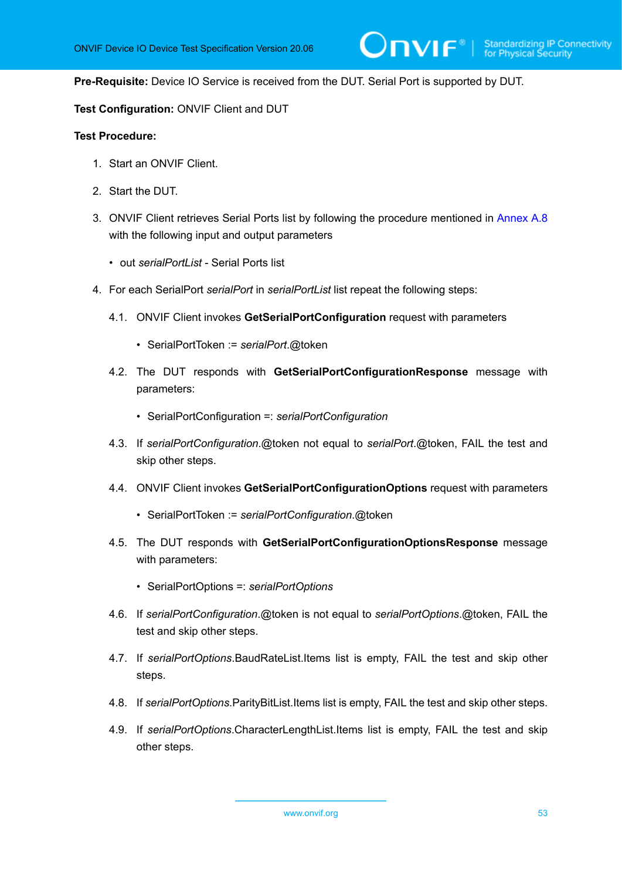**Pre-Requisite:** Device IO Service is received from the DUT. Serial Port is supported by DUT.

**Test Configuration:** ONVIF Client and DUT

**Test Procedure:**

1. Start an ONVIF Client.
2. Start the DUT.
3. ONVIF Client retrieves Serial Ports list by following the procedure mentioned in Annex A.8 with the following input and output parameters
   - out *serialPortList* - Serial Ports list
4. For each SerialPort *serialPort* in *serialPortList* list repeat the following steps:
   - 4.1. ONVIF Client invokes **GetSerialPortConfiguration** request with parameters
     - SerialPortToken := *serialPort*.@token
   - 4.2. The DUT responds with **GetSerialPortConfigurationResponse** message with parameters:
     - SerialPortConfiguration =: *serialPortConfiguration*
   - 4.3. If *serialPortConfiguration*.@token not equal to *serialPort*.@token, FAIL the test and skip other steps.
   - 4.4. ONVIF Client invokes **GetSerialPortConfigurationOptions** request with parameters
     - SerialPortToken := *serialPortConfiguration*.@token
   - 4.5. The DUT responds with **GetSerialPortConfigurationOptionsResponse** message with parameters:
     - SerialPortOptions =: *serialPortOptions*
   - 4.6. If *serialPortConfiguration*.@token is not equal to *serialPortOptions*.@token, FAIL the test and skip other steps.
   - 4.7. If *serialPortOptions*.BaudRateList.Items list is empty, FAIL the test and skip other steps.
   - 4.8. If *serialPortOptions*.ParityBitList.Items list is empty, FAIL the test and skip other steps.
   - 4.9. If *serialPortOptions*.CharacterLengthList.Items list is empty, FAIL the test and skip other steps.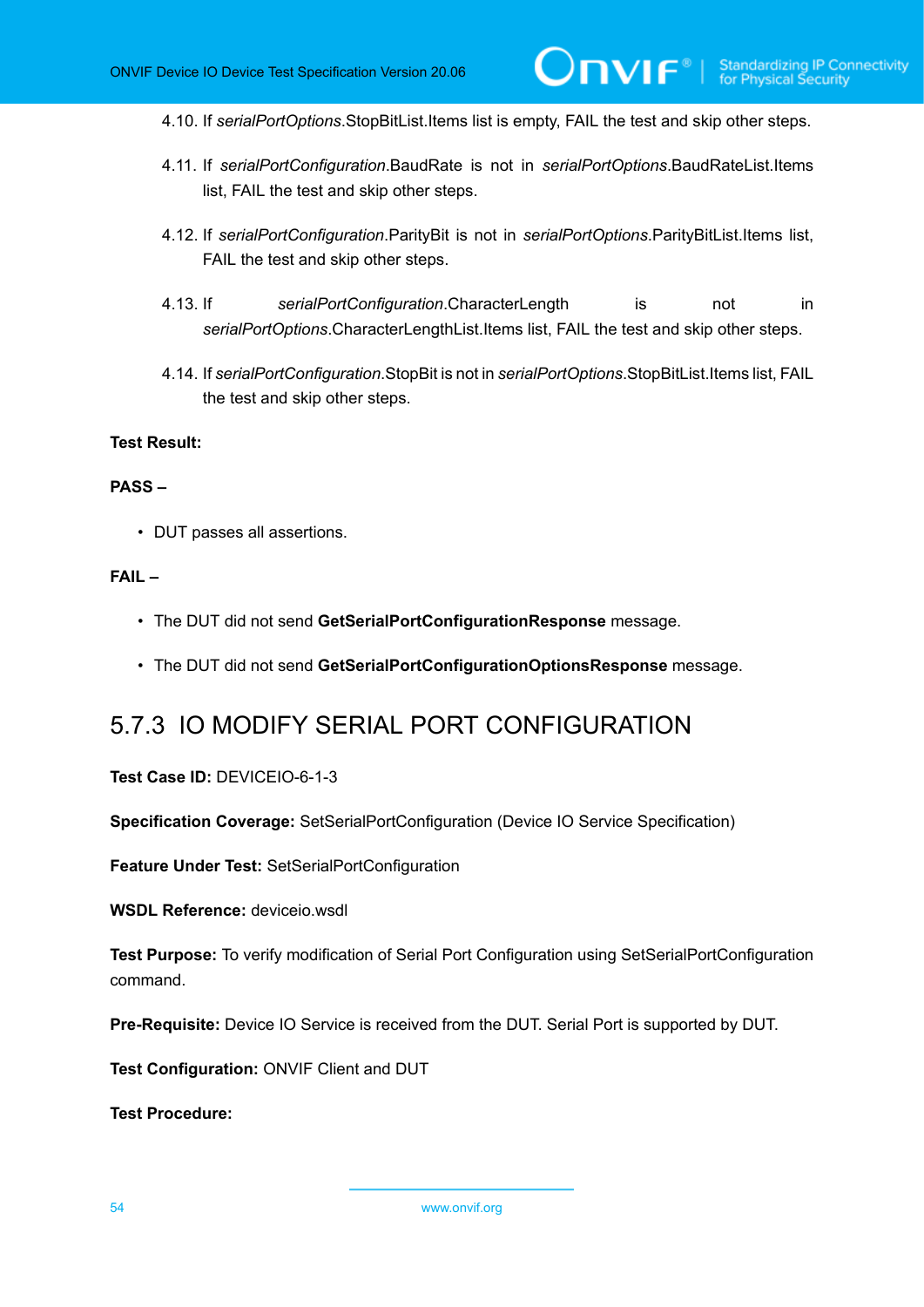4.10. If *serialPortOptions*.StopBitList.Items list is empty, FAIL the test and skip other steps.

4.11. If *serialPortConfiguration*.BaudRate is not in *serialPortOptions*.BaudRateList.Items list, FAIL the test and skip other steps.

4.12. If *serialPortConfiguration*.ParityBit is not in *serialPortOptions*.ParityBitList.Items list, FAIL the test and skip other steps.

4.13. If *serialPortConfiguration*.CharacterLength is not in *serialPortOptions*.CharacterLengthList.Items list, FAIL the test and skip other steps.

4.14. If *serialPortConfiguration*.StopBit is not in *serialPortOptions*.StopBitList.Items list, FAIL the test and skip other steps.

**Test Result:**

**PASS –**

- DUT passes all assertions.

**FAIL –**

- The DUT did not send **GetSerialPortConfigurationResponse** message.
- The DUT did not send **GetSerialPortConfigurationOptionsResponse** message.

## 5.7.3 IO MODIFY SERIAL PORT CONFIGURATION

**Test Case ID:** DEVICEIO-6-1-3

**Specification Coverage:** SetSerialPortConfiguration (Device IO Service Specification)

**Feature Under Test:** SetSerialPortConfiguration

**WSDL Reference:** deviceio.wsdl

**Test Purpose:** To verify modification of Serial Port Configuration using SetSerialPortConfiguration command.

**Pre-Requisite:** Device IO Service is received from the DUT. Serial Port is supported by DUT.

**Test Configuration:** ONVIF Client and DUT

**Test Procedure:**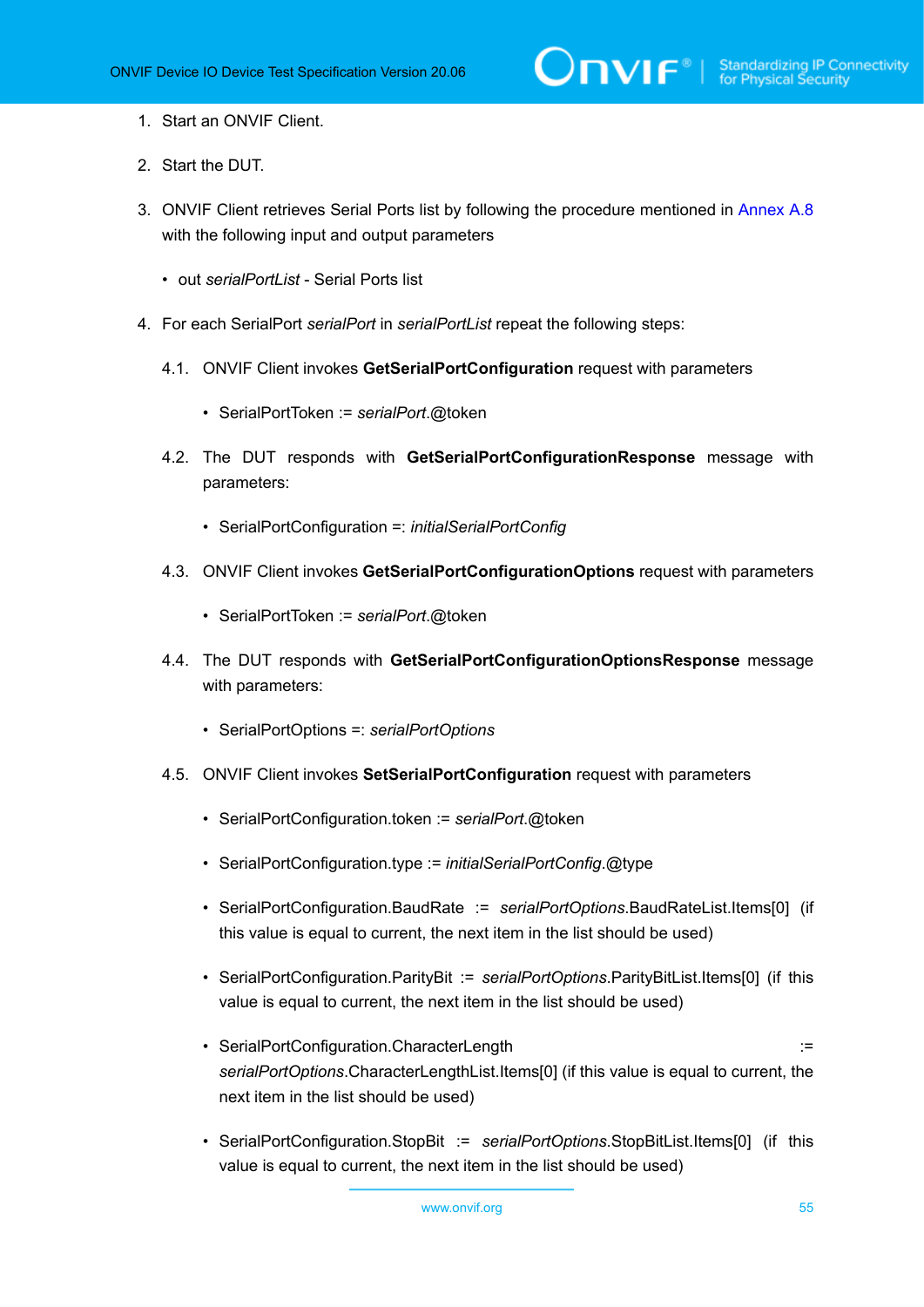1. Start an ONVIF Client.

2. Start the DUT.

3. ONVIF Client retrieves Serial Ports list by following the procedure mentioned in Annex A.8 with the following input and output parameters

   - out *serialPortList* - Serial Ports list

4. For each SerialPort *serialPort* in *serialPortList* repeat the following steps:

   4.1. ONVIF Client invokes **GetSerialPortConfiguration** request with parameters

   - SerialPortToken := *serialPort*.@token

   4.2. The DUT responds with **GetSerialPortConfigurationResponse** message with parameters:

   - SerialPortConfiguration =: *initialSerialPortConfig*

   4.3. ONVIF Client invokes **GetSerialPortConfigurationOptions** request with parameters

   - SerialPortToken := *serialPort*.@token

   4.4. The DUT responds with **GetSerialPortConfigurationOptionsResponse** message with parameters:

   - SerialPortOptions =: *serialPortOptions*

   4.5. ONVIF Client invokes **SetSerialPortConfiguration** request with parameters

   - SerialPortConfiguration.token := *serialPort*.@token
   - SerialPortConfiguration.type := *initialSerialPortConfig*.@type
   - SerialPortConfiguration.BaudRate := *serialPortOptions*.BaudRateList.Items[0] (if this value is equal to current, the next item in the list should be used)
   - SerialPortConfiguration.ParityBit := *serialPortOptions*.ParityBitList.Items[0] (if this value is equal to current, the next item in the list should be used)
   - SerialPortConfiguration.CharacterLength := *serialPortOptions*.CharacterLengthList.Items[0] (if this value is equal to current, the next item in the list should be used)
   - SerialPortConfiguration.StopBit := *serialPortOptions*.StopBitList.Items[0] (if this value is equal to current, the next item in the list should be used)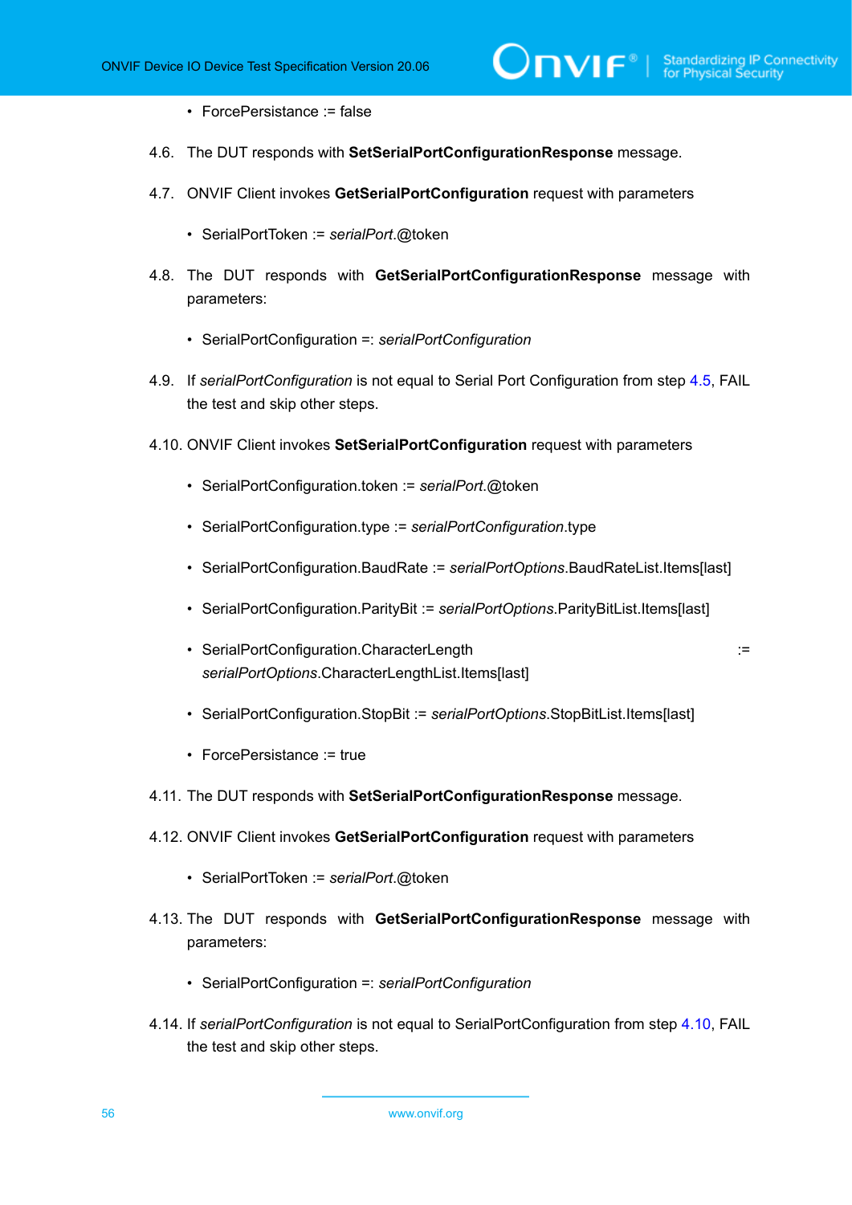- ForcePersistance := false

4.6. The DUT responds with **SetSerialPortConfigurationResponse** message.

4.7. ONVIF Client invokes **GetSerialPortConfiguration** request with parameters

- SerialPortToken := *serialPort*.@token

4.8. The DUT responds with **GetSerialPortConfigurationResponse** message with parameters:

- SerialPortConfiguration =: *serialPortConfiguration*

4.9. If *serialPortConfiguration* is not equal to Serial Port Configuration from step 4.5, FAIL the test and skip other steps.

4.10. ONVIF Client invokes **SetSerialPortConfiguration** request with parameters

- SerialPortConfiguration.token := *serialPort*.@token
- SerialPortConfiguration.type := *serialPortConfiguration*.type
- SerialPortConfiguration.BaudRate := *serialPortOptions*.BaudRateList.Items[last]
- SerialPortConfiguration.ParityBit := *serialPortOptions*.ParityBitList.Items[last]
- SerialPortConfiguration.CharacterLength := *serialPortOptions*.CharacterLengthList.Items[last]
- SerialPortConfiguration.StopBit := *serialPortOptions*.StopBitList.Items[last]
- ForcePersistance := true

4.11. The DUT responds with **SetSerialPortConfigurationResponse** message.

4.12. ONVIF Client invokes **GetSerialPortConfiguration** request with parameters

- SerialPortToken := *serialPort*.@token

4.13. The DUT responds with **GetSerialPortConfigurationResponse** message with parameters:

- SerialPortConfiguration =: *serialPortConfiguration*

4.14. If *serialPortConfiguration* is not equal to SerialPortConfiguration from step 4.10, FAIL the test and skip other steps.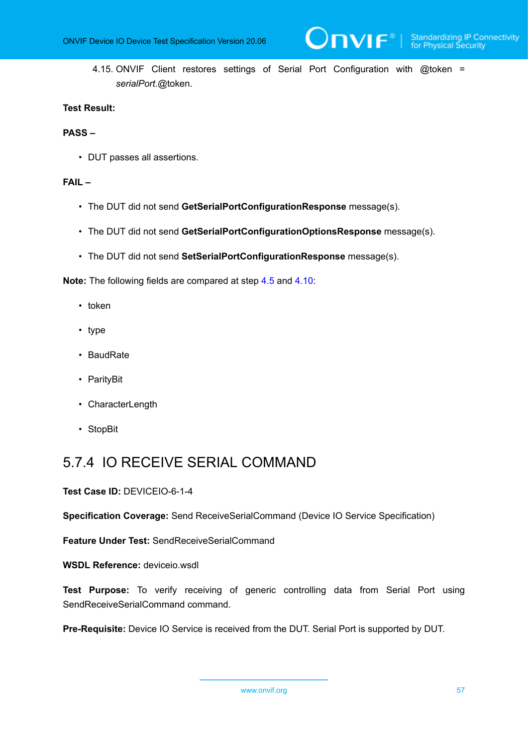4.15. ONVIF Client restores settings of Serial Port Configuration with @token = *serialPort*.@token.

**Test Result:**

**PASS –**

- DUT passes all assertions.

**FAIL –**

- The DUT did not send **GetSerialPortConfigurationResponse** message(s).
- The DUT did not send **GetSerialPortConfigurationOptionsResponse** message(s).
- The DUT did not send **SetSerialPortConfigurationResponse** message(s).

**Note:** The following fields are compared at step 4.5 and 4.10:

- token
- type
- BaudRate
- ParityBit
- CharacterLength
- StopBit

### 5.7.4 IO RECEIVE SERIAL COMMAND

**Test Case ID:** DEVICEIO-6-1-4

**Specification Coverage:** Send ReceiveSerialCommand (Device IO Service Specification)

**Feature Under Test:** SendReceiveSerialCommand

**WSDL Reference:** deviceio.wsdl

**Test Purpose:** To verify receiving of generic controlling data from Serial Port using SendReceiveSerialCommand command.

**Pre-Requisite:** Device IO Service is received from the DUT. Serial Port is supported by DUT.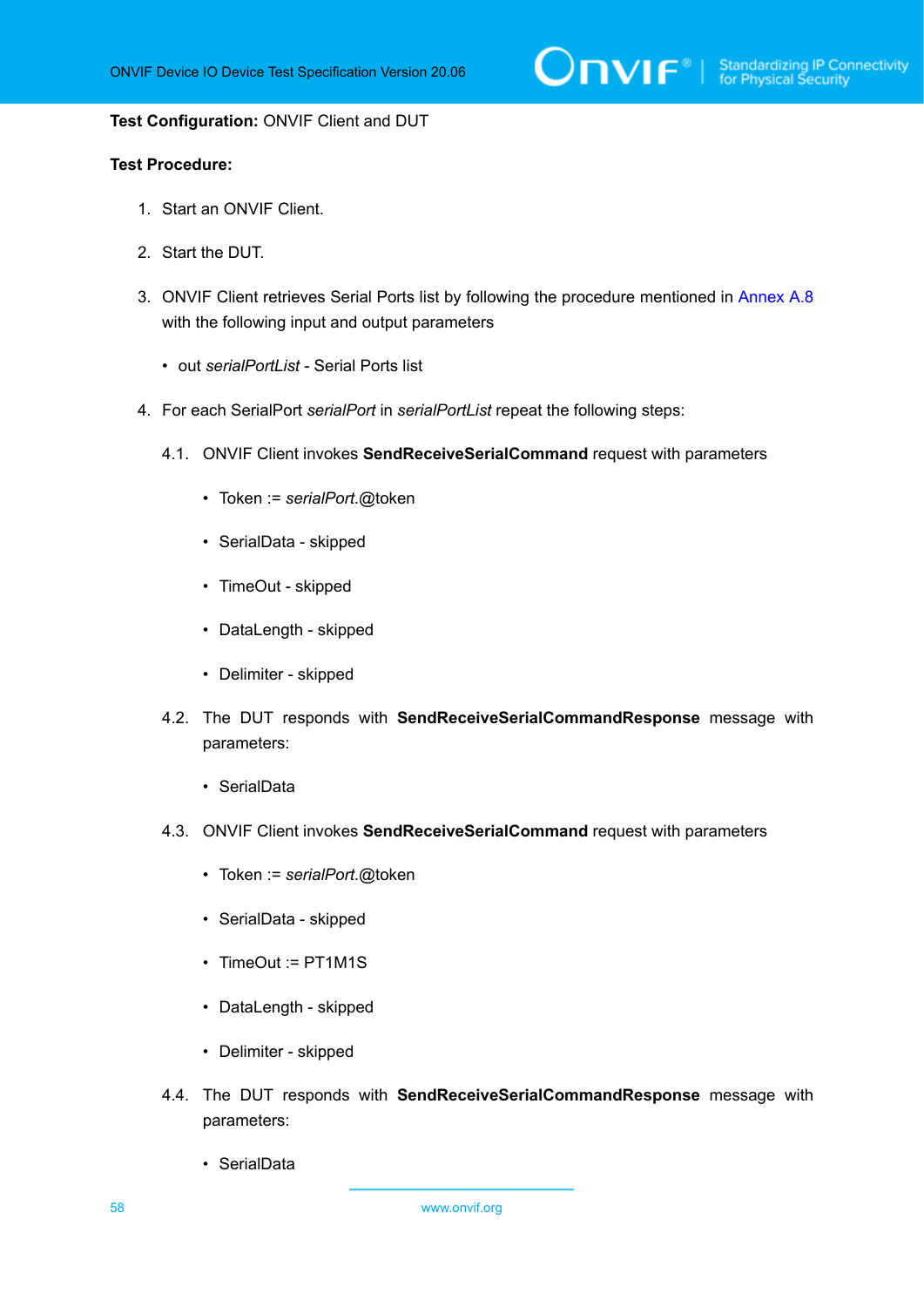**Test Configuration:** ONVIF Client and DUT

**Test Procedure:**

1. Start an ONVIF Client.

2. Start the DUT.

3. ONVIF Client retrieves Serial Ports list by following the procedure mentioned in Annex A.8 with the following input and output parameters

   - out *serialPortList* - Serial Ports list

4. For each SerialPort *serialPort* in *serialPortList* repeat the following steps:

   4.1. ONVIF Client invokes **SendReceiveSerialCommand** request with parameters

   - Token := *serialPort*.@token
   - SerialData - skipped
   - TimeOut - skipped
   - DataLength - skipped
   - Delimiter - skipped

   4.2. The DUT responds with **SendReceiveSerialCommandResponse** message with parameters:

   - SerialData

   4.3. ONVIF Client invokes **SendReceiveSerialCommand** request with parameters

   - Token := *serialPort*.@token
   - SerialData - skipped
   - TimeOut := PT1M1S
   - DataLength - skipped
   - Delimiter - skipped

   4.4. The DUT responds with **SendReceiveSerialCommandResponse** message with parameters:

   - SerialData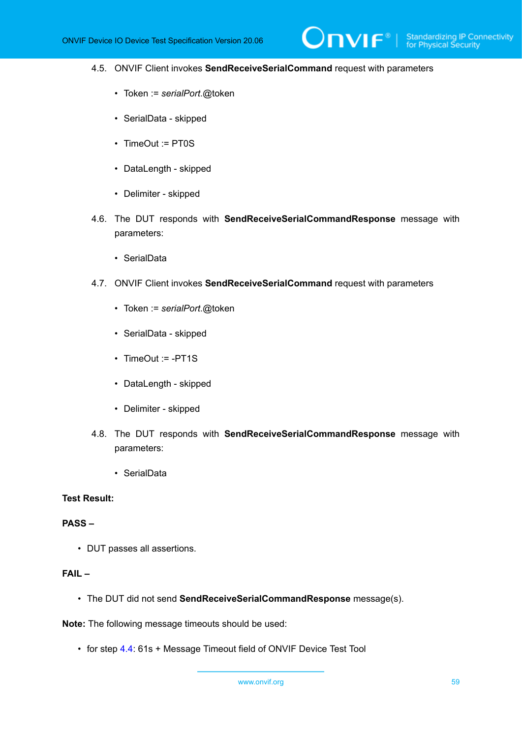4.5. ONVIF Client invokes **SendReceiveSerialCommand** request with parameters

- Token := *serialPort*.@token
- SerialData - skipped
- TimeOut := PT0S
- DataLength - skipped
- Delimiter - skipped

4.6. The DUT responds with **SendReceiveSerialCommandResponse** message with parameters:

- SerialData

4.7. ONVIF Client invokes **SendReceiveSerialCommand** request with parameters

- Token := *serialPort*.@token
- SerialData - skipped
- TimeOut := -PT1S
- DataLength - skipped
- Delimiter - skipped

4.8. The DUT responds with **SendReceiveSerialCommandResponse** message with parameters:

- SerialData

**Test Result:**

**PASS –**

- DUT passes all assertions.

**FAIL –**

- The DUT did not send **SendReceiveSerialCommandResponse** message(s).

**Note:** The following message timeouts should be used:

- for step 4.4: 61s + Message Timeout field of ONVIF Device Test Tool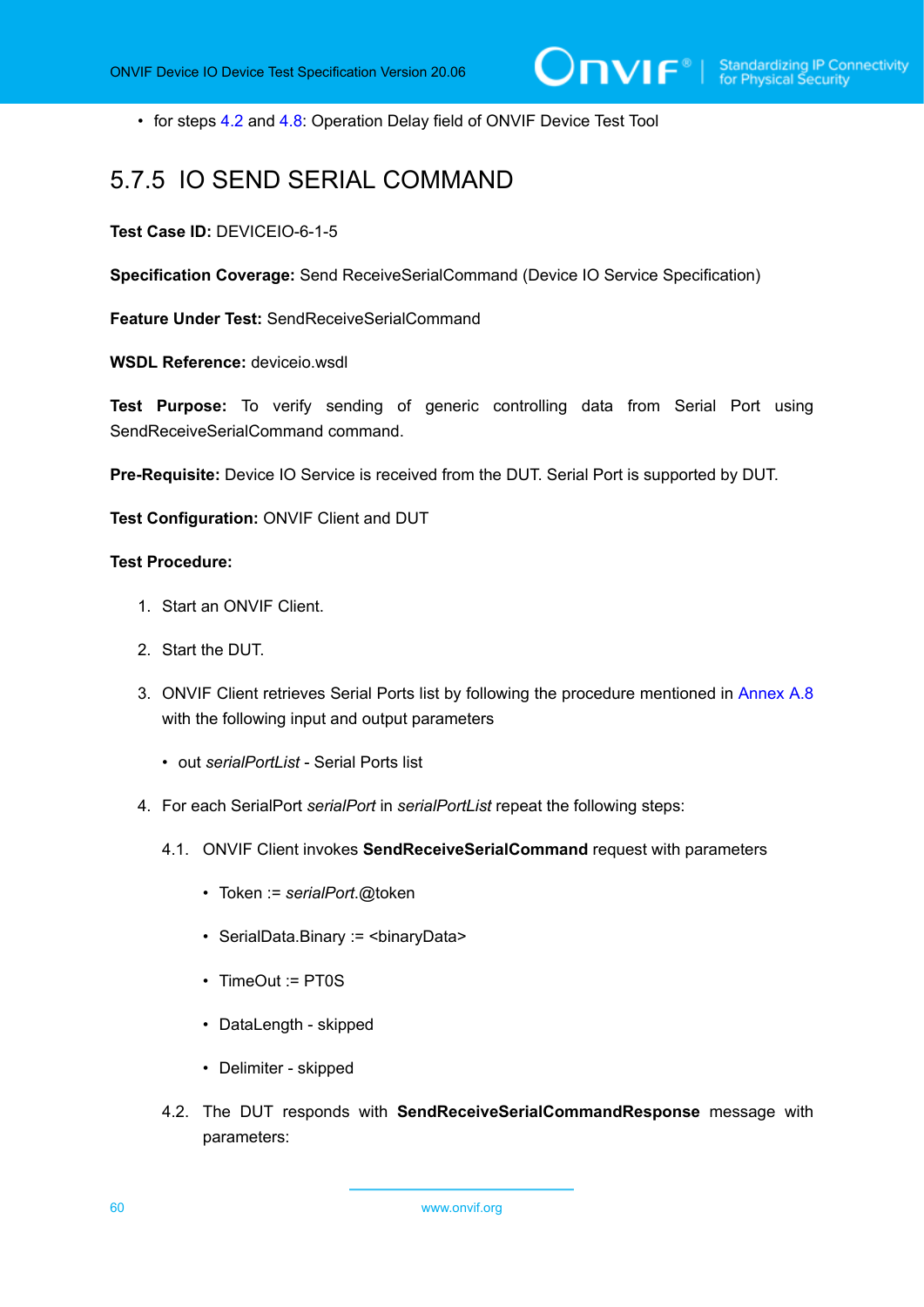- for steps 4.2 and 4.8: Operation Delay field of ONVIF Device Test Tool

## 5.7.5 IO SEND SERIAL COMMAND

**Test Case ID:** DEVICEIO-6-1-5

**Specification Coverage:** Send ReceiveSerialCommand (Device IO Service Specification)

**Feature Under Test:** SendReceiveSerialCommand

**WSDL Reference:** deviceio.wsdl

**Test Purpose:** To verify sending of generic controlling data from Serial Port using SendReceiveSerialCommand command.

**Pre-Requisite:** Device IO Service is received from the DUT. Serial Port is supported by DUT.

**Test Configuration:** ONVIF Client and DUT

**Test Procedure:**

1. Start an ONVIF Client.
2. Start the DUT.
3. ONVIF Client retrieves Serial Ports list by following the procedure mentioned in Annex A.8 with the following input and output parameters
   - out *serialPortList* - Serial Ports list
4. For each SerialPort *serialPort* in *serialPortList* repeat the following steps:

   4.1. ONVIF Client invokes **SendReceiveSerialCommand** request with parameters
   - Token := *serialPort*.@token
   - SerialData.Binary := <binaryData>
   - TimeOut := PT0S
   - DataLength - skipped
   - Delimiter - skipped

   4.2. The DUT responds with **SendReceiveSerialCommandResponse** message with parameters: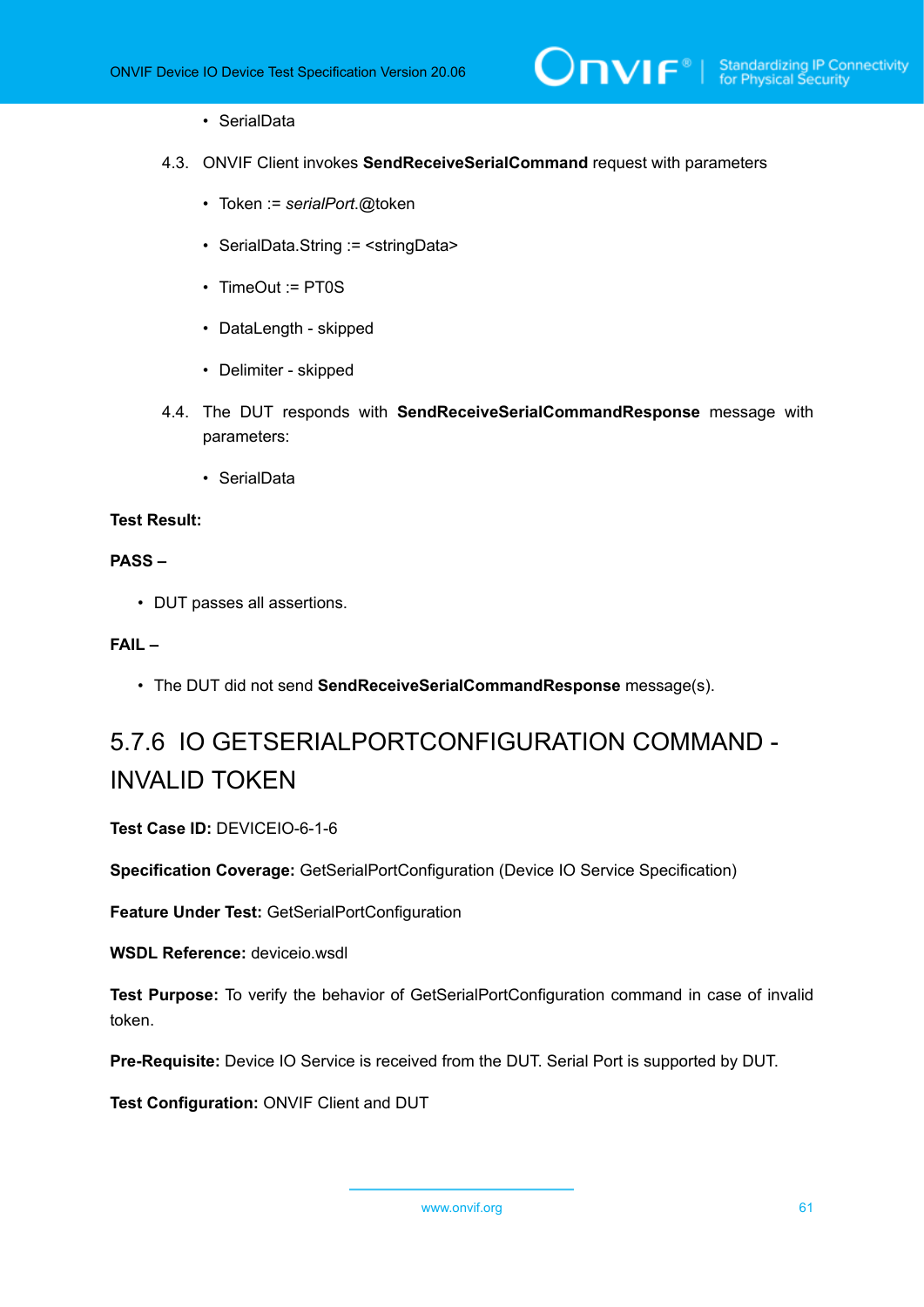- SerialData

4.3. ONVIF Client invokes **SendReceiveSerialCommand** request with parameters

- Token := *serialPort*.@token
- SerialData.String := <stringData>
- TimeOut := PT0S
- DataLength - skipped
- Delimiter - skipped

4.4. The DUT responds with **SendReceiveSerialCommandResponse** message with parameters:

- SerialData

**Test Result:**

**PASS –**

- DUT passes all assertions.

**FAIL –**

- The DUT did not send **SendReceiveSerialCommandResponse** message(s).

### 5.7.6 IO GETSERIALPORTCONFIGURATION COMMAND - INVALID TOKEN

**Test Case ID:** DEVICEIO-6-1-6

**Specification Coverage:** GetSerialPortConfiguration (Device IO Service Specification)

**Feature Under Test:** GetSerialPortConfiguration

**WSDL Reference:** deviceio.wsdl

**Test Purpose:** To verify the behavior of GetSerialPortConfiguration command in case of invalid token.

**Pre-Requisite:** Device IO Service is received from the DUT. Serial Port is supported by DUT.

**Test Configuration:** ONVIF Client and DUT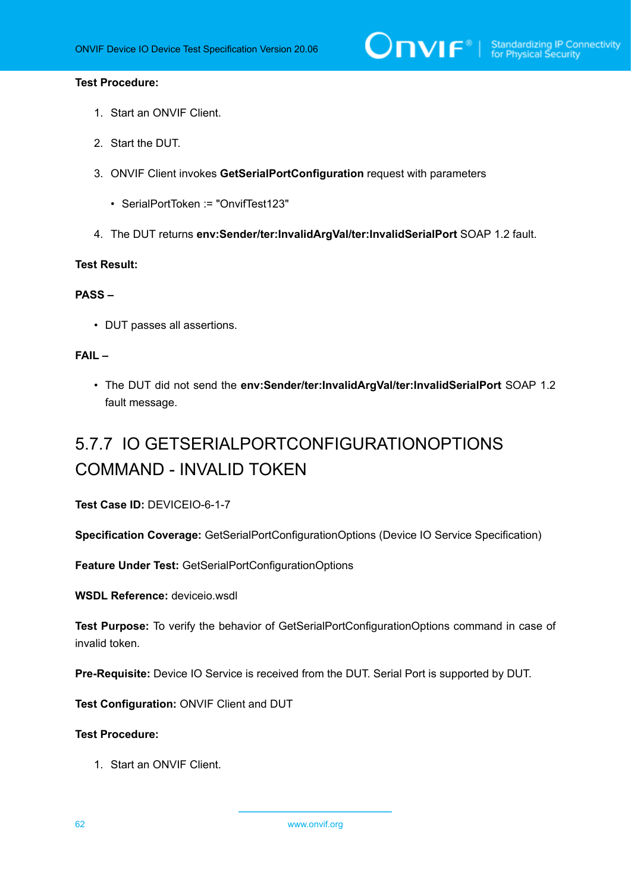**Test Procedure:**

1. Start an ONVIF Client.
2. Start the DUT.
3. ONVIF Client invokes **GetSerialPortConfiguration** request with parameters
   - SerialPortToken := "OnvifTest123"
4. The DUT returns **env:Sender/ter:InvalidArgVal/ter:InvalidSerialPort** SOAP 1.2 fault.

**Test Result:**

**PASS –**

- DUT passes all assertions.

**FAIL –**

- The DUT did not send the **env:Sender/ter:InvalidArgVal/ter:InvalidSerialPort** SOAP 1.2 fault message.

### 5.7.7 IO GETSERIALPORTCONFIGURATIONOPTIONS COMMAND - INVALID TOKEN

**Test Case ID:** DEVICEIO-6-1-7

**Specification Coverage:** GetSerialPortConfigurationOptions (Device IO Service Specification)

**Feature Under Test:** GetSerialPortConfigurationOptions

**WSDL Reference:** deviceio.wsdl

**Test Purpose:** To verify the behavior of GetSerialPortConfigurationOptions command in case of invalid token.

**Pre-Requisite:** Device IO Service is received from the DUT. Serial Port is supported by DUT.

**Test Configuration:** ONVIF Client and DUT

**Test Procedure:**

1. Start an ONVIF Client.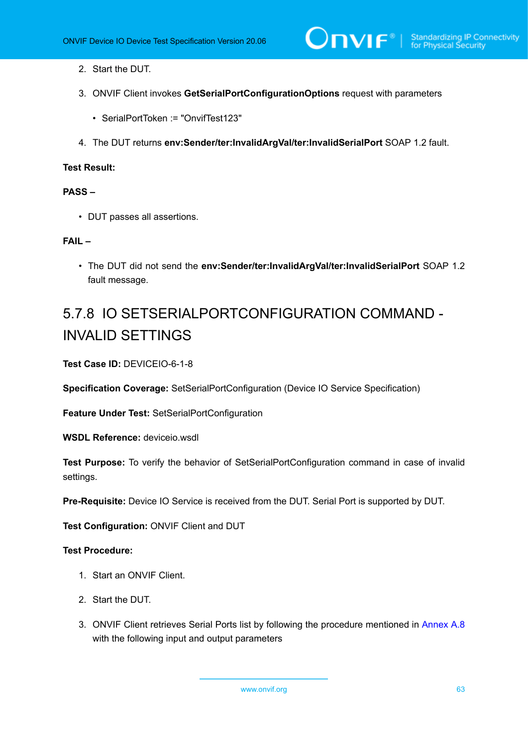2. Start the DUT.

3. ONVIF Client invokes **GetSerialPortConfigurationOptions** request with parameters

   - SerialPortToken := "OnvifTest123"

4. The DUT returns **env:Sender/ter:InvalidArgVal/ter:InvalidSerialPort** SOAP 1.2 fault.

**Test Result:**

**PASS –**

- DUT passes all assertions.

**FAIL –**

- The DUT did not send the **env:Sender/ter:InvalidArgVal/ter:InvalidSerialPort** SOAP 1.2 fault message.

## 5.7.8 IO SETSERIALPORTCONFIGURATION COMMAND - INVALID SETTINGS

**Test Case ID:** DEVICEIO-6-1-8

**Specification Coverage:** SetSerialPortConfiguration (Device IO Service Specification)

**Feature Under Test:** SetSerialPortConfiguration

**WSDL Reference:** deviceio.wsdl

**Test Purpose:** To verify the behavior of SetSerialPortConfiguration command in case of invalid settings.

**Pre-Requisite:** Device IO Service is received from the DUT. Serial Port is supported by DUT.

**Test Configuration:** ONVIF Client and DUT

**Test Procedure:**

1. Start an ONVIF Client.

2. Start the DUT.

3. ONVIF Client retrieves Serial Ports list by following the procedure mentioned in Annex A.8 with the following input and output parameters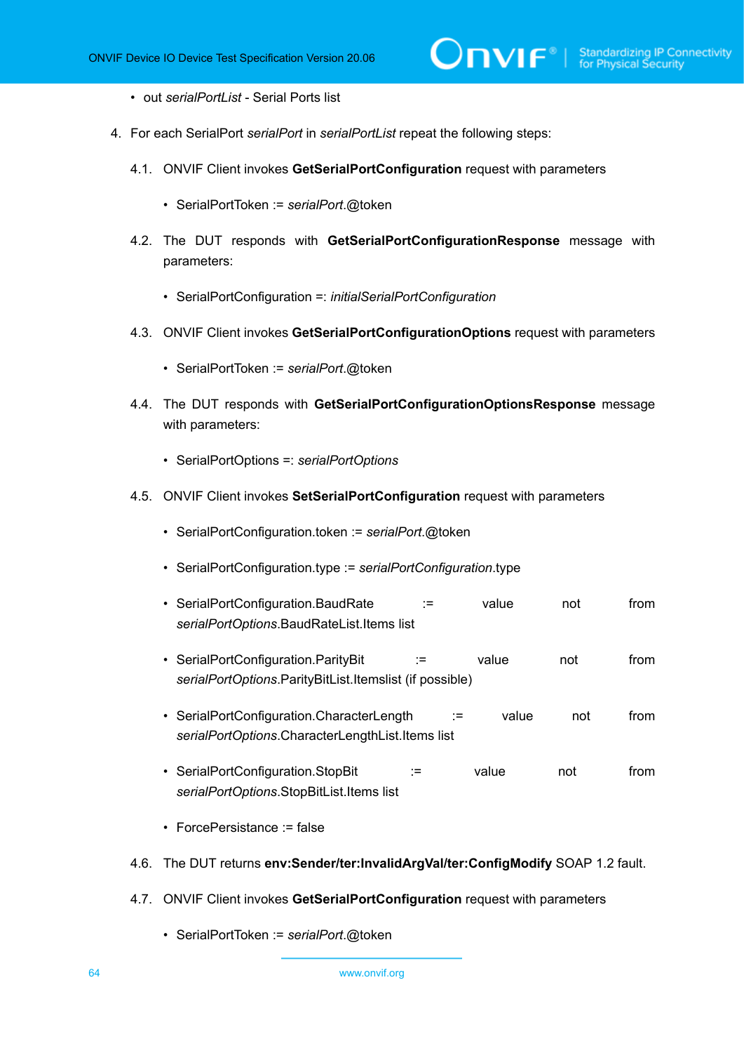- out *serialPortList* - Serial Ports list

4. For each SerialPort *serialPort* in *serialPortList* repeat the following steps:

   4.1. ONVIF Client invokes **GetSerialPortConfiguration** request with parameters

   - SerialPortToken := *serialPort*.@token

   4.2. The DUT responds with **GetSerialPortConfigurationResponse** message with parameters:

   - SerialPortConfiguration =: *initialSerialPortConfiguration*

   4.3. ONVIF Client invokes **GetSerialPortConfigurationOptions** request with parameters

   - SerialPortToken := *serialPort*.@token

   4.4. The DUT responds with **GetSerialPortConfigurationOptionsResponse** message with parameters:

   - SerialOptions =: *serialPortOptions*

   4.5. ONVIF Client invokes **SetSerialPortConfiguration** request with parameters

   - SerialPortConfiguration.token := *serialPort*.@token
   - SerialPortConfiguration.type := *serialPortConfiguration*.type
   - SerialPortConfiguration.BaudRate := value not from *serialPortOptions*.BaudRateList.Items list
   - SerialPortConfiguration.ParityBit := value not from *serialPortOptions*.ParityBitList.Itemslist (if possible)
   - SerialPortConfiguration.CharacterLength := value not from *serialPortOptions*.CharacterLengthList.Items list
   - SerialPortConfiguration.StopBit := value not from *serialPortOptions*.StopBitList.Items list
   - ForcePersistance := false

   4.6. The DUT returns **env:Sender/ter:InvalidArgVal/ter:ConfigModify** SOAP 1.2 fault.

   4.7. ONVIF Client invokes **GetSerialPortConfiguration** request with parameters

   - SerialPortToken := *serialPort*.@token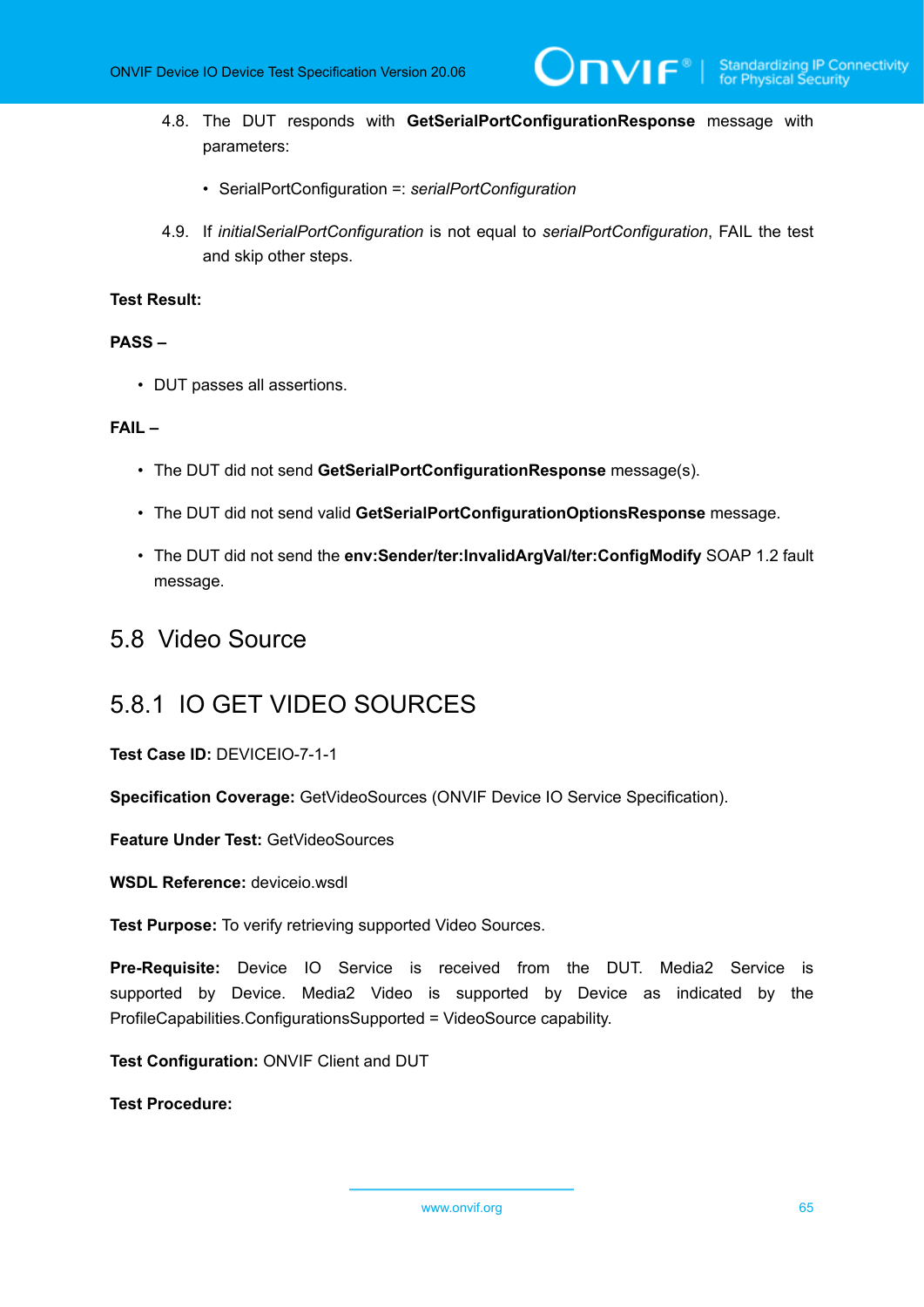4.8. The DUT responds with **GetSerialPortConfigurationResponse** message with parameters:

- SerialPortConfiguration =: *serialPortConfiguration*

4.9. If *initialSerialPortConfiguration* is not equal to *serialPortConfiguration*, FAIL the test and skip other steps.

**Test Result:**

**PASS –**

- DUT passes all assertions.

**FAIL –**

- The DUT did not send **GetSerialPortConfigurationResponse** message(s).
- The DUT did not send valid **GetSerialPortConfigurationOptionsResponse** message.
- The DUT did not send the **env:Sender/ter:InvalidArgVal/ter:ConfigModify** SOAP 1.2 fault message.

## 5.8 Video Source

### 5.8.1 IO GET VIDEO SOURCES

**Test Case ID:** DEVICEIO-7-1-1

**Specification Coverage:** GetVideoSources (ONVIF Device IO Service Specification).

**Feature Under Test:** GetVideoSources

**WSDL Reference:** deviceio.wsdl

**Test Purpose:** To verify retrieving supported Video Sources.

**Pre-Requisite:** Device IO Service is received from the DUT. Media2 Service is supported by Device. Media2 Video is supported by Device as indicated by the ProfileCapabilities.ConfigurationsSupported = VideoSource capability.

**Test Configuration:** ONVIF Client and DUT

**Test Procedure:**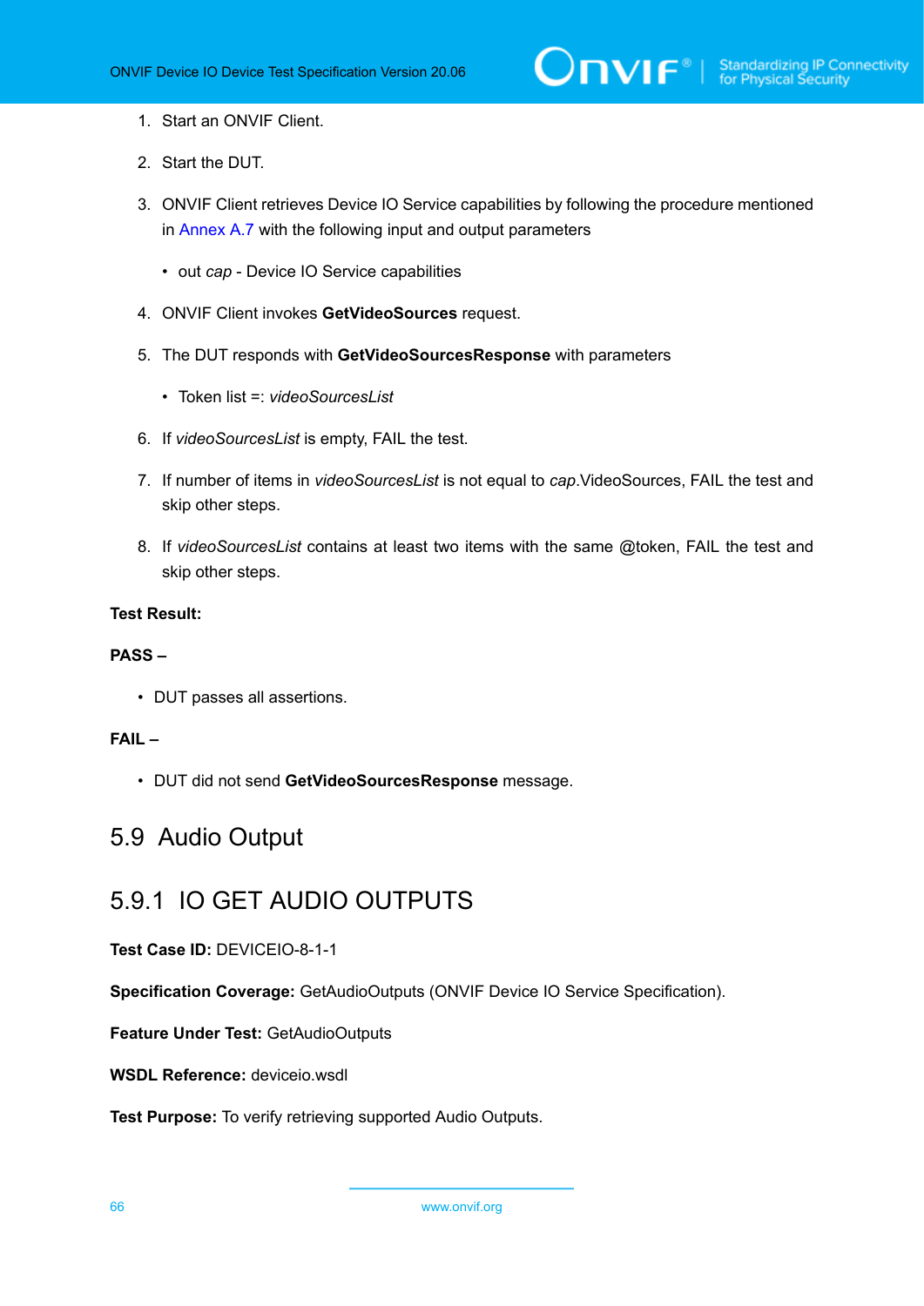1. Start an ONVIF Client.

2. Start the DUT.

3. ONVIF Client retrieves Device IO Service capabilities by following the procedure mentioned in Annex A.7 with the following input and output parameters

    - out *cap* - Device IO Service capabilities

4. ONVIF Client invokes **GetVideoSources** request.

5. The DUT responds with **GetVideoSourcesResponse** with parameters

    - Token list =: *videoSourcesList*

6. If *videoSourcesList* is empty, FAIL the test.

7. If number of items in *videoSourcesList* is not equal to *cap*.VideoSources, FAIL the test and skip other steps.

8. If *videoSourcesList* contains at least two items with the same @token, FAIL the test and skip other steps.

**Test Result:**

**PASS –**

- DUT passes all assertions.

**FAIL –**

- DUT did not send **GetVideoSourcesResponse** message.

## 5.9 Audio Output

### 5.9.1 IO GET AUDIO OUTPUTS

**Test Case ID:** DEVICEIO-8-1-1

**Specification Coverage:** GetAudioOutputs (ONVIF Device IO Service Specification).

**Feature Under Test:** GetAudioOutputs

**WSDL Reference:** deviceio.wsdl

**Test Purpose:** To verify retrieving supported Audio Outputs.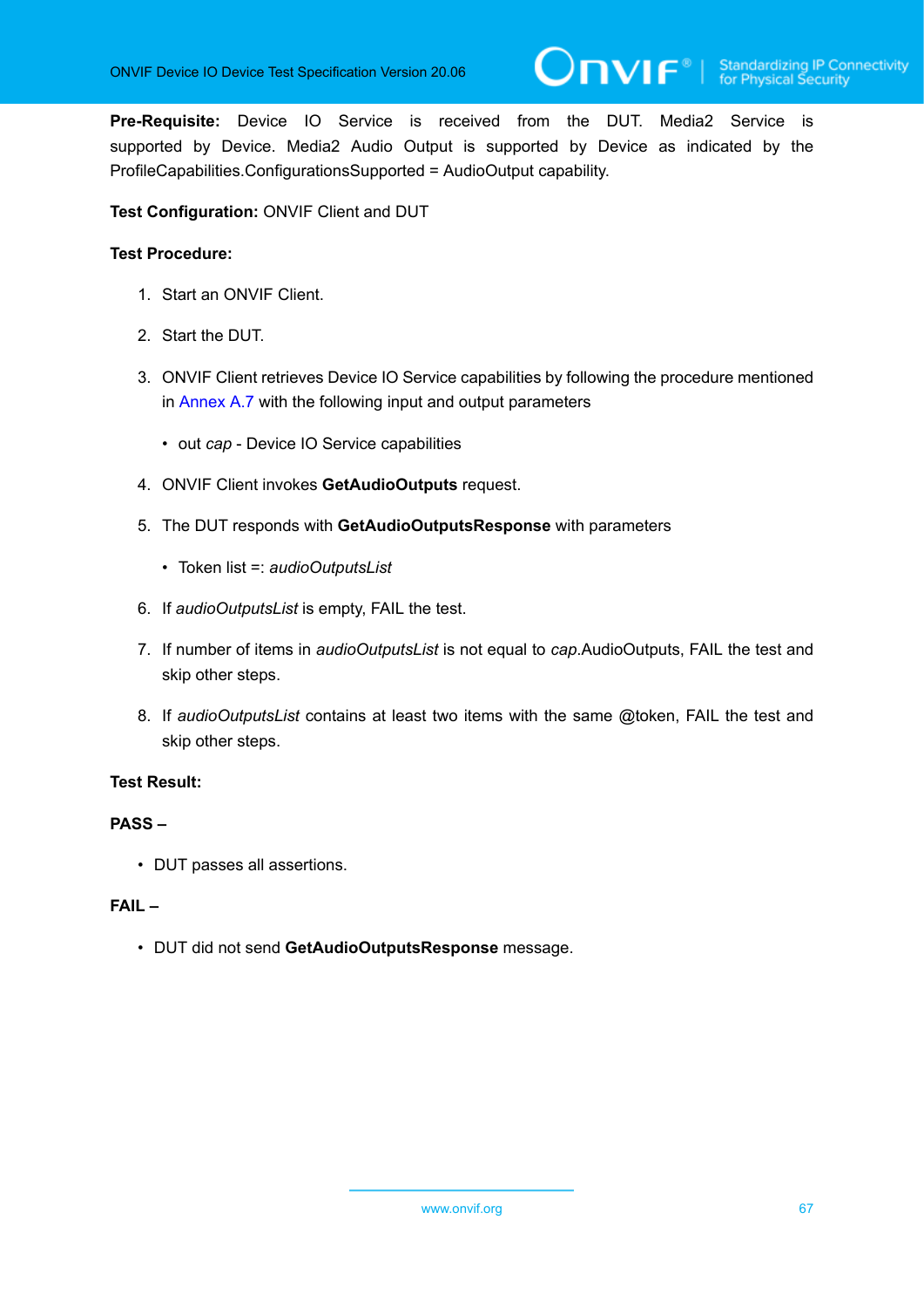**Pre-Requisite:** Device IO Service is received from the DUT. Media2 Service is supported by Device. Media2 Audio Output is supported by Device as indicated by the ProfileCapabilities.ConfigurationsSupported = AudioOutput capability.

**Test Configuration:** ONVIF Client and DUT

**Test Procedure:**

1. Start an ONVIF Client.
2. Start the DUT.
3. ONVIF Client retrieves Device IO Service capabilities by following the procedure mentioned in Annex A.7 with the following input and output parameters
   - out *cap* - Device IO Service capabilities
4. ONVIF Client invokes **GetAudioOutputs** request.
5. The DUT responds with **GetAudioOutputsResponse** with parameters
   - Token list =: *audioOutputsList*
6. If *audioOutputsList* is empty, FAIL the test.
7. If number of items in *audioOutputsList* is not equal to *cap*.AudioOutputs, FAIL the test and skip other steps.
8. If *audioOutputsList* contains at least two items with the same @token, FAIL the test and skip other steps.

**Test Result:**

**PASS –**

- DUT passes all assertions.

**FAIL –**

- DUT did not send **GetAudioOutputsResponse** message.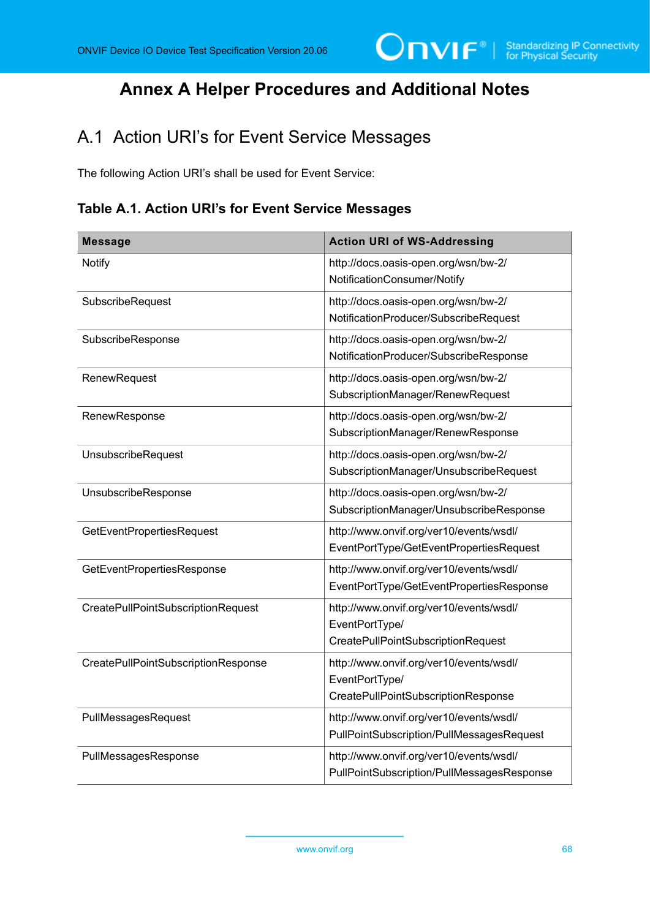# Annex A Helper Procedures and Additional Notes

## A.1 Action URI's for Event Service Messages

The following Action URI's shall be used for Event Service:

### Table A.1. Action URI's for Event Service Messages

| Message | Action URI of WS-Addressing |
| --- | --- |
| Notify | http://docs.oasis-open.org/wsn/bw-2/NotificationConsumer/Notify |
| SubscribeRequest | http://docs.oasis-open.org/wsn/bw-2/NotificationProducer/SubscribeRequest |
| SubscribeResponse | http://docs.oasis-open.org/wsn/bw-2/NotificationProducer/SubscribeResponse |
| RenewRequest | http://docs.oasis-open.org/wsn/bw-2/SubscriptionManager/RenewRequest |
| RenewResponse | http://docs.oasis-open.org/wsn/bw-2/SubscriptionManager/RenewResponse |
| UnsubscribeRequest | http://docs.oasis-open.org/wsn/bw-2/SubscriptionManager/UnsubscribeRequest |
| UnsubscribeResponse | http://docs.oasis-open.org/wsn/bw-2/SubscriptionManager/UnsubscribeResponse |
| GetEventPropertiesRequest | http://www.onvif.org/ver10/events/wsdl/EventPortType/GetEventPropertiesRequest |
| GetEventPropertiesResponse | http://www.onvif.org/ver10/events/wsdl/EventPortType/GetEventPropertiesResponse |
| CreatePullPointSubscriptionRequest | http://www.onvif.org/ver10/events/wsdl/EventPortType/CreatePullPointSubscriptionRequest |
| CreatePullPointSubscriptionResponse | http://www.onvif.org/ver10/events/wsdl/EventPortType/CreatePullPointSubscriptionResponse |
| PullMessagesRequest | http://www.onvif.org/ver10/events/wsdl/PullPointSubscription/PullMessagesRequest |
| PullMessagesResponse | http://www.onvif.org/ver10/events/wsdl/PullPointSubscription/PullMessagesResponse |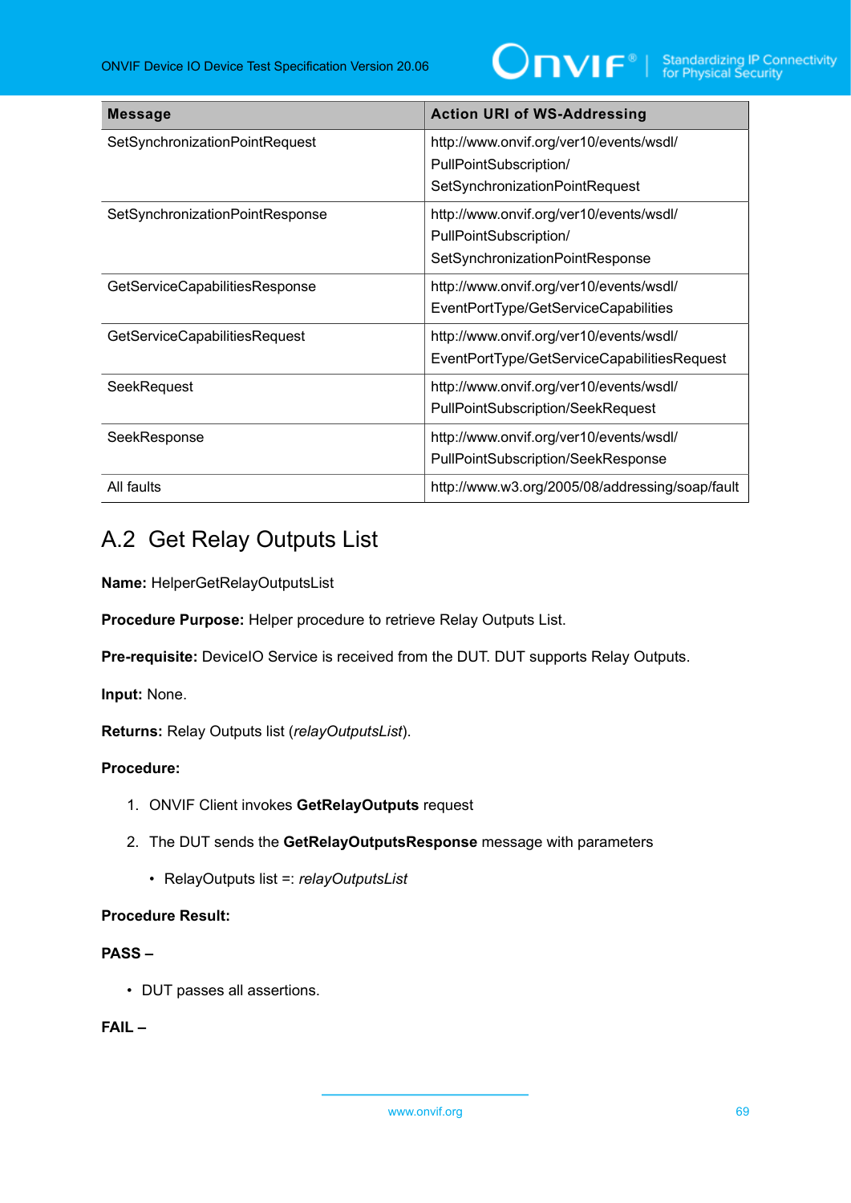| Message | Action URI of WS-Addressing |
| --- | --- |
| SetSynchronizationPointRequest | http://www.onvif.org/ver10/events/wsdl/PullPointSubscription/SetSynchronizationPointRequest |
| SetSynchronizationPointResponse | http://www.onvif.org/ver10/events/wsdl/PullPointSubscription/SetSynchronizationPointResponse |
| GetServiceCapabilitiesResponse | http://www.onvif.org/ver10/events/wsdl/EventPortType/GetServiceCapabilities |
| GetServiceCapabilitiesRequest | http://www.onvif.org/ver10/events/wsdl/EventPortType/GetServiceCapabilitiesRequest |
| SeekRequest | http://www.onvif.org/ver10/events/wsdl/PullPointSubscription/SeekRequest |
| SeekResponse | http://www.onvif.org/ver10/events/wsdl/PullPointSubscription/SeekResponse |
| All faults | http://www.w3.org/2005/08/addressing/soap/fault |

## A.2 Get Relay Outputs List

**Name:** HelperGetRelayOutputsList

**Procedure Purpose:** Helper procedure to retrieve Relay Outputs List.

**Pre-requisite:** DeviceIO Service is received from the DUT. DUT supports Relay Outputs.

**Input:** None.

**Returns:** Relay Outputs list (*relayOutputsList*).

**Procedure:**

1. ONVIF Client invokes **GetRelayOutputs** request
2. The DUT sends the **GetRelayOutputsResponse** message with parameters
   - RelayOutputs list =: *relayOutputsList*

**Procedure Result:**

**PASS –**

- DUT passes all assertions.

**FAIL –**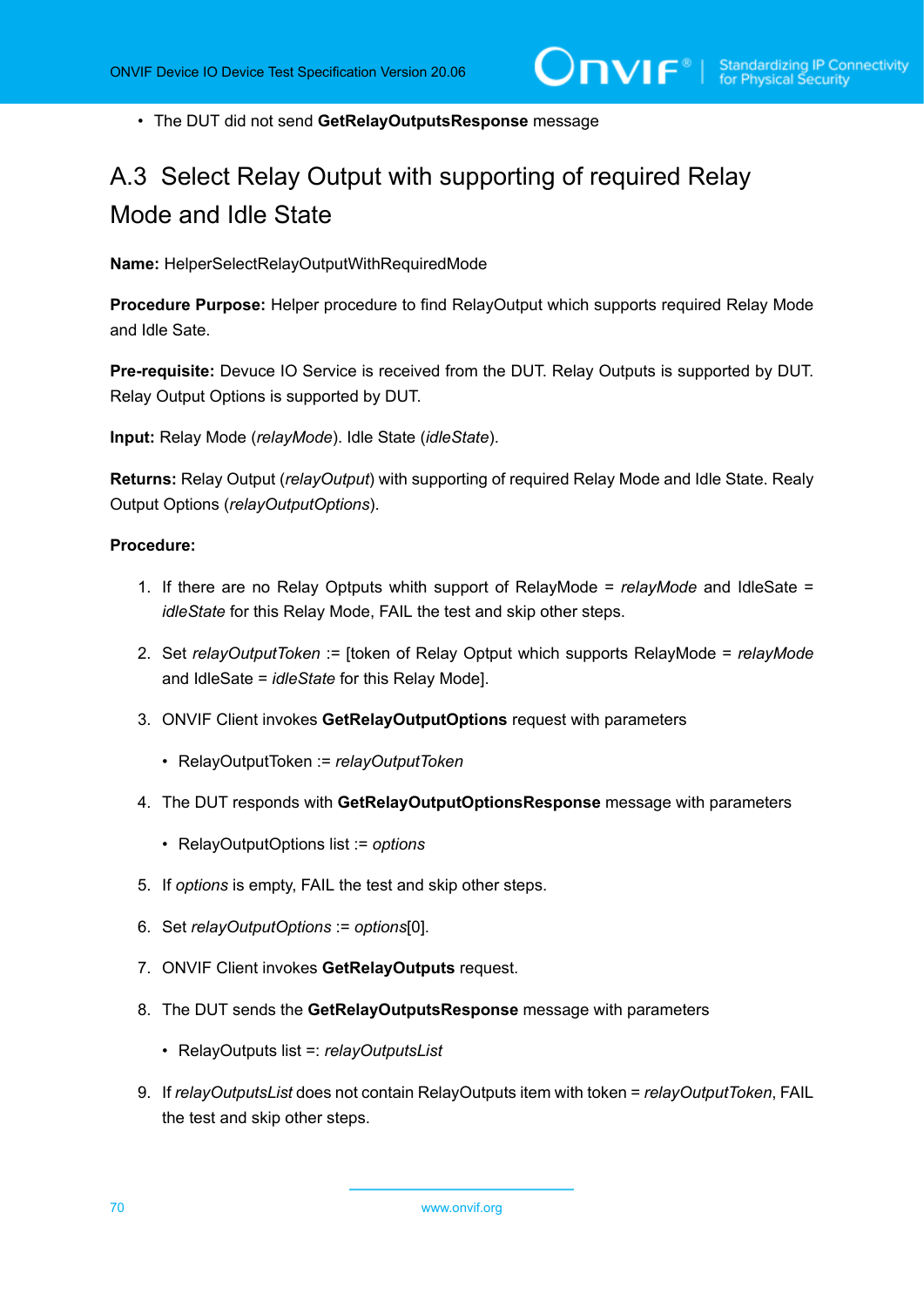- The DUT did not send **GetRelayOutputsResponse** message

## A.3 Select Relay Output with supporting of required Relay Mode and Idle State

**Name:** HelperSelectRelayOutputWithRequiredMode

**Procedure Purpose:** Helper procedure to find RelayOutput which supports required Relay Mode and Idle Sate.

**Pre-requisite:** Devuce IO Service is received from the DUT. Relay Outputs is supported by DUT. Relay Output Options is supported by DUT.

**Input:** Relay Mode (*relayMode*). Idle State (*idleState*).

**Returns:** Relay Output (*relayOutput*) with supporting of required Relay Mode and Idle State. Realy Output Options (*relayOutputOptions*).

**Procedure:**

1. If there are no Relay Optputs whith support of RelayMode = *relayMode* and IdleSate = *idleState* for this Relay Mode, FAIL the test and skip other steps.
2. Set *relayOutputToken* := [token of Relay Optput which supports RelayMode = *relayMode* and IdleSate = *idleState* for this Relay Mode].
3. ONVIF Client invokes **GetRelayOutputOptions** request with parameters
   - RelayOutputToken := *relayOutputToken*
4. The DUT responds with **GetRelayOutputOptionsResponse** message with parameters
   - RelayOutputOptions list := *options*
5. If *options* is empty, FAIL the test and skip other steps.
6. Set *relayOutputOptions* := *options*[0].
7. ONVIF Client invokes **GetRelayOutputs** request.
8. The DUT sends the **GetRelayOutputsResponse** message with parameters
   - RelayOutputs list =: *relayOutputsList*
9. If *relayOutputsList* does not contain RelayOutputs item with token = *relayOutputToken*, FAIL the test and skip other steps.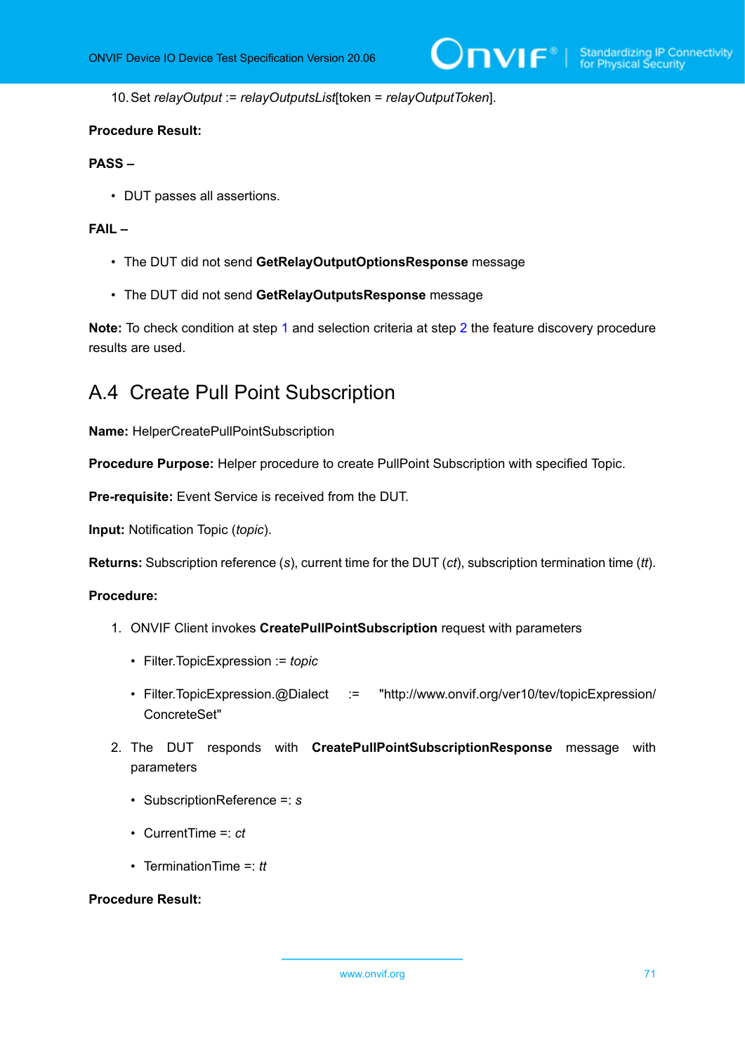10. Set *relayOutput* := *relayOutputsList*[token = *relayOutputToken*].

**Procedure Result:**

**PASS –**

- DUT passes all assertions.

**FAIL –**

- The DUT did not send **GetRelayOutputOptionsResponse** message
- The DUT did not send **GetRelayOutputsResponse** message

**Note:** To check condition at step 1 and selection criteria at step 2 the feature discovery procedure results are used.

## A.4 Create Pull Point Subscription

**Name:** HelperCreatePullPointSubscription

**Procedure Purpose:** Helper procedure to create PullPoint Subscription with specified Topic.

**Pre-requisite:** Event Service is received from the DUT.

**Input:** Notification Topic (*topic*).

**Returns:** Subscription reference (*s*), current time for the DUT (*ct*), subscription termination time (*tt*).

**Procedure:**

1. ONVIF Client invokes **CreatePullPointSubscription** request with parameters
   - Filter.TopicExpression := *topic*
   - Filter.TopicExpression.@Dialect := "http://www.onvif.org/ver10/tev/topicExpression/ConcreteSet"
2. The DUT responds with **CreatePullPointSubscriptionResponse** message with parameters
   - SubscriptionReference =: *s*
   - CurrentTime =: *ct*
   - TerminationTime =: *tt*

**Procedure Result:**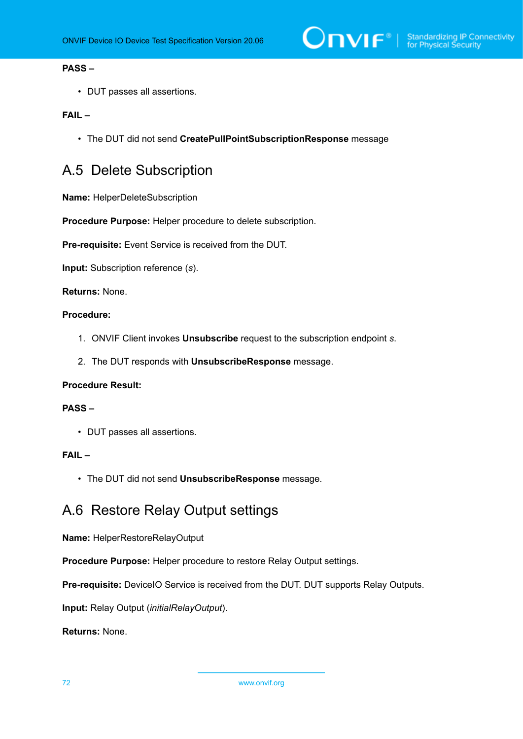**PASS –**

- DUT passes all assertions.

**FAIL –**

- The DUT did not send **CreatePullPointSubscriptionResponse** message

## A.5 Delete Subscription

**Name:** HelperDeleteSubscription

**Procedure Purpose:** Helper procedure to delete subscription.

**Pre-requisite:** Event Service is received from the DUT.

**Input:** Subscription reference (*s*).

**Returns:** None.

**Procedure:**

1. ONVIF Client invokes **Unsubscribe** request to the subscription endpoint *s*.
2. The DUT responds with **UnsubscribeResponse** message.

**Procedure Result:**

**PASS –**

- DUT passes all assertions.

**FAIL –**

- The DUT did not send **UnsubscribeResponse** message.

## A.6 Restore Relay Output settings

**Name:** HelperRestoreRelayOutput

**Procedure Purpose:** Helper procedure to restore Relay Output settings.

**Pre-requisite:** DeviceIO Service is received from the DUT. DUT supports Relay Outputs.

**Input:** Relay Output (*initialRelayOutput*).

**Returns:** None.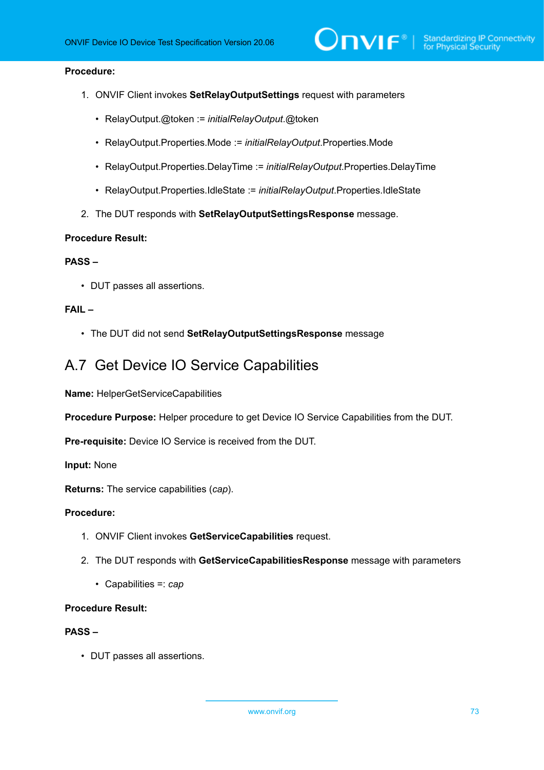**Procedure:**

1. ONVIF Client invokes **SetRelayOutputSettings** request with parameters
   - RelayOutput.@token := *initialRelayOutput*.@token
   - RelayOutput.Properties.Mode := *initialRelayOutput*.Properties.Mode
   - RelayOutput.Properties.DelayTime := *initialRelayOutput*.Properties.DelayTime
   - RelayOutput.Properties.IdleState := *initialRelayOutput*.Properties.IdleState
2. The DUT responds with **SetRelayOutputSettingsResponse** message.

**Procedure Result:**

**PASS –**

- DUT passes all assertions.

**FAIL –**

- The DUT did not send **SetRelayOutputSettingsResponse** message

## A.7 Get Device IO Service Capabilities

**Name:** HelperGetServiceCapabilities

**Procedure Purpose:** Helper procedure to get Device IO Service Capabilities from the DUT.

**Pre-requisite:** Device IO Service is received from the DUT.

**Input:** None

**Returns:** The service capabilities (*cap*).

**Procedure:**

1. ONVIF Client invokes **GetServiceCapabilities** request.
2. The DUT responds with **GetServiceCapabilitiesResponse** message with parameters
   - Capabilities =: *cap*

**Procedure Result:**

**PASS –**

- DUT passes all assertions.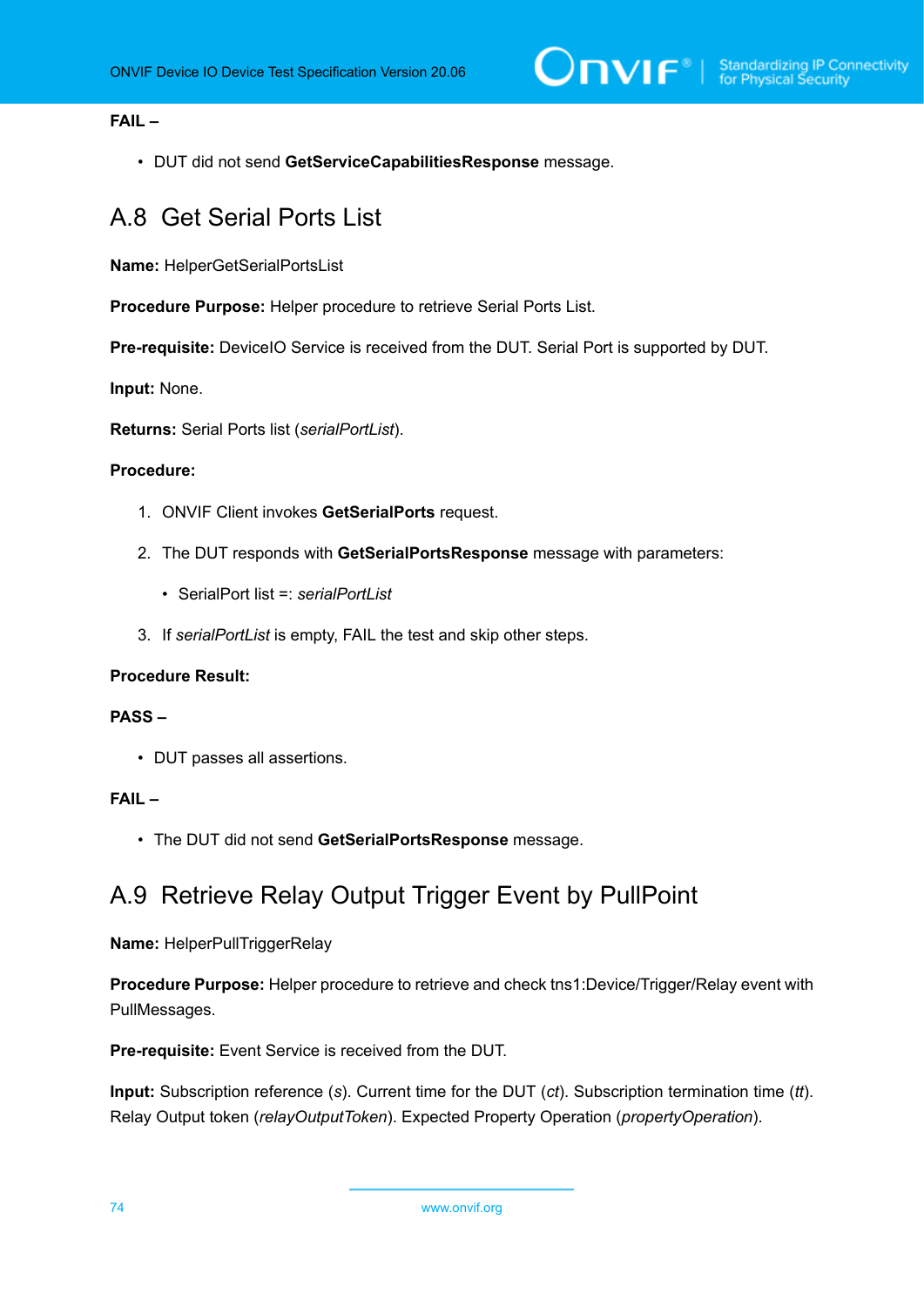**FAIL –**

- DUT did not send **GetServiceCapabilitiesResponse** message.

## A.8 Get Serial Ports List

**Name:** HelperGetSerialPortsList

**Procedure Purpose:** Helper procedure to retrieve Serial Ports List.

**Pre-requisite:** DeviceIO Service is received from the DUT. Serial Port is supported by DUT.

**Input:** None.

**Returns:** Serial Ports list (*serialPortList*).

**Procedure:**

1. ONVIF Client invokes **GetSerialPorts** request.
2. The DUT responds with **GetSerialPortsResponse** message with parameters:
   - SerialPort list =: *serialPortList*
3. If *serialPortList* is empty, FAIL the test and skip other steps.

**Procedure Result:**

**PASS –**

- DUT passes all assertions.

**FAIL –**

- The DUT did not send **GetSerialPortsResponse** message.

## A.9 Retrieve Relay Output Trigger Event by PullPoint

**Name:** HelperPullTriggerRelay

**Procedure Purpose:** Helper procedure to retrieve and check tns1:Device/Trigger/Relay event with PullMessages.

**Pre-requisite:** Event Service is received from the DUT.

**Input:** Subscription reference (*s*). Current time for the DUT (*ct*). Subscription termination time (*tt*). Relay Output token (*relayOutputToken*). Expected Property Operation (*propertyOperation*).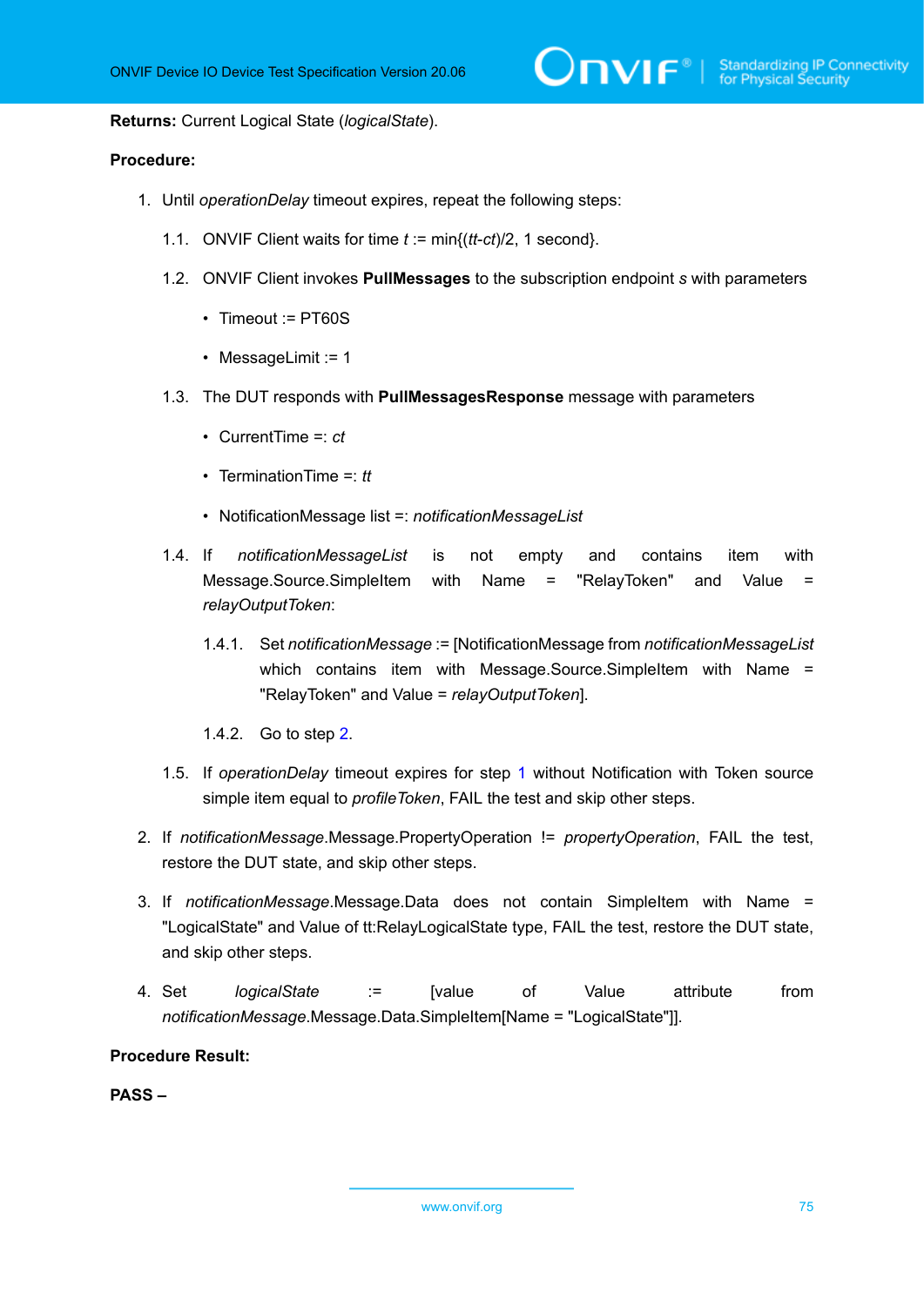**Returns:** Current Logical State (*logicalState*).

**Procedure:**

1. Until *operationDelay* timeout expires, repeat the following steps:

   1.1. ONVIF Client waits for time *t* := min{(*tt*-*ct*)/2, 1 second}.

   1.2. ONVIF Client invokes **PullMessages** to the subscription endpoint *s* with parameters

   - Timeout := PT60S
   - MessageLimit := 1

   1.3. The DUT responds with **PullMessagesResponse** message with parameters

   - CurrentTime =: *ct*
   - TerminationTime =: *tt*
   - NotificationMessage list =: *notificationMessageList*

   1.4. If *notificationMessageList* is not empty and contains item with Message.Source.SimpleItem with Name = "RelayToken" and Value = *relayOutputToken*:

   1.4.1. Set *notificationMessage* := [NotificationMessage from *notificationMessageList* which contains item with Message.Source.SimpleItem with Name = "RelayToken" and Value = *relayOutputToken*].

   1.4.2. Go to step 2.

   1.5. If *operationDelay* timeout expires for step 1 without Notification with Token source simple item equal to *profileToken*, FAIL the test and skip other steps.

2. If *notificationMessage*.Message.PropertyOperation != *propertyOperation*, FAIL the test, restore the DUT state, and skip other steps.

3. If *notificationMessage*.Message.Data does not contain SimpleItem with Name = "LogicalState" and Value of tt:RelayLogicalState type, FAIL the test, restore the DUT state, and skip other steps.

4. Set *logicalState* := [value of Value attribute from *notificationMessage*.Message.Data.SimpleItem[Name = "LogicalState"]].

**Procedure Result:**

**PASS –**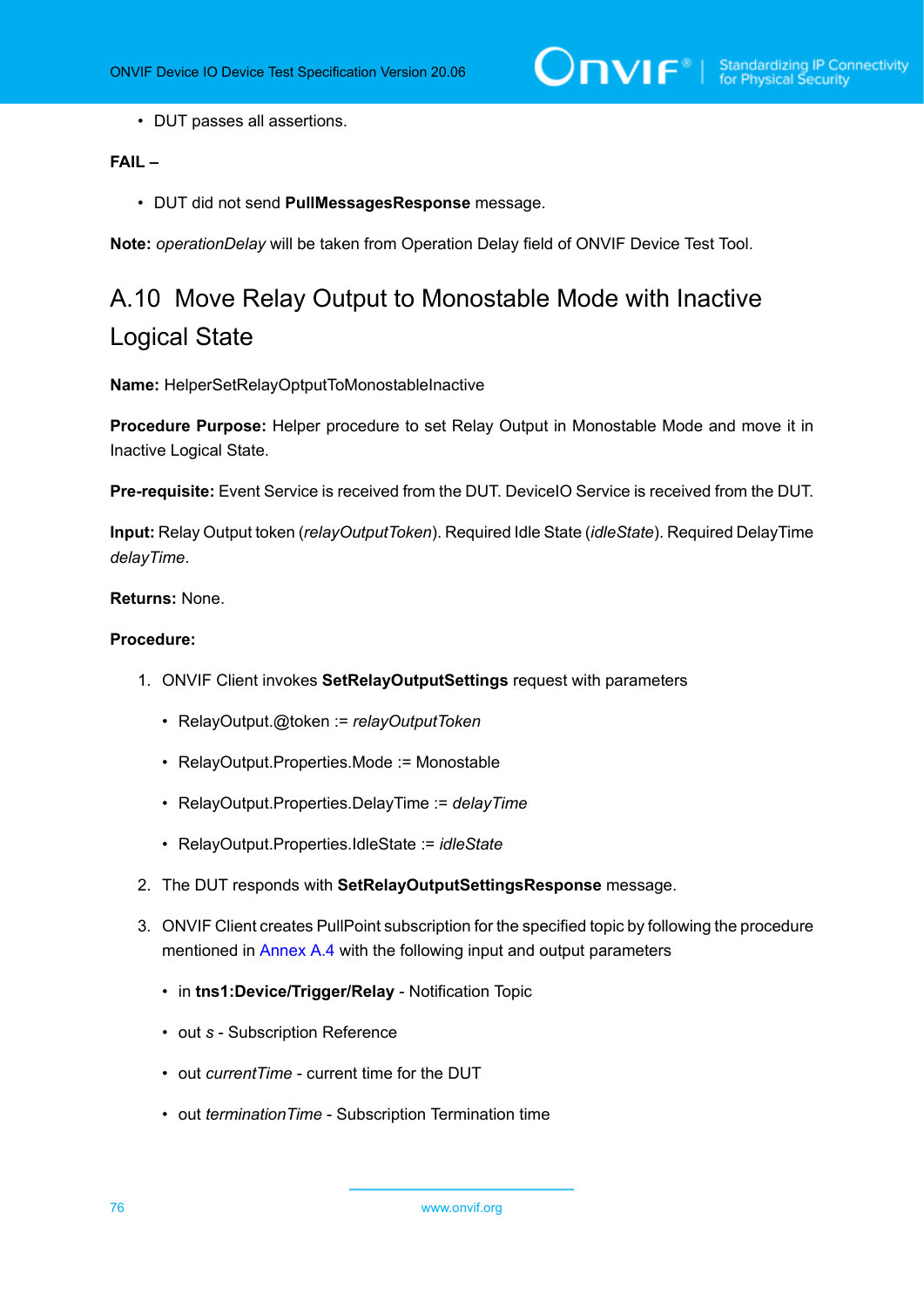- DUT passes all assertions.

**FAIL –**

- DUT did not send **PullMessagesResponse** message.

**Note:** *operationDelay* will be taken from Operation Delay field of ONVIF Device Test Tool.

## A.10 Move Relay Output to Monostable Mode with Inactive Logical State

**Name:** HelperSetRelayOptputToMonostableInactive

**Procedure Purpose:** Helper procedure to set Relay Output in Monostable Mode and move it in Inactive Logical State.

**Pre-requisite:** Event Service is received from the DUT. DeviceIO Service is received from the DUT.

**Input:** Relay Output token (*relayOutputToken*). Required Idle State (*idleState*). Required DelayTime *delayTime*.

**Returns:** None.

**Procedure:**

1. ONVIF Client invokes **SetRelayOutputSettings** request with parameters
   - RelayOutput.@token := *relayOutputToken*
   - RelayOutput.Properties.Mode := Monostable
   - RelayOutput.Properties.DelayTime := *delayTime*
   - RelayOutput.Properties.IdleState := *idleState*
2. The DUT responds with **SetRelayOutputSettingsResponse** message.
3. ONVIF Client creates PullPoint subscription for the specified topic by following the procedure mentioned in Annex A.4 with the following input and output parameters
   - in **tns1:Device/Trigger/Relay** - Notification Topic
   - out *s* - Subscription Reference
   - out *currentTime* - current time for the DUT
   - out *terminationTime* - Subscription Termination time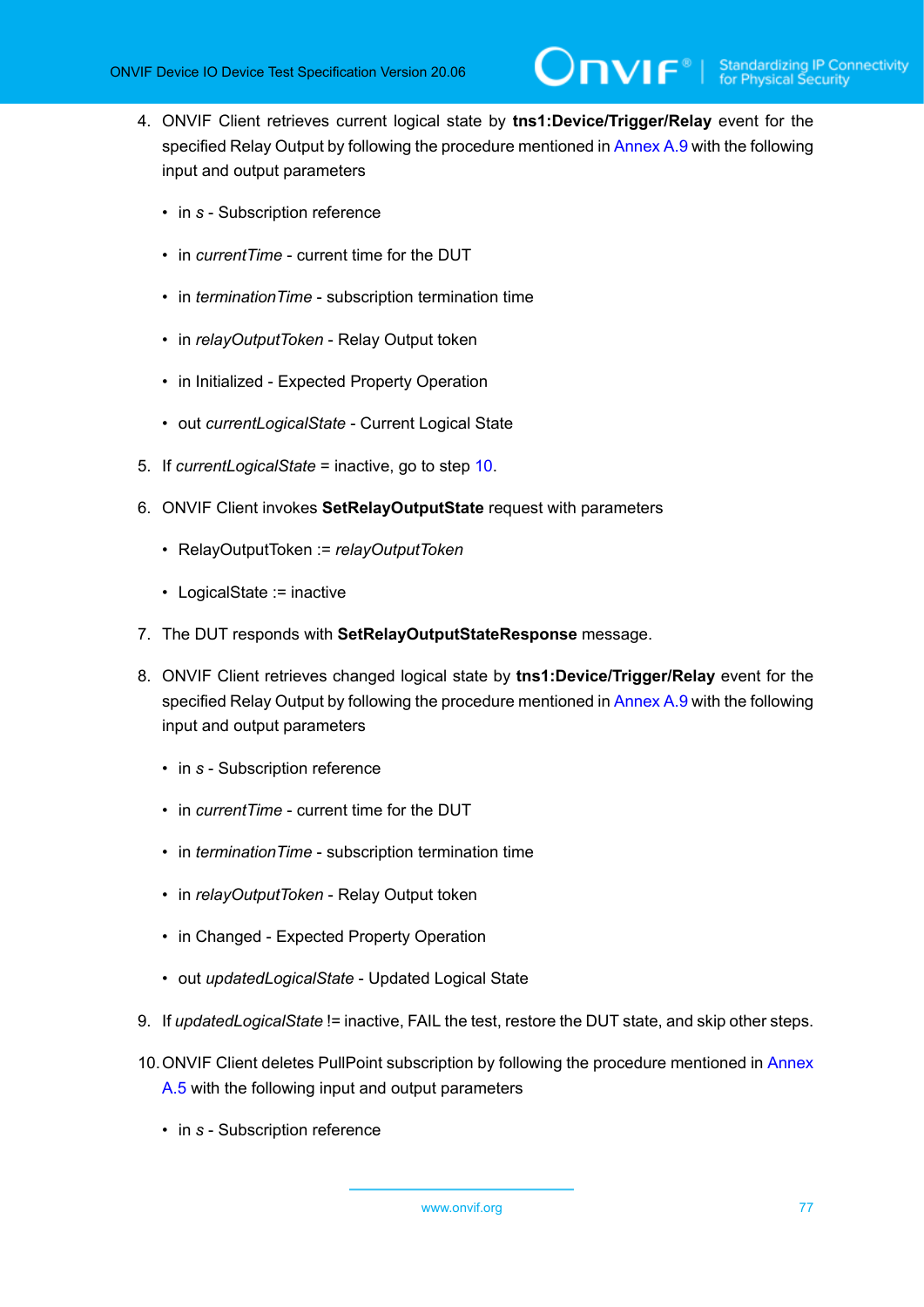4. ONVIF Client retrieves current logical state by **tns1:Device/Trigger/Relay** event for the specified Relay Output by following the procedure mentioned in Annex A.9 with the following input and output parameters

   - in *s* - Subscription reference
   - in *currentTime* - current time for the DUT
   - in *terminationTime* - subscription termination time
   - in *relayOutputToken* - Relay Output token
   - in Initialized - Expected Property Operation
   - out *currentLogicalState* - Current Logical State

5. If *currentLogicalState* = inactive, go to step 10.

6. ONVIF Client invokes **SetRelayOutputState** request with parameters

   - RelayOutputToken := *relayOutputToken*
   - LogicalState := inactive

7. The DUT responds with **SetRelayOutputStateResponse** message.

8. ONVIF Client retrieves changed logical state by **tns1:Device/Trigger/Relay** event for the specified Relay Output by following the procedure mentioned in Annex A.9 with the following input and output parameters

   - in *s* - Subscription reference
   - in *currentTime* - current time for the DUT
   - in *terminationTime* - subscription termination time
   - in *relayOutputToken* - Relay Output token
   - in Changed - Expected Property Operation
   - out *updatedLogicalState* - Updated Logical State

9. If *updatedLogicalState* != inactive, FAIL the test, restore the DUT state, and skip other steps.

10. ONVIF Client deletes PullPoint subscription by following the procedure mentioned in Annex A.5 with the following input and output parameters

    - in *s* - Subscription reference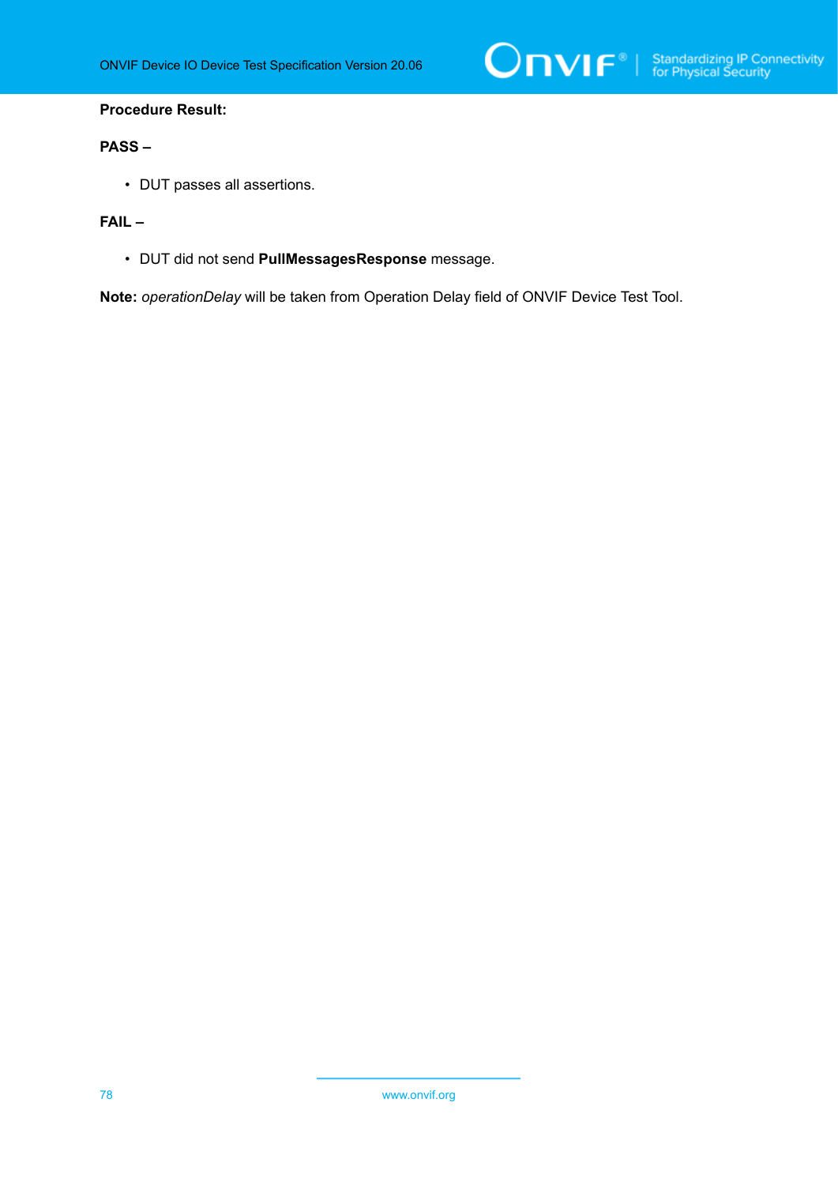**Procedure Result:**

**PASS –**

- DUT passes all assertions.

**FAIL –**

- DUT did not send **PullMessagesResponse** message.

**Note:** *operationDelay* will be taken from Operation Delay field of ONVIF Device Test Tool.